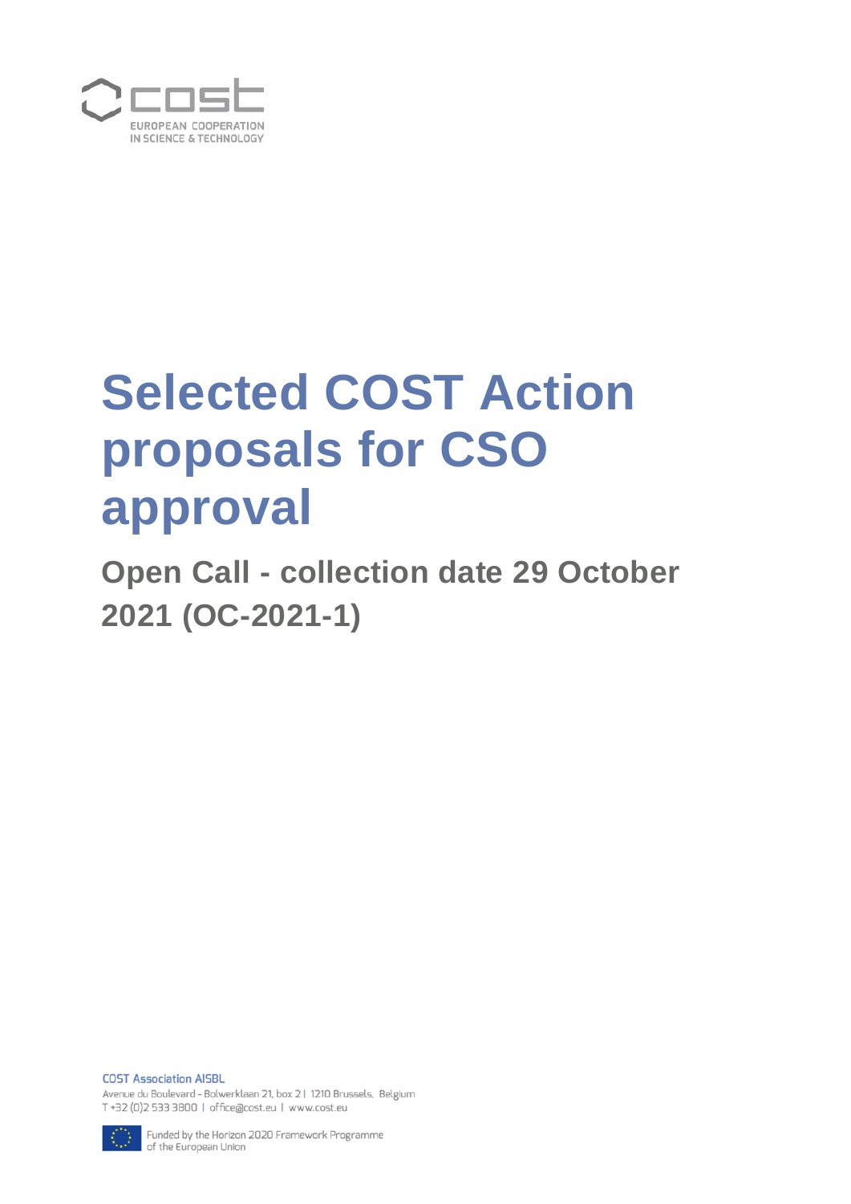EUROPEAN COOPERATION IN SCIENCE & TECHNOLOGY

# Selected COST Action proposals for CSO approval

## Open Call - collection date 29 October 2021 (OC-2021-1)

**COST Association AISBL**
Avenue du Boulevard - Bolwerklaan 21, box 2 | 1210 Brussels, Belgium
T +32 (0)2 533 3800 | office@cost.eu | www.cost.eu

Funded by the Horizon 2020 Framework Programme of the European Union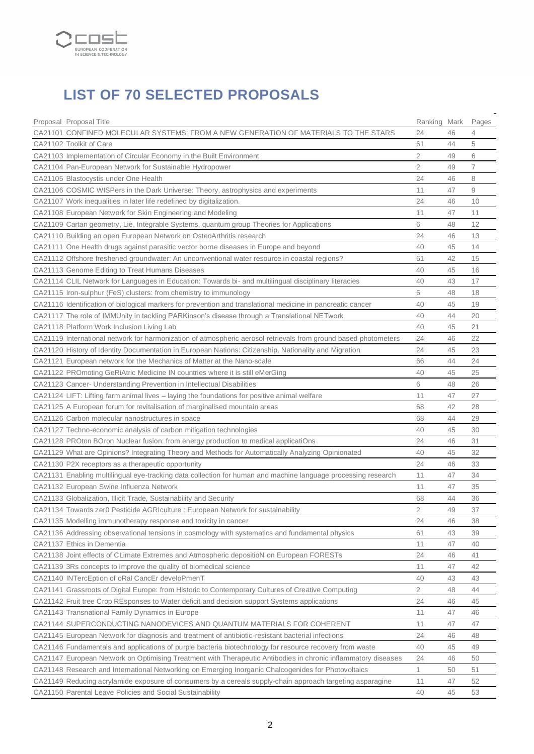# LIST OF 70 SELECTED PROPOSALS

| Proposal | Proposal Title | Ranking | Mark | Pages |
|---|---|---|---|---|
| CA21101 | CONFINED MOLECULAR SYSTEMS: FROM A NEW GENERATION OF MATERIALS TO THE STARS | 24 | 46 | 4 |
| CA21102 | Toolkit of Care | 61 | 44 | 5 |
| CA21103 | Implementation of Circular Economy in the Built Environment | 2 | 49 | 6 |
| CA21104 | Pan-European Network for Sustainable Hydropower | 2 | 49 | 7 |
| CA21105 | Blastocystis under One Health | 24 | 46 | 8 |
| CA21106 | COSMIC WISPers in the Dark Universe: Theory, astrophysics and experiments | 11 | 47 | 9 |
| CA21107 | Work inequalities in later life redefined by digitalization. | 24 | 46 | 10 |
| CA21108 | European Network for Skin Engineering and Modeling | 11 | 47 | 11 |
| CA21109 | Cartan geometry, Lie, Integrable Systems, quantum group Theories for Applications | 6 | 48 | 12 |
| CA21110 | Building an open European Network on OsteoArthritis research | 24 | 46 | 13 |
| CA21111 | One Health drugs against parasitic vector borne diseases in Europe and beyond | 40 | 45 | 14 |
| CA21112 | Offshore freshened groundwater: An unconventional water resource in coastal regions? | 61 | 42 | 15 |
| CA21113 | Genome Editing to Treat Humans Diseases | 40 | 45 | 16 |
| CA21114 | CLIL Network for Languages in Education: Towards bi- and multilingual disciplinary literacies | 40 | 43 | 17 |
| CA21115 | Iron-sulphur (FeS) clusters: from chemistry to immunology | 6 | 48 | 18 |
| CA21116 | Identification of biological markers for prevention and translational medicine in pancreatic cancer | 40 | 45 | 19 |
| CA21117 | The role of IMMUnity in tackling PARKinson's disease through a Translational NETwork | 40 | 44 | 20 |
| CA21118 | Platform Work Inclusion Living Lab | 40 | 45 | 21 |
| CA21119 | International network for harmonization of atmospheric aerosol retrievals from ground based photometers | 24 | 46 | 22 |
| CA21120 | History of Identity Documentation in European Nations: Citizenship, Nationality and Migration | 24 | 45 | 23 |
| CA21121 | European network for the Mechanics of Matter at the Nano-scale | 66 | 44 | 24 |
| CA21122 | PROmoting GeRiAtric Medicine IN countries where it is still eMerGing | 40 | 45 | 25 |
| CA21123 | Cancer- Understanding Prevention in Intellectual Disabilities | 6 | 48 | 26 |
| CA21124 | LIFT: Lifting farm animal lives – laying the foundations for positive animal welfare | 11 | 47 | 27 |
| CA21125 | A European forum for revitalisation of marginalised mountain areas | 68 | 42 | 28 |
| CA21126 | Carbon molecular nanostructures in space | 68 | 44 | 29 |
| CA21127 | Techno-economic analysis of carbon mitigation technologies | 40 | 45 | 30 |
| CA21128 | PROton BOron Nuclear fusion: from energy production to medical applicatiOns | 24 | 46 | 31 |
| CA21129 | What are Opinions? Integrating Theory and Methods for Automatically Analyzing Opinionated | 40 | 45 | 32 |
| CA21130 | P2X receptors as a therapeutic opportunity | 24 | 46 | 33 |
| CA21131 | Enabling multilingual eye-tracking data collection for human and machine language processing research | 11 | 47 | 34 |
| CA21132 | European Swine Influenza Network | 11 | 47 | 35 |
| CA21133 | Globalization, Illicit Trade, Sustainability and Security | 68 | 44 | 36 |
| CA21134 | Towards zer0 Pesticide AGRIculture : European Network for sustainability | 2 | 49 | 37 |
| CA21135 | Modelling immunotherapy response and toxicity in cancer | 24 | 46 | 38 |
| CA21136 | Addressing observational tensions in cosmology with systematics and fundamental physics | 61 | 43 | 39 |
| CA21137 | Ethics in Dementia | 11 | 47 | 40 |
| CA21138 | Joint effects of CLimate Extremes and Atmospheric depositioN on European FORESTs | 24 | 46 | 41 |
| CA21139 | 3Rs concepts to improve the quality of biomedical science | 11 | 47 | 42 |
| CA21140 | INTercEption of oRal CancEr develoPmenT | 40 | 43 | 43 |
| CA21141 | Grassroots of Digital Europe: from Historic to Contemporary Cultures of Creative Computing | 2 | 48 | 44 |
| CA21142 | Fruit tree Crop REsponses to Water deficit and decision support Systems applications | 24 | 46 | 45 |
| CA21143 | Transnational Family Dynamics in Europe | 11 | 47 | 46 |
| CA21144 | SUPERCONDUCTING NANODEVICES AND QUANTUM MATERIALS FOR COHERENT | 11 | 47 | 47 |
| CA21145 | European Network for diagnosis and treatment of antibiotic-resistant bacterial infections | 24 | 46 | 48 |
| CA21146 | Fundamentals and applications of purple bacteria biotechnology for resource recovery from waste | 40 | 45 | 49 |
| CA21147 | European Network on Optimising Treatment with Therapeutic Antibodies in chronic inflammatory diseases | 24 | 46 | 50 |
| CA21148 | Research and International Networking on Emerging Inorganic Chalcogenides for Photovoltaics | 1 | 50 | 51 |
| CA21149 | Reducing acrylamide exposure of consumers by a cereals supply-chain approach targeting asparagine | 11 | 47 | 52 |
| CA21150 | Parental Leave Policies and Social Sustainability | 40 | 45 | 53 |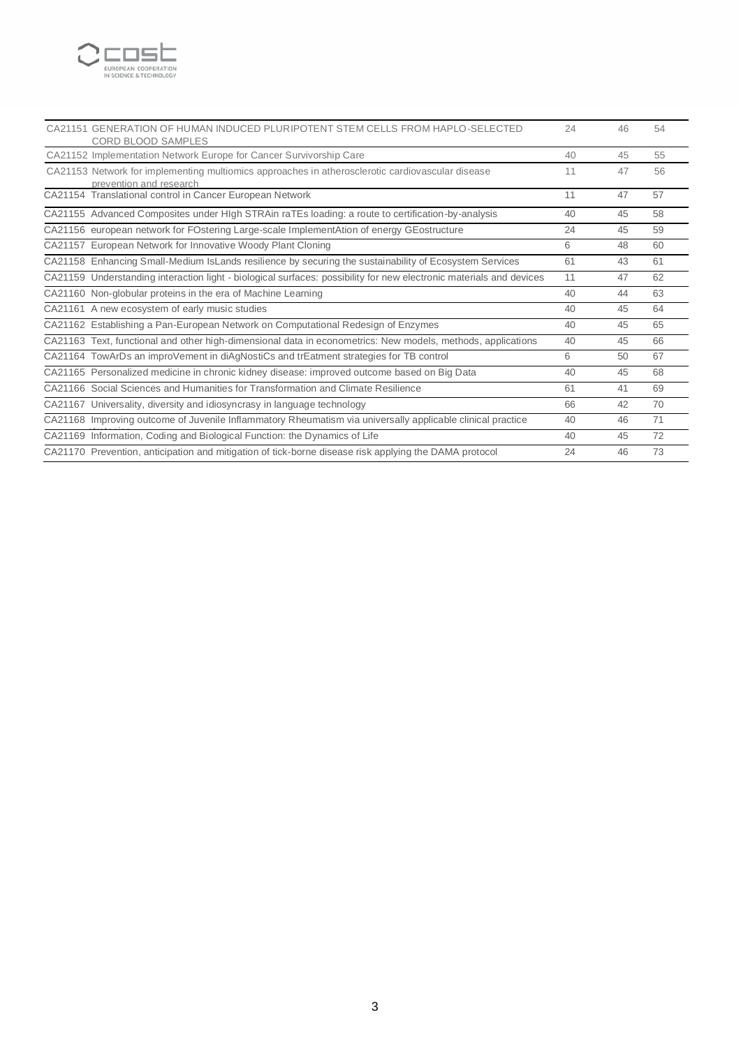| | | | |
|---|---|---|---|
| CA21151 GENERATION OF HUMAN INDUCED PLURIPOTENT STEM CELLS FROM HAPLO-SELECTED CORD BLOOD SAMPLES | 24 | 46 | 54 |
| CA21152 Implementation Network Europe for Cancer Survivorship Care | 40 | 45 | 55 |
| CA21153 Network for implementing multiomics approaches in atherosclerotic cardiovascular disease prevention and research | 11 | 47 | 56 |
| CA21154 Translational control in Cancer European Network | 11 | 47 | 57 |
| CA21155 Advanced Composites under HIgh STRAin raTEs loading: a route to certification-by-analysis | 40 | 45 | 58 |
| CA21156 european network for FOstering Large-scale ImplementAtion of energy GEostructure | 24 | 45 | 59 |
| CA21157 European Network for Innovative Woody Plant Cloning | 6 | 48 | 60 |
| CA21158 Enhancing Small-Medium IsLands resilience by securing the sustainability of Ecosystem Services | 61 | 43 | 61 |
| CA21159 Understanding interaction light - biological surfaces: possibility for new electronic materials and devices | 11 | 47 | 62 |
| CA21160 Non-globular proteins in the era of Machine Learning | 40 | 44 | 63 |
| CA21161 A new ecosystem of early music studies | 40 | 45 | 64 |
| CA21162 Establishing a Pan-European Network on Computational Redesign of Enzymes | 40 | 45 | 65 |
| CA21163 Text, functional and other high-dimensional data in econometrics: New models, methods, applications | 40 | 45 | 66 |
| CA21164 TowArDs an improVement in diAgNostiCs and trEatment strategies for TB control | 6 | 50 | 67 |
| CA21165 Personalized medicine in chronic kidney disease: improved outcome based on Big Data | 40 | 45 | 68 |
| CA21166 Social Sciences and Humanities for Transformation and Climate Resilience | 61 | 41 | 69 |
| CA21167 Universality, diversity and idiosyncrasy in language technology | 66 | 42 | 70 |
| CA21168 Improving outcome of Juvenile Inflammatory Rheumatism via universally applicable clinical practice | 40 | 46 | 71 |
| CA21169 Information, Coding and Biological Function: the Dynamics of Life | 40 | 45 | 72 |
| CA21170 Prevention, anticipation and mitigation of tick-borne disease risk applying the DAMA protocol | 24 | 46 | 73 |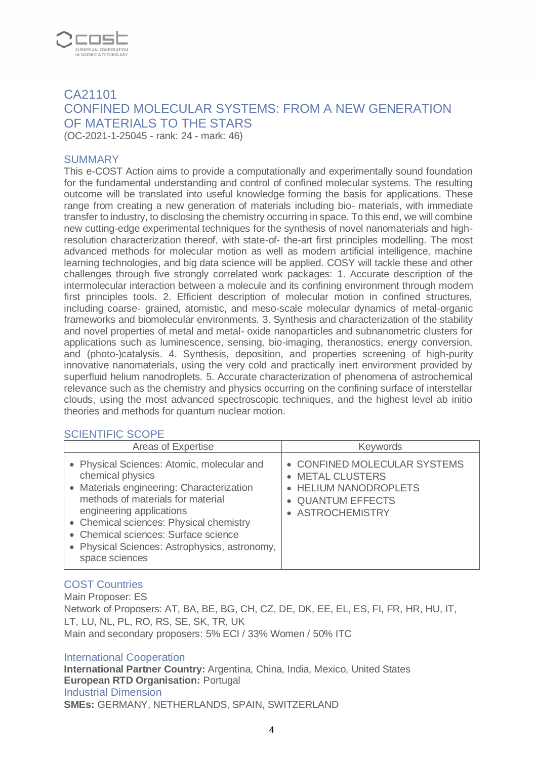## CA21101
## CONFINED MOLECULAR SYSTEMS: FROM A NEW GENERATION OF MATERIALS TO THE STARS

(OC-2021-1-25045 - rank: 24 - mark: 46)

### SUMMARY

This e-COST Action aims to provide a computationally and experimentally sound foundation for the fundamental understanding and control of confined molecular systems. The resulting outcome will be translated into useful knowledge forming the basis for applications. These range from creating a new generation of materials including bio- materials, with immediate transfer to industry, to disclosing the chemistry occurring in space. To this end, we will combine new cutting-edge experimental techniques for the synthesis of novel nanomaterials and high-resolution characterization thereof, with state-of- the-art first principles modelling. The most advanced methods for molecular motion as well as modern artificial intelligence, machine learning technologies, and big data science will be applied. COSY will tackle these and other challenges through five strongly correlated work packages: 1. Accurate description of the intermolecular interaction between a molecule and its confining environment through modern first principles tools. 2. Efficient description of molecular motion in confined structures, including coarse- grained, atomistic, and meso-scale molecular dynamics of metal-organic frameworks and biomolecular environments. 3. Synthesis and characterization of the stability and novel properties of metal and metal- oxide nanoparticles and subnanometric clusters for applications such as luminescence, sensing, bio-imaging, theranostics, energy conversion, and (photo-)catalysis. 4. Synthesis, deposition, and properties screening of high-purity innovative nanomaterials, using the very cold and practically inert environment provided by superfluid helium nanodroplets. 5. Accurate characterization of phenomena of astrochemical relevance such as the chemistry and physics occurring on the confining surface of interstellar clouds, using the most advanced spectroscopic techniques, and the highest level ab initio theories and methods for quantum nuclear motion.

### SCIENTIFIC SCOPE

| Areas of Expertise | Keywords |
|---|---|
| • Physical Sciences: Atomic, molecular and chemical physics<br>• Materials engineering: Characterization methods of materials for material engineering applications<br>• Chemical sciences: Physical chemistry<br>• Chemical sciences: Surface science<br>• Physical Sciences: Astrophysics, astronomy, space sciences | • CONFINED MOLECULAR SYSTEMS<br>• METAL CLUSTERS<br>• HELIUM NANODROPLETS<br>• QUANTUM EFFECTS<br>• ASTROCHEMISTRY |

### COST Countries

Main Proposer: ES
Network of Proposers: AT, BA, BE, BG, CH, CZ, DE, DK, EE, EL, ES, FI, FR, HR, HU, IT, LT, LU, NL, PL, RO, RS, SE, SK, TR, UK
Main and secondary proposers: 5% ECI / 33% Women / 50% ITC

### International Cooperation

**International Partner Country:** Argentina, China, India, Mexico, United States
**European RTD Organisation:** Portugal

### Industrial Dimension

**SMEs:** GERMANY, NETHERLANDS, SPAIN, SWITZERLAND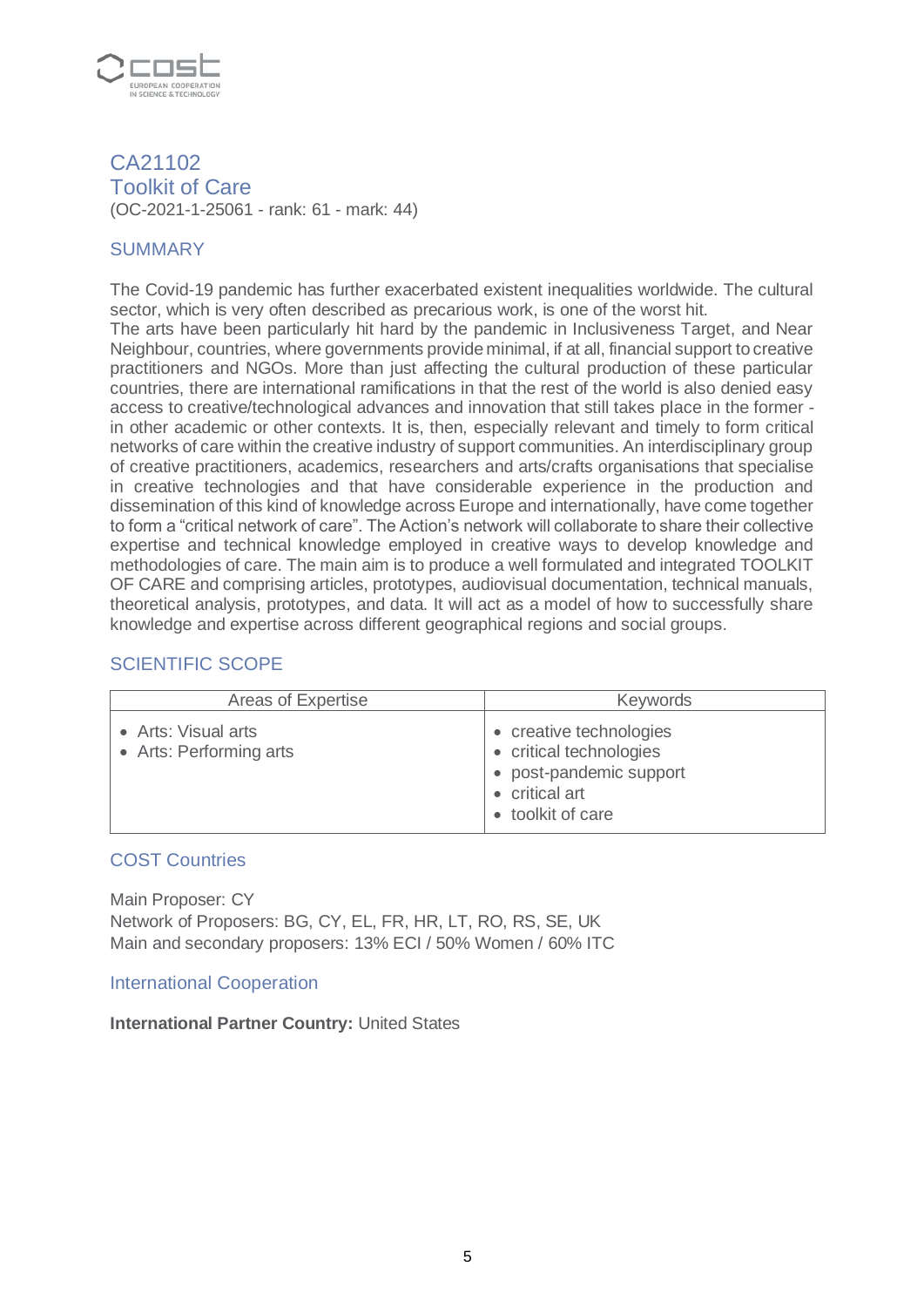# CA21102
# Toolkit of Care

(OC-2021-1-25061 - rank: 61 - mark: 44)

## SUMMARY

The Covid-19 pandemic has further exacerbated existent inequalities worldwide. The cultural sector, which is very often described as precarious work, is one of the worst hit.
The arts have been particularly hit hard by the pandemic in Inclusiveness Target, and Near Neighbour, countries, where governments provide minimal, if at all, financial support to creative practitioners and NGOs. More than just affecting the cultural production of these particular countries, there are international ramifications in that the rest of the world is also denied easy access to creative/technological advances and innovation that still takes place in the former - in other academic or other contexts. It is, then, especially relevant and timely to form critical networks of care within the creative industry of support communities. An interdisciplinary group of creative practitioners, academics, researchers and arts/crafts organisations that specialise in creative technologies and that have considerable experience in the production and dissemination of this kind of knowledge across Europe and internationally, have come together to form a "critical network of care". The Action's network will collaborate to share their collective expertise and technical knowledge employed in creative ways to develop knowledge and methodologies of care. The main aim is to produce a well formulated and integrated TOOLKIT OF CARE and comprising articles, prototypes, audiovisual documentation, technical manuals, theoretical analysis, prototypes, and data. It will act as a model of how to successfully share knowledge and expertise across different geographical regions and social groups.

## SCIENTIFIC SCOPE

| Areas of Expertise | Keywords |
|---|---|
| • Arts: Visual arts<br>• Arts: Performing arts | • creative technologies<br>• critical technologies<br>• post-pandemic support<br>• critical art<br>• toolkit of care |

## COST Countries

Main Proposer: CY
Network of Proposers: BG, CY, EL, FR, HR, LT, RO, RS, SE, UK
Main and secondary proposers: 13% ECI / 50% Women / 60% ITC

## International Cooperation

**International Partner Country:** United States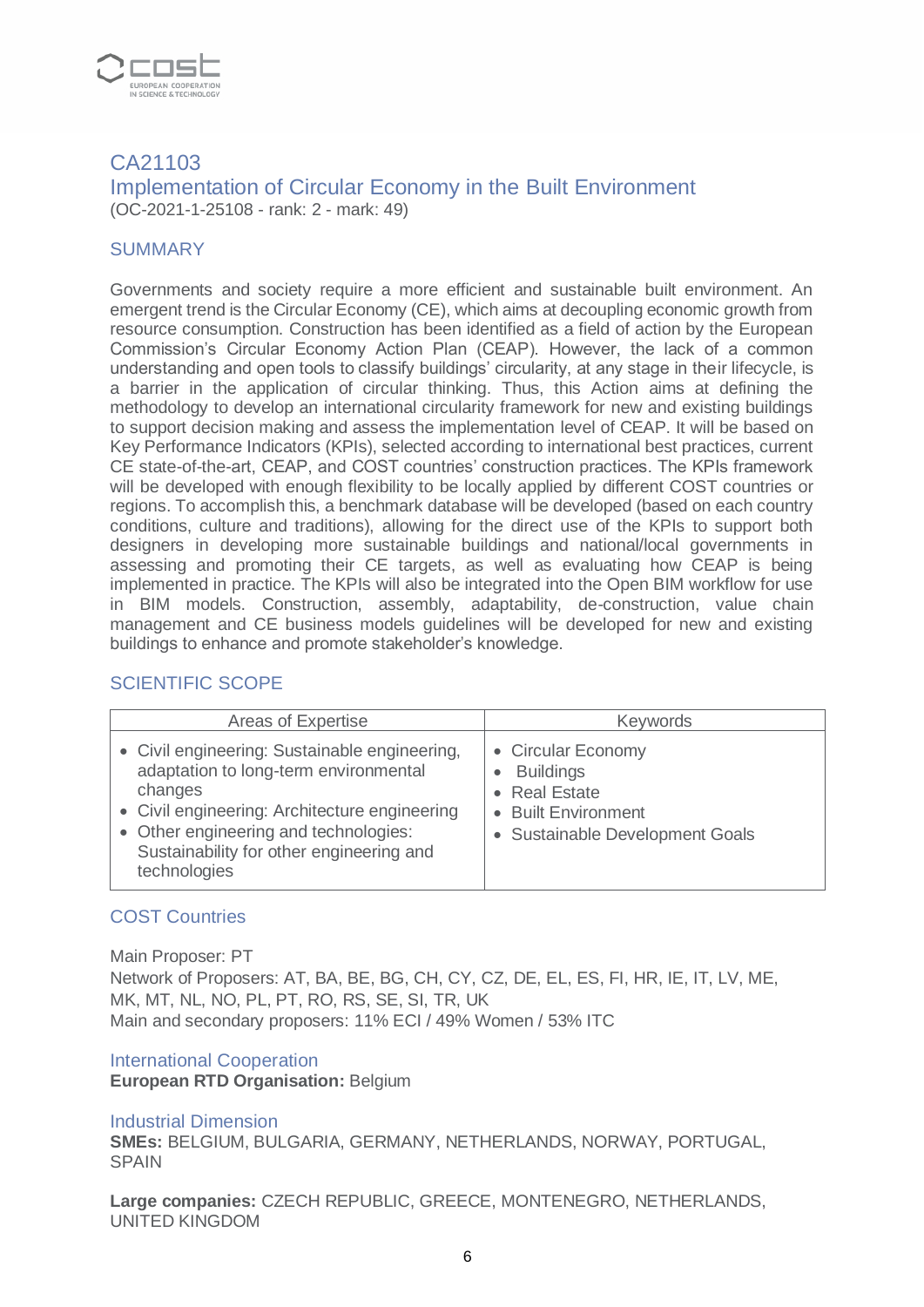## CA21103
## Implementation of Circular Economy in the Built Environment

(OC-2021-1-25108 - rank: 2 - mark: 49)

### SUMMARY

Governments and society require a more efficient and sustainable built environment. An emergent trend is the Circular Economy (CE), which aims at decoupling economic growth from resource consumption. Construction has been identified as a field of action by the European Commission's Circular Economy Action Plan (CEAP). However, the lack of a common understanding and open tools to classify buildings' circularity, at any stage in their lifecycle, is a barrier in the application of circular thinking. Thus, this Action aims at defining the methodology to develop an international circularity framework for new and existing buildings to support decision making and assess the implementation level of CEAP. It will be based on Key Performance Indicators (KPIs), selected according to international best practices, current CE state-of-the-art, CEAP, and COST countries' construction practices. The KPIs framework will be developed with enough flexibility to be locally applied by different COST countries or regions. To accomplish this, a benchmark database will be developed (based on each country conditions, culture and traditions), allowing for the direct use of the KPIs to support both designers in developing more sustainable buildings and national/local governments in assessing and promoting their CE targets, as well as evaluating how CEAP is being implemented in practice. The KPIs will also be integrated into the Open BIM workflow for use in BIM models. Construction, assembly, adaptability, de-construction, value chain management and CE business models guidelines will be developed for new and existing buildings to enhance and promote stakeholder's knowledge.

### SCIENTIFIC SCOPE

| Areas of Expertise | Keywords |
|---|---|
| • Civil engineering: Sustainable engineering, adaptation to long-term environmental changes<br>• Civil engineering: Architecture engineering<br>• Other engineering and technologies: Sustainability for other engineering and technologies | • Circular Economy<br>• Buildings<br>• Real Estate<br>• Built Environment<br>• Sustainable Development Goals |

### COST Countries

Main Proposer: PT
Network of Proposers: AT, BA, BE, BG, CH, CY, CZ, DE, EL, ES, FI, HR, IE, IT, LV, ME, MK, MT, NL, NO, PL, PT, RO, RS, SE, SI, TR, UK
Main and secondary proposers: 11% ECI / 49% Women / 53% ITC

### International Cooperation

**European RTD Organisation:** Belgium

### Industrial Dimension

**SMEs:** BELGIUM, BULGARIA, GERMANY, NETHERLANDS, NORWAY, PORTUGAL, SPAIN

**Large companies:** CZECH REPUBLIC, GREECE, MONTENEGRO, NETHERLANDS, UNITED KINGDOM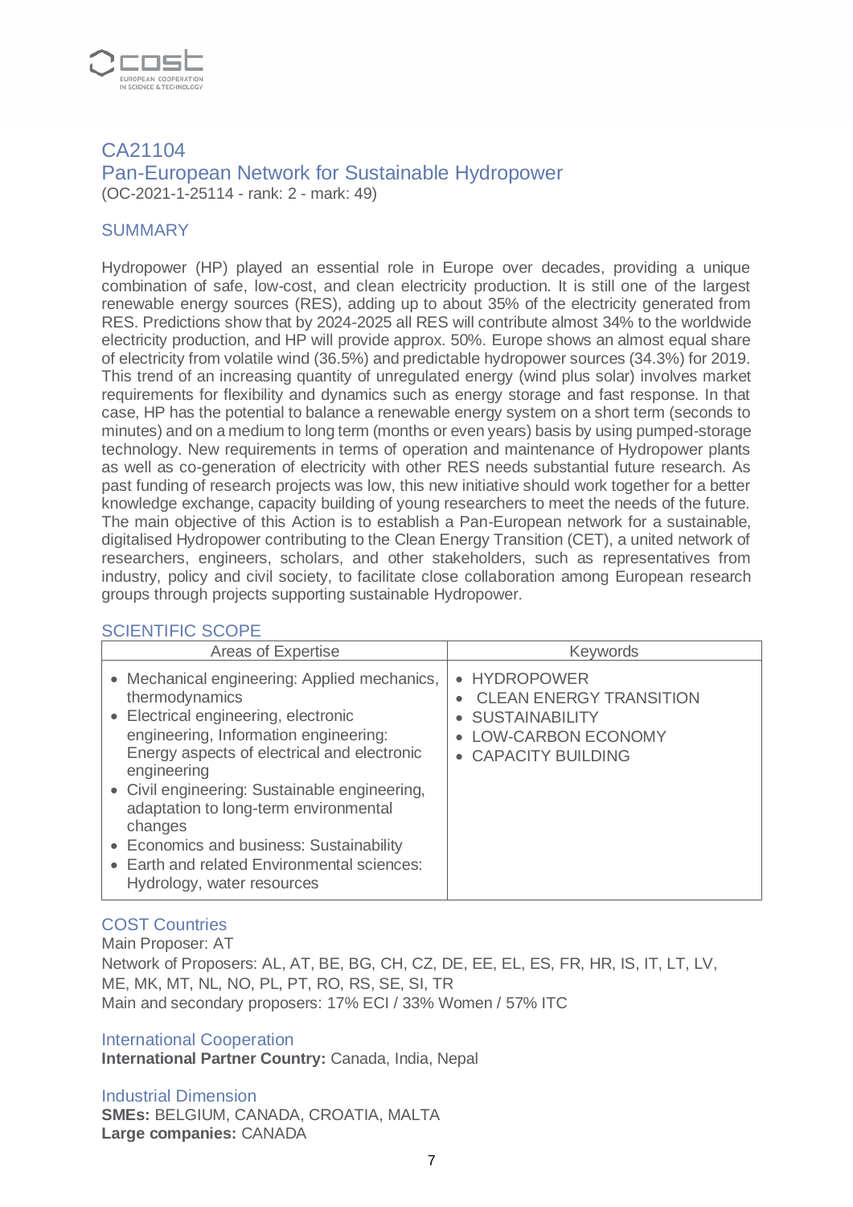## CA21104

## Pan-European Network for Sustainable Hydropower

(OC-2021-1-25114 - rank: 2 - mark: 49)

### SUMMARY

Hydropower (HP) played an essential role in Europe over decades, providing a unique combination of safe, low-cost, and clean electricity production. It is still one of the largest renewable energy sources (RES), adding up to about 35% of the electricity generated from RES. Predictions show that by 2024-2025 all RES will contribute almost 34% to the worldwide electricity production, and HP will provide approx. 50%. Europe shows an almost equal share of electricity from volatile wind (36.5%) and predictable hydropower sources (34.3%) for 2019. This trend of an increasing quantity of unregulated energy (wind plus solar) involves market requirements for flexibility and dynamics such as energy storage and fast response. In that case, HP has the potential to balance a renewable energy system on a short term (seconds to minutes) and on a medium to long term (months or even years) basis by using pumped-storage technology. New requirements in terms of operation and maintenance of Hydropower plants as well as co-generation of electricity with other RES needs substantial future research. As past funding of research projects was low, this new initiative should work together for a better knowledge exchange, capacity building of young researchers to meet the needs of the future. The main objective of this Action is to establish a Pan-European network for a sustainable, digitalised Hydropower contributing to the Clean Energy Transition (CET), a united network of researchers, engineers, scholars, and other stakeholders, such as representatives from industry, policy and civil society, to facilitate close collaboration among European research groups through projects supporting sustainable Hydropower.

### SCIENTIFIC SCOPE

| Areas of Expertise | Keywords |
|---|---|
| • Mechanical engineering: Applied mechanics, thermodynamics<br>• Electrical engineering, electronic engineering, Information engineering: Energy aspects of electrical and electronic engineering<br>• Civil engineering: Sustainable engineering, adaptation to long-term environmental changes<br>• Economics and business: Sustainability<br>• Earth and related Environmental sciences: Hydrology, water resources | • HYDROPOWER<br>• CLEAN ENERGY TRANSITION<br>• SUSTAINABILITY<br>• LOW-CARBON ECONOMY<br>• CAPACITY BUILDING |

### COST Countries

Main Proposer: AT

Network of Proposers: AL, AT, BE, BG, CH, CZ, DE, EE, EL, ES, FR, HR, IS, IT, LT, LV, ME, MK, MT, NL, NO, PL, PT, RO, RS, SE, SI, TR

Main and secondary proposers: 17% ECI / 33% Women / 57% ITC

### International Cooperation

**International Partner Country:** Canada, India, Nepal

### Industrial Dimension

**SMEs:** BELGIUM, CANADA, CROATIA, MALTA

**Large companies:** CANADA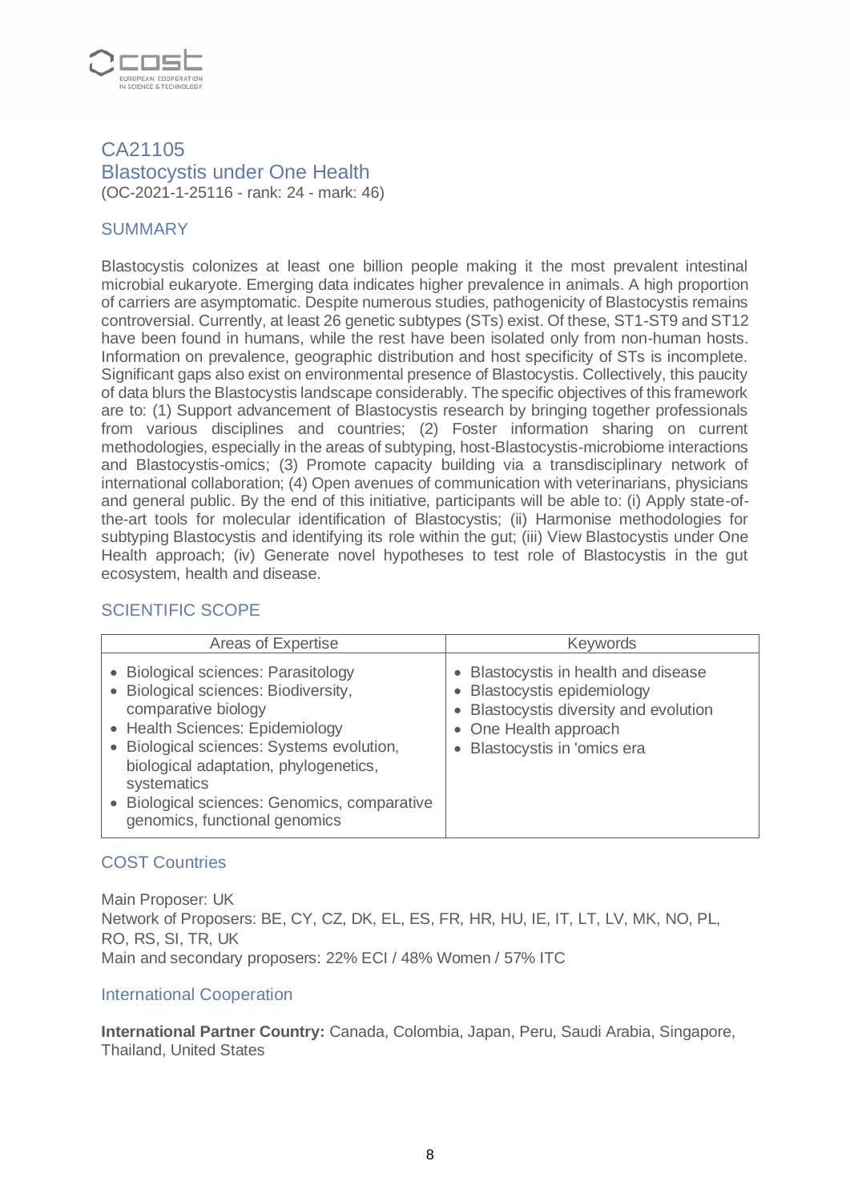## CA21105
## Blastocystis under One Health

(OC-2021-1-25116 - rank: 24 - mark: 46)

### SUMMARY

Blastocystis colonizes at least one billion people making it the most prevalent intestinal microbial eukaryote. Emerging data indicates higher prevalence in animals. A high proportion of carriers are asymptomatic. Despite numerous studies, pathogenicity of Blastocystis remains controversial. Currently, at least 26 genetic subtypes (STs) exist. Of these, ST1-ST9 and ST12 have been found in humans, while the rest have been isolated only from non-human hosts. Information on prevalence, geographic distribution and host specificity of STs is incomplete. Significant gaps also exist on environmental presence of Blastocystis. Collectively, this paucity of data blurs the Blastocystis landscape considerably. The specific objectives of this framework are to: (1) Support advancement of Blastocystis research by bringing together professionals from various disciplines and countries; (2) Foster information sharing on current methodologies, especially in the areas of subtyping, host-Blastocystis-microbiome interactions and Blastocystis-omics; (3) Promote capacity building via a transdisciplinary network of international collaboration; (4) Open avenues of communication with veterinarians, physicians and general public. By the end of this initiative, participants will be able to: (i) Apply state-of-the-art tools for molecular identification of Blastocystis; (ii) Harmonise methodologies for subtyping Blastocystis and identifying its role within the gut; (iii) View Blastocystis under One Health approach; (iv) Generate novel hypotheses to test role of Blastocystis in the gut ecosystem, health and disease.

### SCIENTIFIC SCOPE

| Areas of Expertise | Keywords |
|---|---|
| • Biological sciences: Parasitology<br>• Biological sciences: Biodiversity, comparative biology<br>• Health Sciences: Epidemiology<br>• Biological sciences: Systems evolution, biological adaptation, phylogenetics, systematics<br>• Biological sciences: Genomics, comparative genomics, functional genomics | • Blastocystis in health and disease<br>• Blastocystis epidemiology<br>• Blastocystis diversity and evolution<br>• One Health approach<br>• Blastocystis in 'omics era |

### COST Countries

Main Proposer: UK
Network of Proposers: BE, CY, CZ, DK, EL, ES, FR, HR, HU, IE, IT, LT, LV, MK, NO, PL, RO, RS, SI, TR, UK
Main and secondary proposers: 22% ECI / 48% Women / 57% ITC

### International Cooperation

**International Partner Country:** Canada, Colombia, Japan, Peru, Saudi Arabia, Singapore, Thailand, United States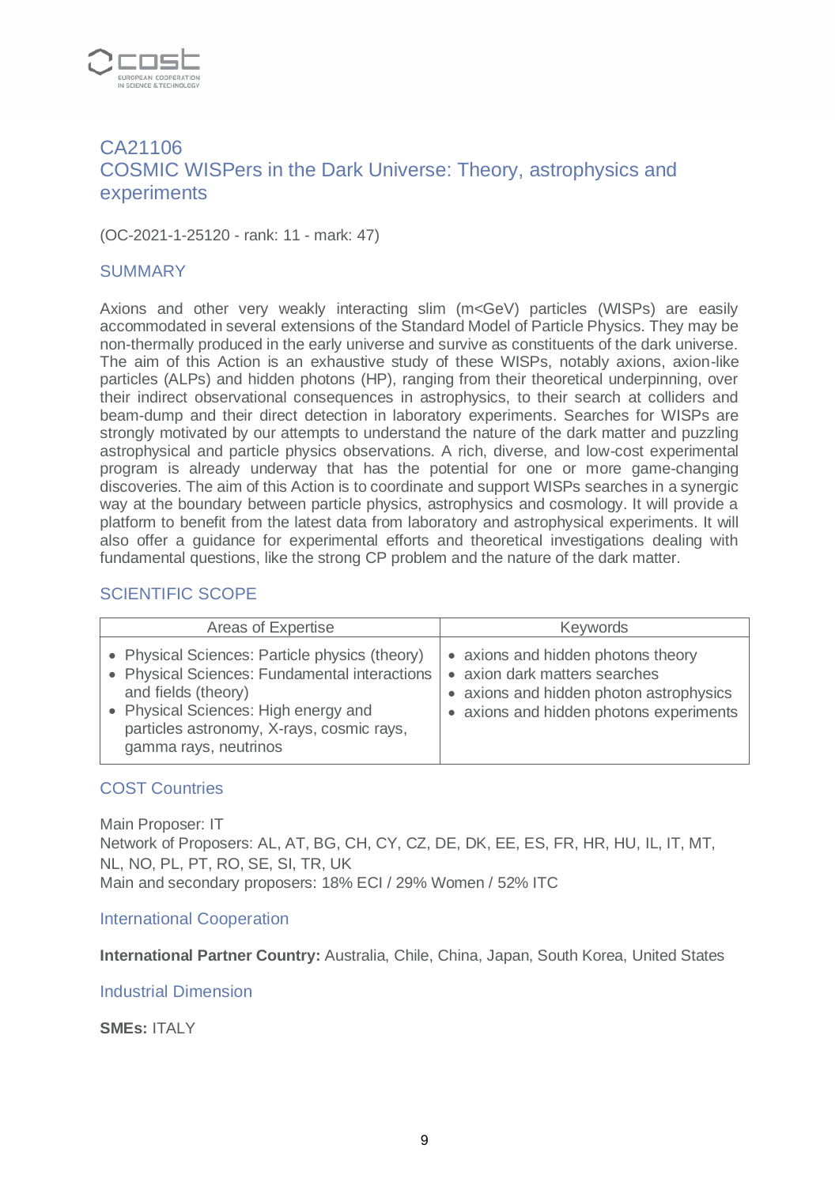## CA21106
## COSMIC WISPers in the Dark Universe: Theory, astrophysics and experiments

(OC-2021-1-25120 - rank: 11 - mark: 47)

### SUMMARY

Axions and other very weakly interacting slim (m<GeV) particles (WISPs) are easily accommodated in several extensions of the Standard Model of Particle Physics. They may be non-thermally produced in the early universe and survive as constituents of the dark universe. The aim of this Action is an exhaustive study of these WISPs, notably axions, axion-like particles (ALPs) and hidden photons (HP), ranging from their theoretical underpinning, over their indirect observational consequences in astrophysics, to their search at colliders and beam-dump and their direct detection in laboratory experiments. Searches for WISPs are strongly motivated by our attempts to understand the nature of the dark matter and puzzling astrophysical and particle physics observations. A rich, diverse, and low-cost experimental program is already underway that has the potential for one or more game-changing discoveries. The aim of this Action is to coordinate and support WISPs searches in a synergic way at the boundary between particle physics, astrophysics and cosmology. It will provide a platform to benefit from the latest data from laboratory and astrophysical experiments. It will also offer a guidance for experimental efforts and theoretical investigations dealing with fundamental questions, like the strong CP problem and the nature of the dark matter.

### SCIENTIFIC SCOPE

| Areas of Expertise | Keywords |
|---|---|
| • Physical Sciences: Particle physics (theory)<br>• Physical Sciences: Fundamental interactions and fields (theory)<br>• Physical Sciences: High energy and particles astronomy, X-rays, cosmic rays, gamma rays, neutrinos | • axions and hidden photons theory<br>• axion dark matters searches<br>• axions and hidden photon astrophysics<br>• axions and hidden photons experiments |

### COST Countries

Main Proposer: IT
Network of Proposers: AL, AT, BG, CH, CY, CZ, DE, DK, EE, ES, FR, HR, HU, IL, IT, MT, NL, NO, PL, PT, RO, SE, SI, TR, UK
Main and secondary proposers: 18% ECI / 29% Women / 52% ITC

### International Cooperation

**International Partner Country:** Australia, Chile, China, Japan, South Korea, United States

### Industrial Dimension

**SMEs:** ITALY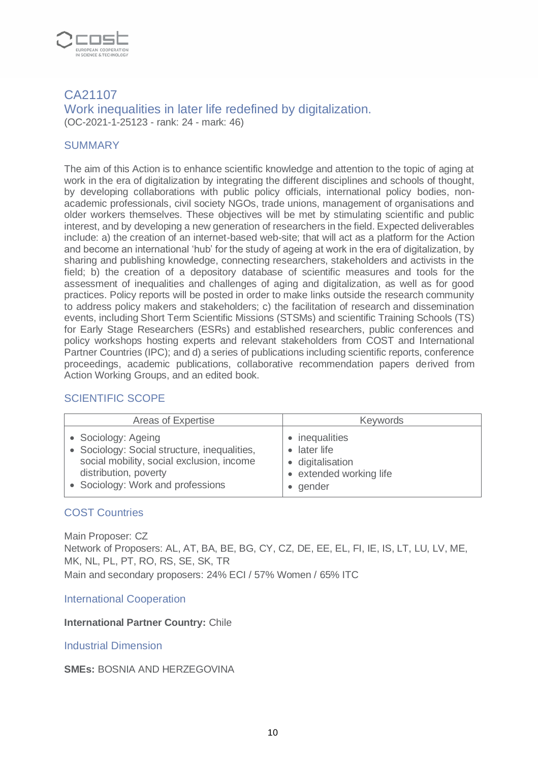## CA21107
## Work inequalities in later life redefined by digitalization.

(OC-2021-1-25123 - rank: 24 - mark: 46)

### SUMMARY

The aim of this Action is to enhance scientific knowledge and attention to the topic of aging at work in the era of digitalization by integrating the different disciplines and schools of thought, by developing collaborations with public policy officials, international policy bodies, non-academic professionals, civil society NGOs, trade unions, management of organisations and older workers themselves. These objectives will be met by stimulating scientific and public interest, and by developing a new generation of researchers in the field. Expected deliverables include: a) the creation of an internet-based web-site; that will act as a platform for the Action and become an international 'hub' for the study of ageing at work in the era of digitalization, by sharing and publishing knowledge, connecting researchers, stakeholders and activists in the field; b) the creation of a depository database of scientific measures and tools for the assessment of inequalities and challenges of aging and digitalization, as well as for good practices. Policy reports will be posted in order to make links outside the research community to address policy makers and stakeholders; c) the facilitation of research and dissemination events, including Short Term Scientific Missions (STSMs) and scientific Training Schools (TS) for Early Stage Researchers (ESRs) and established researchers, public conferences and policy workshops hosting experts and relevant stakeholders from COST and International Partner Countries (IPC); and d) a series of publications including scientific reports, conference proceedings, academic publications, collaborative recommendation papers derived from Action Working Groups, and an edited book.

### SCIENTIFIC SCOPE

| Areas of Expertise | Keywords |
|---|---|
| • Sociology: Ageing<br>• Sociology: Social structure, inequalities, social mobility, social exclusion, income distribution, poverty<br>• Sociology: Work and professions | • inequalities<br>• later life<br>• digitalisation<br>• extended working life<br>• gender |

### COST Countries

Main Proposer: CZ
Network of Proposers: AL, AT, BA, BE, BG, CY, CZ, DE, EE, EL, FI, IE, IS, LT, LU, LV, ME, MK, NL, PL, PT, RO, RS, SE, SK, TR
Main and secondary proposers: 24% ECI / 57% Women / 65% ITC

### International Cooperation

**International Partner Country:** Chile

### Industrial Dimension

**SMEs:** BOSNIA AND HERZEGOVINA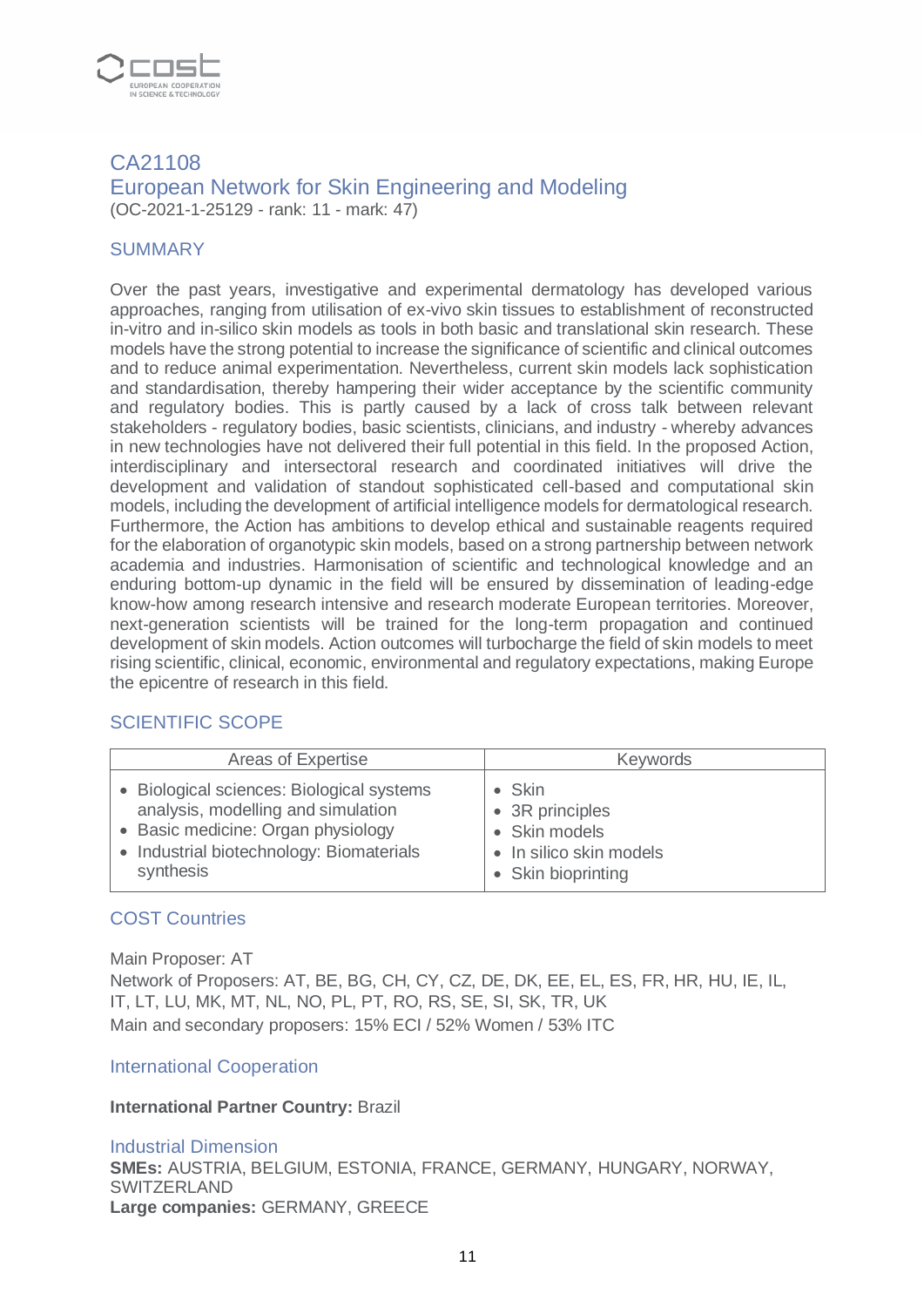# CA21108
## European Network for Skin Engineering and Modeling

(OC-2021-1-25129 - rank: 11 - mark: 47)

### SUMMARY

Over the past years, investigative and experimental dermatology has developed various approaches, ranging from utilisation of ex-vivo skin tissues to establishment of reconstructed in-vitro and in-silico skin models as tools in both basic and translational skin research. These models have the strong potential to increase the significance of scientific and clinical outcomes and to reduce animal experimentation. Nevertheless, current skin models lack sophistication and standardisation, thereby hampering their wider acceptance by the scientific community and regulatory bodies. This is partly caused by a lack of cross talk between relevant stakeholders - regulatory bodies, basic scientists, clinicians, and industry - whereby advances in new technologies have not delivered their full potential in this field. In the proposed Action, interdisciplinary and intersectoral research and coordinated initiatives will drive the development and validation of standout sophisticated cell-based and computational skin models, including the development of artificial intelligence models for dermatological research. Furthermore, the Action has ambitions to develop ethical and sustainable reagents required for the elaboration of organotypic skin models, based on a strong partnership between network academia and industries. Harmonisation of scientific and technological knowledge and an enduring bottom-up dynamic in the field will be ensured by dissemination of leading-edge know-how among research intensive and research moderate European territories. Moreover, next-generation scientists will be trained for the long-term propagation and continued development of skin models. Action outcomes will turbocharge the field of skin models to meet rising scientific, clinical, economic, environmental and regulatory expectations, making Europe the epicentre of research in this field.

### SCIENTIFIC SCOPE

| Areas of Expertise | Keywords |
|---|---|
| • Biological sciences: Biological systems analysis, modelling and simulation<br>• Basic medicine: Organ physiology<br>• Industrial biotechnology: Biomaterials synthesis | • Skin<br>• 3R principles<br>• Skin models<br>• In silico skin models<br>• Skin bioprinting |

### COST Countries

Main Proposer: AT
Network of Proposers: AT, BE, BG, CH, CY, CZ, DE, DK, EE, EL, ES, FR, HR, HU, IE, IL, IT, LT, LU, MK, MT, NL, NO, PL, PT, RO, RS, SE, SI, SK, TR, UK
Main and secondary proposers: 15% ECI / 52% Women / 53% ITC

### International Cooperation

**International Partner Country:** Brazil

### Industrial Dimension

**SMEs:** AUSTRIA, BELGIUM, ESTONIA, FRANCE, GERMANY, HUNGARY, NORWAY, SWITZERLAND
**Large companies:** GERMANY, GREECE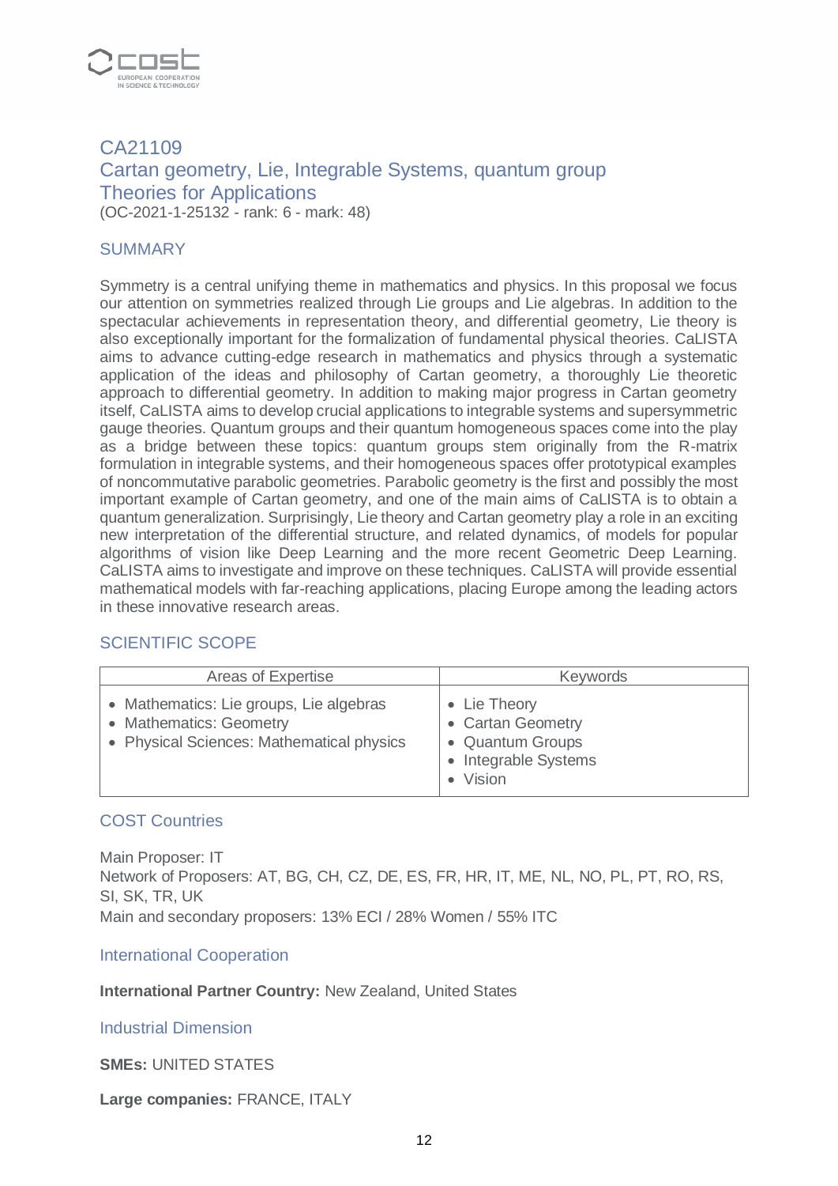## CA21109
## Cartan geometry, Lie, Integrable Systems, quantum group Theories for Applications

(OC-2021-1-25132 - rank: 6 - mark: 48)

### SUMMARY

Symmetry is a central unifying theme in mathematics and physics. In this proposal we focus our attention on symmetries realized through Lie groups and Lie algebras. In addition to the spectacular achievements in representation theory, and differential geometry, Lie theory is also exceptionally important for the formalization of fundamental physical theories. CaLISTA aims to advance cutting-edge research in mathematics and physics through a systematic application of the ideas and philosophy of Cartan geometry, a thoroughly Lie theoretic approach to differential geometry. In addition to making major progress in Cartan geometry itself, CaLISTA aims to develop crucial applications to integrable systems and supersymmetric gauge theories. Quantum groups and their quantum homogeneous spaces come into the play as a bridge between these topics: quantum groups stem originally from the R-matrix formulation in integrable systems, and their homogeneous spaces offer prototypical examples of noncommutative parabolic geometries. Parabolic geometry is the first and possibly the most important example of Cartan geometry, and one of the main aims of CaLISTA is to obtain a quantum generalization. Surprisingly, Lie theory and Cartan geometry play a role in an exciting new interpretation of the differential structure, and related dynamics, of models for popular algorithms of vision like Deep Learning and the more recent Geometric Deep Learning. CaLISTA aims to investigate and improve on these techniques. CaLISTA will provide essential mathematical models with far-reaching applications, placing Europe among the leading actors in these innovative research areas.

### SCIENTIFIC SCOPE

| Areas of Expertise | Keywords |
|---|---|
| • Mathematics: Lie groups, Lie algebras<br>• Mathematics: Geometry<br>• Physical Sciences: Mathematical physics | • Lie Theory<br>• Cartan Geometry<br>• Quantum Groups<br>• Integrable Systems<br>• Vision |

### COST Countries

Main Proposer: IT
Network of Proposers: AT, BG, CH, CZ, DE, ES, FR, HR, IT, ME, NL, NO, PL, PT, RO, RS, SI, SK, TR, UK
Main and secondary proposers: 13% ECI / 28% Women / 55% ITC

### International Cooperation

**International Partner Country:** New Zealand, United States

### Industrial Dimension

**SMEs:** UNITED STATES

**Large companies:** FRANCE, ITALY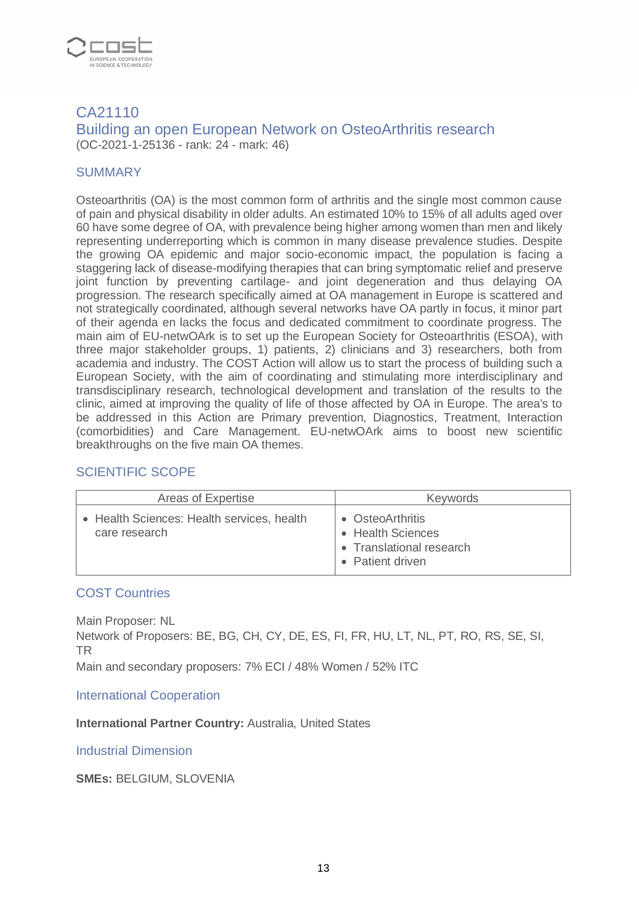## CA21110

## Building an open European Network on OsteoArthritis research

(OC-2021-1-25136 - rank: 24 - mark: 46)

### SUMMARY

Osteoarthritis (OA) is the most common form of arthritis and the single most common cause of pain and physical disability in older adults. An estimated 10% to 15% of all adults aged over 60 have some degree of OA, with prevalence being higher among women than men and likely representing underreporting which is common in many disease prevalence studies. Despite the growing OA epidemic and major socio-economic impact, the population is facing a staggering lack of disease-modifying therapies that can bring symptomatic relief and preserve joint function by preventing cartilage- and joint degeneration and thus delaying OA progression. The research specifically aimed at OA management in Europe is scattered and not strategically coordinated, although several networks have OA partly in focus, it minor part of their agenda en lacks the focus and dedicated commitment to coordinate progress. The main aim of EU-netwOArk is to set up the European Society for Osteoarthritis (ESOA), with three major stakeholder groups, 1) patients, 2) clinicians and 3) researchers, both from academia and industry. The COST Action will allow us to start the process of building such a European Society, with the aim of coordinating and stimulating more interdisciplinary and transdisciplinary research, technological development and translation of the results to the clinic, aimed at improving the quality of life of those affected by OA in Europe. The area's to be addressed in this Action are Primary prevention, Diagnostics, Treatment, Interaction (comorbidities) and Care Management. EU-netwOArk aims to boost new scientific breakthroughs on the five main OA themes.

### SCIENTIFIC SCOPE

| Areas of Expertise | Keywords |
|---|---|
| • Health Sciences: Health services, health care research | • OsteoArthritis<br>• Health Sciences<br>• Translational research<br>• Patient driven |

### COST Countries

Main Proposer: NL

Network of Proposers: BE, BG, CH, CY, DE, ES, FI, FR, HU, LT, NL, PT, RO, RS, SE, SI, TR

Main and secondary proposers: 7% ECI / 48% Women / 52% ITC

### International Cooperation

**International Partner Country:** Australia, United States

### Industrial Dimension

**SMEs:** BELGIUM, SLOVENIA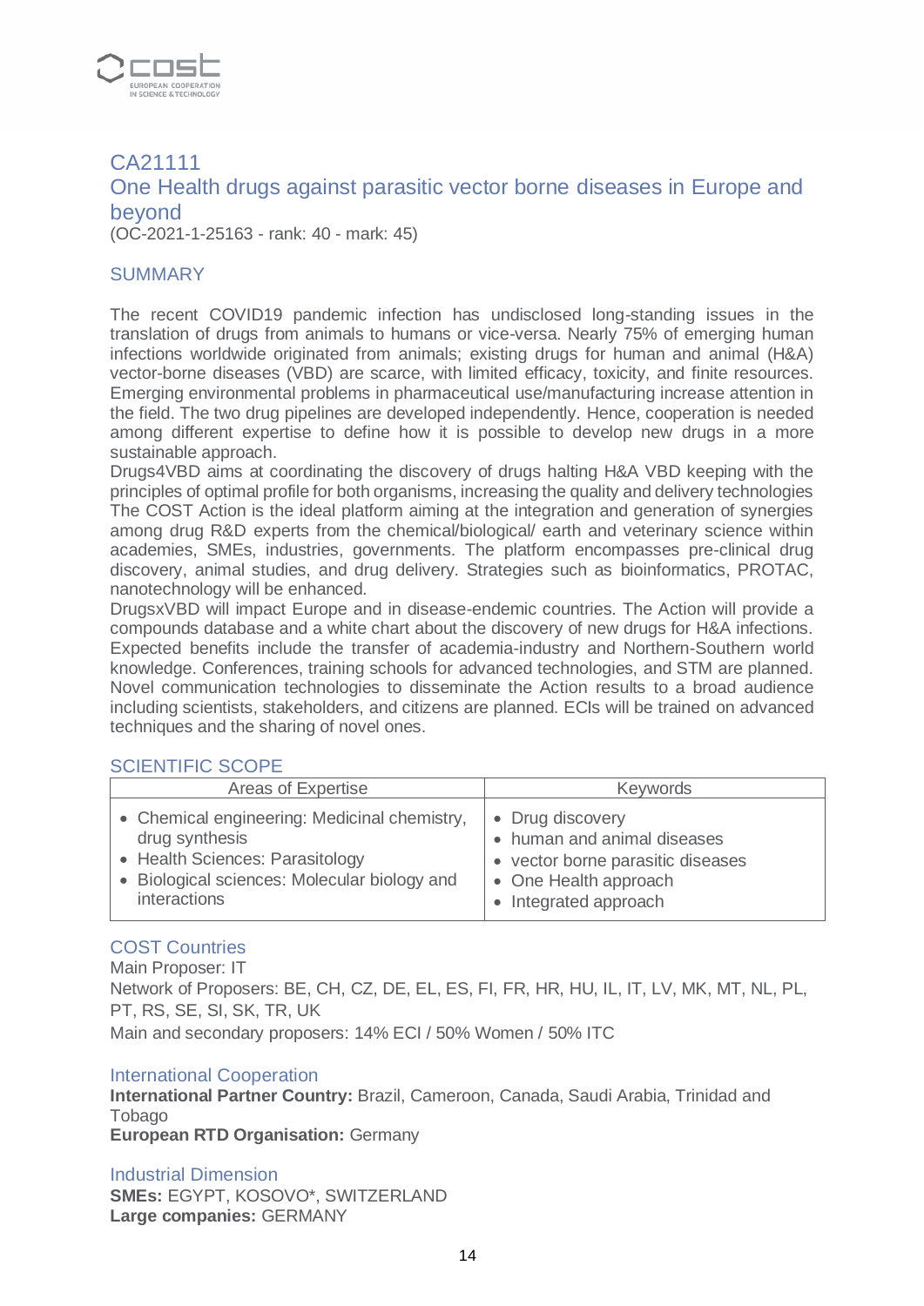## CA21111

## One Health drugs against parasitic vector borne diseases in Europe and beyond

(OC-2021-1-25163 - rank: 40 - mark: 45)

### SUMMARY

The recent COVID19 pandemic infection has undisclosed long-standing issues in the translation of drugs from animals to humans or vice-versa. Nearly 75% of emerging human infections worldwide originated from animals; existing drugs for human and animal (H&A) vector-borne diseases (VBD) are scarce, with limited efficacy, toxicity, and finite resources. Emerging environmental problems in pharmaceutical use/manufacturing increase attention in the field. The two drug pipelines are developed independently. Hence, cooperation is needed among different expertise to define how it is possible to develop new drugs in a more sustainable approach.
Drugs4VBD aims at coordinating the discovery of drugs halting H&A VBD keeping with the principles of optimal profile for both organisms, increasing the quality and delivery technologies The COST Action is the ideal platform aiming at the integration and generation of synergies among drug R&D experts from the chemical/biological/ earth and veterinary science within academies, SMEs, industries, governments. The platform encompasses pre-clinical drug discovery, animal studies, and drug delivery. Strategies such as bioinformatics, PROTAC, nanotechnology will be enhanced.
DrugsxVBD will impact Europe and in disease-endemic countries. The Action will provide a compounds database and a white chart about the discovery of new drugs for H&A infections. Expected benefits include the transfer of academia-industry and Northern-Southern world knowledge. Conferences, training schools for advanced technologies, and STM are planned. Novel communication technologies to disseminate the Action results to a broad audience including scientists, stakeholders, and citizens are planned. ECIs will be trained on advanced techniques and the sharing of novel ones.

### SCIENTIFIC SCOPE

| Areas of Expertise | Keywords |
|---|---|
| • Chemical engineering: Medicinal chemistry, drug synthesis<br>• Health Sciences: Parasitology<br>• Biological sciences: Molecular biology and interactions | • Drug discovery<br>• human and animal diseases<br>• vector borne parasitic diseases<br>• One Health approach<br>• Integrated approach |

### COST Countries

Main Proposer: IT
Network of Proposers: BE, CH, CZ, DE, EL, ES, FI, FR, HR, HU, IL, IT, LV, MK, MT, NL, PL, PT, RS, SE, SI, SK, TR, UK
Main and secondary proposers: 14% ECI / 50% Women / 50% ITC

### International Cooperation

**International Partner Country:** Brazil, Cameroon, Canada, Saudi Arabia, Trinidad and Tobago
**European RTD Organisation:** Germany

### Industrial Dimension

**SMEs:** EGYPT, KOSOVO*, SWITZERLAND
**Large companies:** GERMANY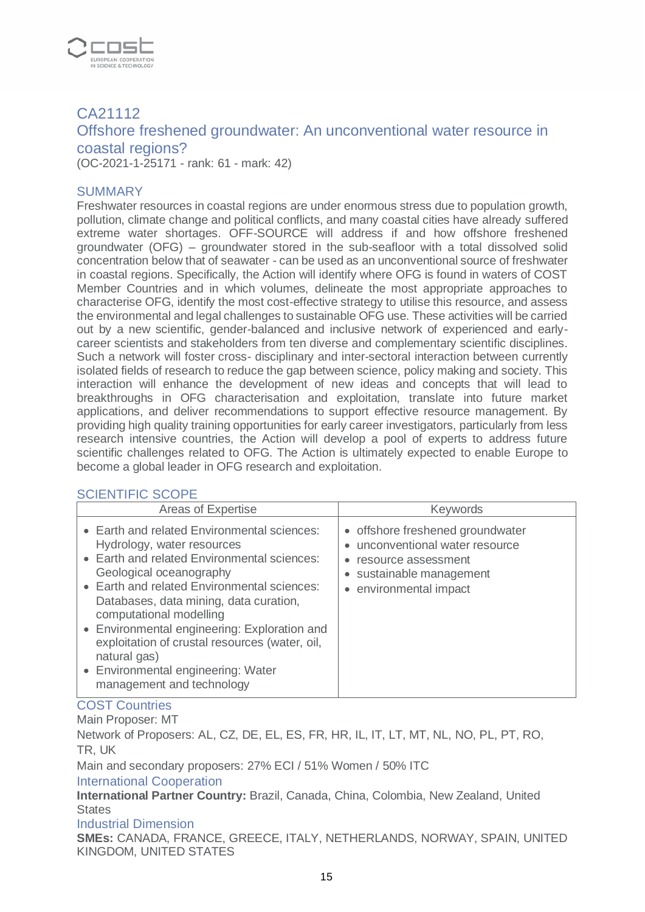## CA21112
## Offshore freshened groundwater: An unconventional water resource in coastal regions?

(OC-2021-1-25171 - rank: 61 - mark: 42)

### SUMMARY

Freshwater resources in coastal regions are under enormous stress due to population growth, pollution, climate change and political conflicts, and many coastal cities have already suffered extreme water shortages. OFF-SOURCE will address if and how offshore freshened groundwater (OFG) – groundwater stored in the sub-seafloor with a total dissolved solid concentration below that of seawater - can be used as an unconventional source of freshwater in coastal regions. Specifically, the Action will identify where OFG is found in waters of COST Member Countries and in which volumes, delineate the most appropriate approaches to characterise OFG, identify the most cost-effective strategy to utilise this resource, and assess the environmental and legal challenges to sustainable OFG use. These activities will be carried out by a new scientific, gender-balanced and inclusive network of experienced and early-career scientists and stakeholders from ten diverse and complementary scientific disciplines. Such a network will foster cross- disciplinary and inter-sectoral interaction between currently isolated fields of research to reduce the gap between science, policy making and society. This interaction will enhance the development of new ideas and concepts that will lead to breakthroughs in OFG characterisation and exploitation, translate into future market applications, and deliver recommendations to support effective resource management. By providing high quality training opportunities for early career investigators, particularly from less research intensive countries, the Action will develop a pool of experts to address future scientific challenges related to OFG. The Action is ultimately expected to enable Europe to become a global leader in OFG research and exploitation.

### SCIENTIFIC SCOPE

| Areas of Expertise | Keywords |
|---|---|
| • Earth and related Environmental sciences: Hydrology, water resources<br>• Earth and related Environmental sciences: Geological oceanography<br>• Earth and related Environmental sciences: Databases, data mining, data curation, computational modelling<br>• Environmental engineering: Exploration and exploitation of crustal resources (water, oil, natural gas)<br>• Environmental engineering: Water management and technology | • offshore freshened groundwater<br>• unconventional water resource<br>• resource assessment<br>• sustainable management<br>• environmental impact |

### COST Countries

Main Proposer: MT

Network of Proposers: AL, CZ, DE, EL, ES, FR, HR, IL, IT, LT, MT, NL, NO, PL, PT, RO, TR, UK

Main and secondary proposers: 27% ECI / 51% Women / 50% ITC

### International Cooperation

**International Partner Country:** Brazil, Canada, China, Colombia, New Zealand, United States

### Industrial Dimension

**SMEs:** CANADA, FRANCE, GREECE, ITALY, NETHERLANDS, NORWAY, SPAIN, UNITED KINGDOM, UNITED STATES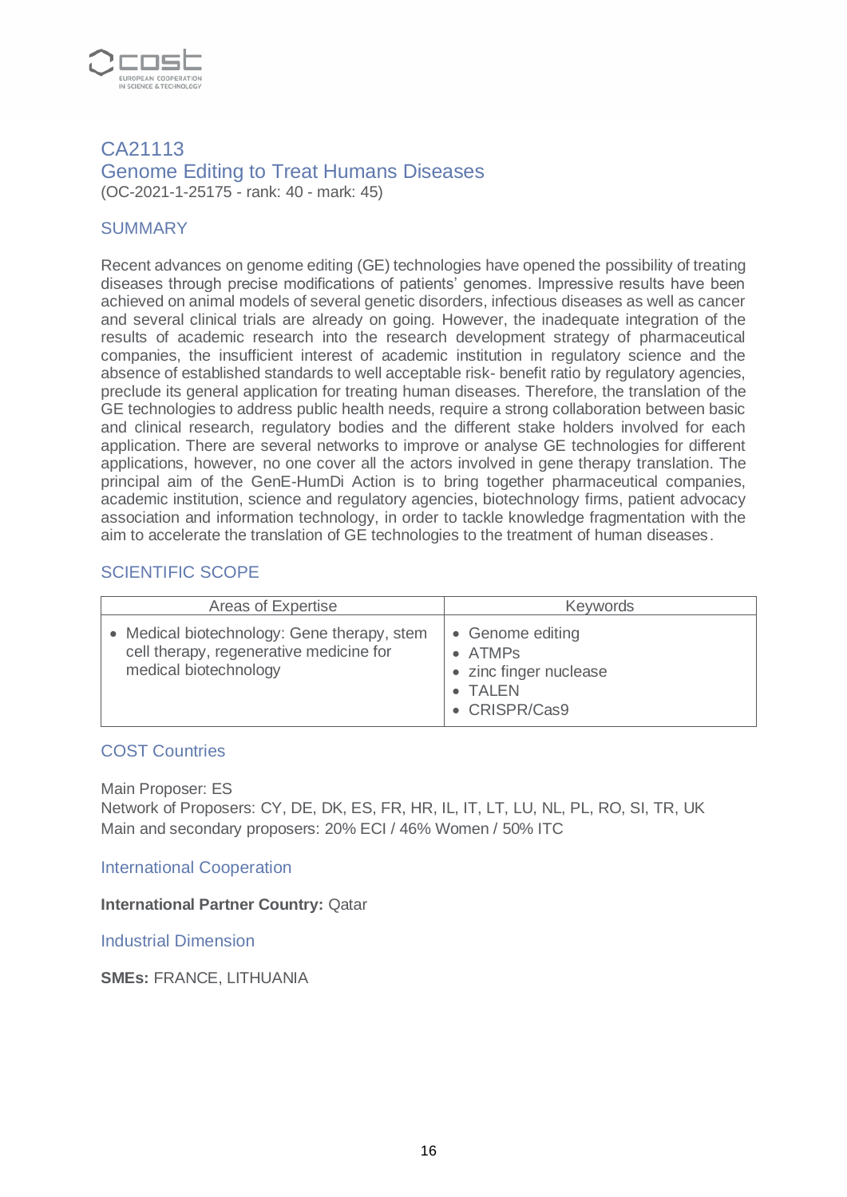## CA21113

## Genome Editing to Treat Humans Diseases

(OC-2021-1-25175 - rank: 40 - mark: 45)

### SUMMARY

Recent advances on genome editing (GE) technologies have opened the possibility of treating diseases through precise modifications of patients' genomes. Impressive results have been achieved on animal models of several genetic disorders, infectious diseases as well as cancer and several clinical trials are already on going. However, the inadequate integration of the results of academic research into the research development strategy of pharmaceutical companies, the insufficient interest of academic institution in regulatory science and the absence of established standards to well acceptable risk- benefit ratio by regulatory agencies, preclude its general application for treating human diseases. Therefore, the translation of the GE technologies to address public health needs, require a strong collaboration between basic and clinical research, regulatory bodies and the different stake holders involved for each application. There are several networks to improve or analyse GE technologies for different applications, however, no one cover all the actors involved in gene therapy translation. The principal aim of the GenE-HumDi Action is to bring together pharmaceutical companies, academic institution, science and regulatory agencies, biotechnology firms, patient advocacy association and information technology, in order to tackle knowledge fragmentation with the aim to accelerate the translation of GE technologies to the treatment of human diseases.

### SCIENTIFIC SCOPE

| Areas of Expertise | Keywords |
|---|---|
| • Medical biotechnology: Gene therapy, stem cell therapy, regenerative medicine for medical biotechnology | • Genome editing<br>• ATMPs<br>• zinc finger nuclease<br>• TALEN<br>• CRISPR/Cas9 |

### COST Countries

Main Proposer: ES

Network of Proposers: CY, DE, DK, ES, FR, HR, IL, IT, LT, LU, NL, PL, RO, SI, TR, UK

Main and secondary proposers: 20% ECI / 46% Women / 50% ITC

### International Cooperation

**International Partner Country:** Qatar

### Industrial Dimension

**SMEs:** FRANCE, LITHUANIA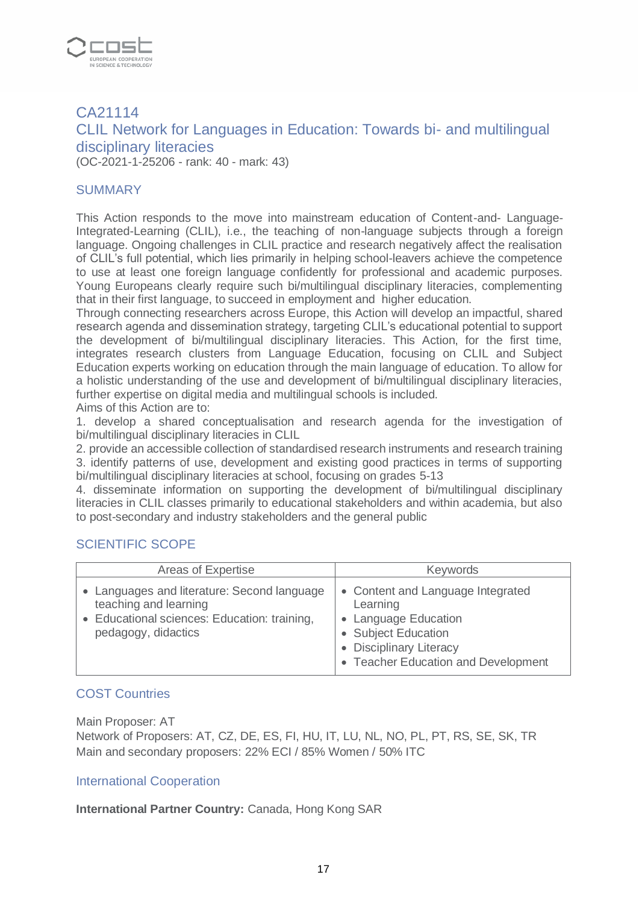## CA21114

## CLIL Network for Languages in Education: Towards bi- and multilingual disciplinary literacies

(OC-2021-1-25206 - rank: 40 - mark: 43)

### SUMMARY

This Action responds to the move into mainstream education of Content-and- Language-Integrated-Learning (CLIL), i.e., the teaching of non-language subjects through a foreign language. Ongoing challenges in CLIL practice and research negatively affect the realisation of CLIL's full potential, which lies primarily in helping school-leavers achieve the competence to use at least one foreign language confidently for professional and academic purposes. Young Europeans clearly require such bi/multilingual disciplinary literacies, complementing that in their first language, to succeed in employment and higher education.

Through connecting researchers across Europe, this Action will develop an impactful, shared research agenda and dissemination strategy, targeting CLIL's educational potential to support the development of bi/multilingual disciplinary literacies. This Action, for the first time, integrates research clusters from Language Education, focusing on CLIL and Subject Education experts working on education through the main language of education. To allow for a holistic understanding of the use and development of bi/multilingual disciplinary literacies, further expertise on digital media and multilingual schools is included.

Aims of this Action are to:

1. develop a shared conceptualisation and research agenda for the investigation of bi/multilingual disciplinary literacies in CLIL
2. provide an accessible collection of standardised research instruments and research training
3. identify patterns of use, development and existing good practices in terms of supporting bi/multilingual disciplinary literacies at school, focusing on grades 5-13
4. disseminate information on supporting the development of bi/multilingual disciplinary literacies in CLIL classes primarily to educational stakeholders and within academia, but also to post-secondary and industry stakeholders and the general public

### SCIENTIFIC SCOPE

| Areas of Expertise | Keywords |
| --- | --- |
| • Languages and literature: Second language teaching and learning<br>• Educational sciences: Education: training, pedagogy, didactics | • Content and Language Integrated Learning<br>• Language Education<br>• Subject Education<br>• Disciplinary Literacy<br>• Teacher Education and Development |

### COST Countries

Main Proposer: AT

Network of Proposers: AT, CZ, DE, ES, FI, HU, IT, LU, NL, NO, PL, PT, RS, SE, SK, TR

Main and secondary proposers: 22% ECI / 85% Women / 50% ITC

### International Cooperation

**International Partner Country:** Canada, Hong Kong SAR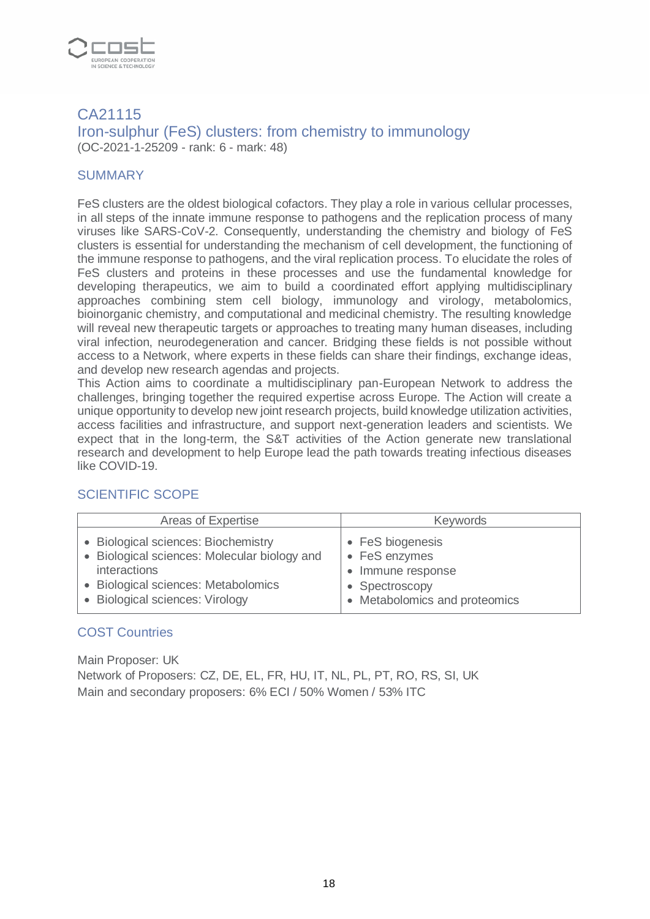## CA21115

## Iron-sulphur (FeS) clusters: from chemistry to immunology

(OC-2021-1-25209 - rank: 6 - mark: 48)

### SUMMARY

FeS clusters are the oldest biological cofactors. They play a role in various cellular processes, in all steps of the innate immune response to pathogens and the replication process of many viruses like SARS-CoV-2. Consequently, understanding the chemistry and biology of FeS clusters is essential for understanding the mechanism of cell development, the functioning of the immune response to pathogens, and the viral replication process. To elucidate the roles of FeS clusters and proteins in these processes and use the fundamental knowledge for developing therapeutics, we aim to build a coordinated effort applying multidisciplinary approaches combining stem cell biology, immunology and virology, metabolomics, bioinorganic chemistry, and computational and medicinal chemistry. The resulting knowledge will reveal new therapeutic targets or approaches to treating many human diseases, including viral infection, neurodegeneration and cancer. Bridging these fields is not possible without access to a Network, where experts in these fields can share their findings, exchange ideas, and develop new research agendas and projects.

This Action aims to coordinate a multidisciplinary pan-European Network to address the challenges, bringing together the required expertise across Europe. The Action will create a unique opportunity to develop new joint research projects, build knowledge utilization activities, access facilities and infrastructure, and support next-generation leaders and scientists. We expect that in the long-term, the S&T activities of the Action generate new translational research and development to help Europe lead the path towards treating infectious diseases like COVID-19.

### SCIENTIFIC SCOPE

| Areas of Expertise | Keywords |
|---|---|
| • Biological sciences: Biochemistry<br>• Biological sciences: Molecular biology and interactions<br>• Biological sciences: Metabolomics<br>• Biological sciences: Virology | • FeS biogenesis<br>• FeS enzymes<br>• Immune response<br>• Spectroscopy<br>• Metabolomics and proteomics |

### COST Countries

Main Proposer: UK

Network of Proposers: CZ, DE, EL, FR, HU, IT, NL, PL, PT, RO, RS, SI, UK

Main and secondary proposers: 6% ECI / 50% Women / 53% ITC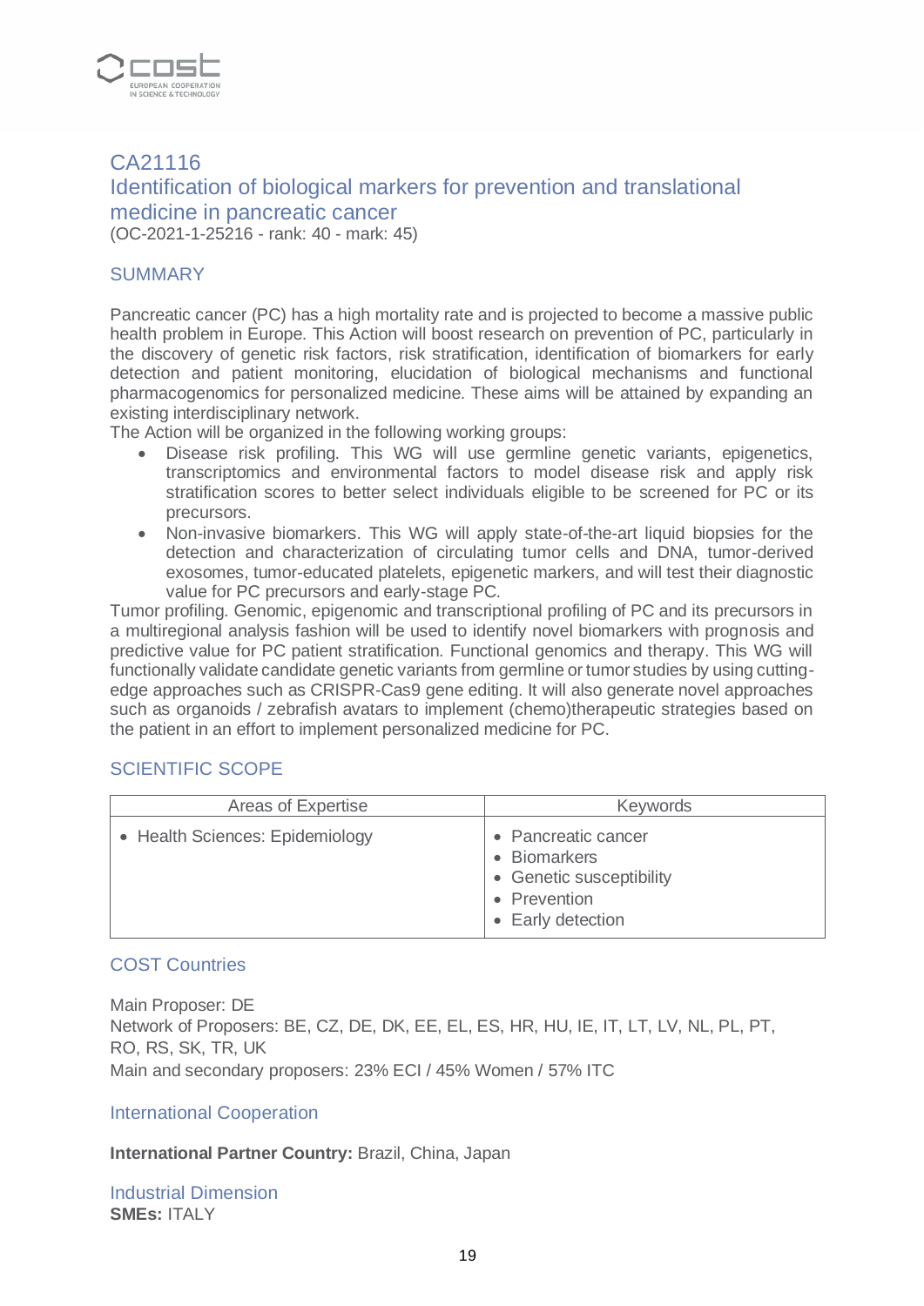## CA21116
## Identification of biological markers for prevention and translational medicine in pancreatic cancer

(OC-2021-1-25216 - rank: 40 - mark: 45)

### SUMMARY

Pancreatic cancer (PC) has a high mortality rate and is projected to become a massive public health problem in Europe. This Action will boost research on prevention of PC, particularly in the discovery of genetic risk factors, risk stratification, identification of biomarkers for early detection and patient monitoring, elucidation of biological mechanisms and functional pharmacogenomics for personalized medicine. These aims will be attained by expanding an existing interdisciplinary network.
The Action will be organized in the following working groups:

- Disease risk profiling. This WG will use germline genetic variants, epigenetics, transcriptomics and environmental factors to model disease risk and apply risk stratification scores to better select individuals eligible to be screened for PC or its precursors.
- Non-invasive biomarkers. This WG will apply state-of-the-art liquid biopsies for the detection and characterization of circulating tumor cells and DNA, tumor-derived exosomes, tumor-educated platelets, epigenetic markers, and will test their diagnostic value for PC precursors and early-stage PC.

Tumor profiling. Genomic, epigenomic and transcriptional profiling of PC and its precursors in a multiregional analysis fashion will be used to identify novel biomarkers with prognosis and predictive value for PC patient stratification. Functional genomics and therapy. This WG will functionally validate candidate genetic variants from germline or tumor studies by using cutting-edge approaches such as CRISPR-Cas9 gene editing. It will also generate novel approaches such as organoids / zebrafish avatars to implement (chemo)therapeutic strategies based on the patient in an effort to implement personalized medicine for PC.

### SCIENTIFIC SCOPE

| Areas of Expertise | Keywords |
|---|---|
| • Health Sciences: Epidemiology | • Pancreatic cancer<br>• Biomarkers<br>• Genetic susceptibility<br>• Prevention<br>• Early detection |

### COST Countries

Main Proposer: DE
Network of Proposers: BE, CZ, DE, DK, EE, EL, ES, HR, HU, IE, IT, LT, LV, NL, PL, PT, RO, RS, SK, TR, UK
Main and secondary proposers: 23% ECI / 45% Women / 57% ITC

### International Cooperation

**International Partner Country:** Brazil, China, Japan

### Industrial Dimension

**SMEs:** ITALY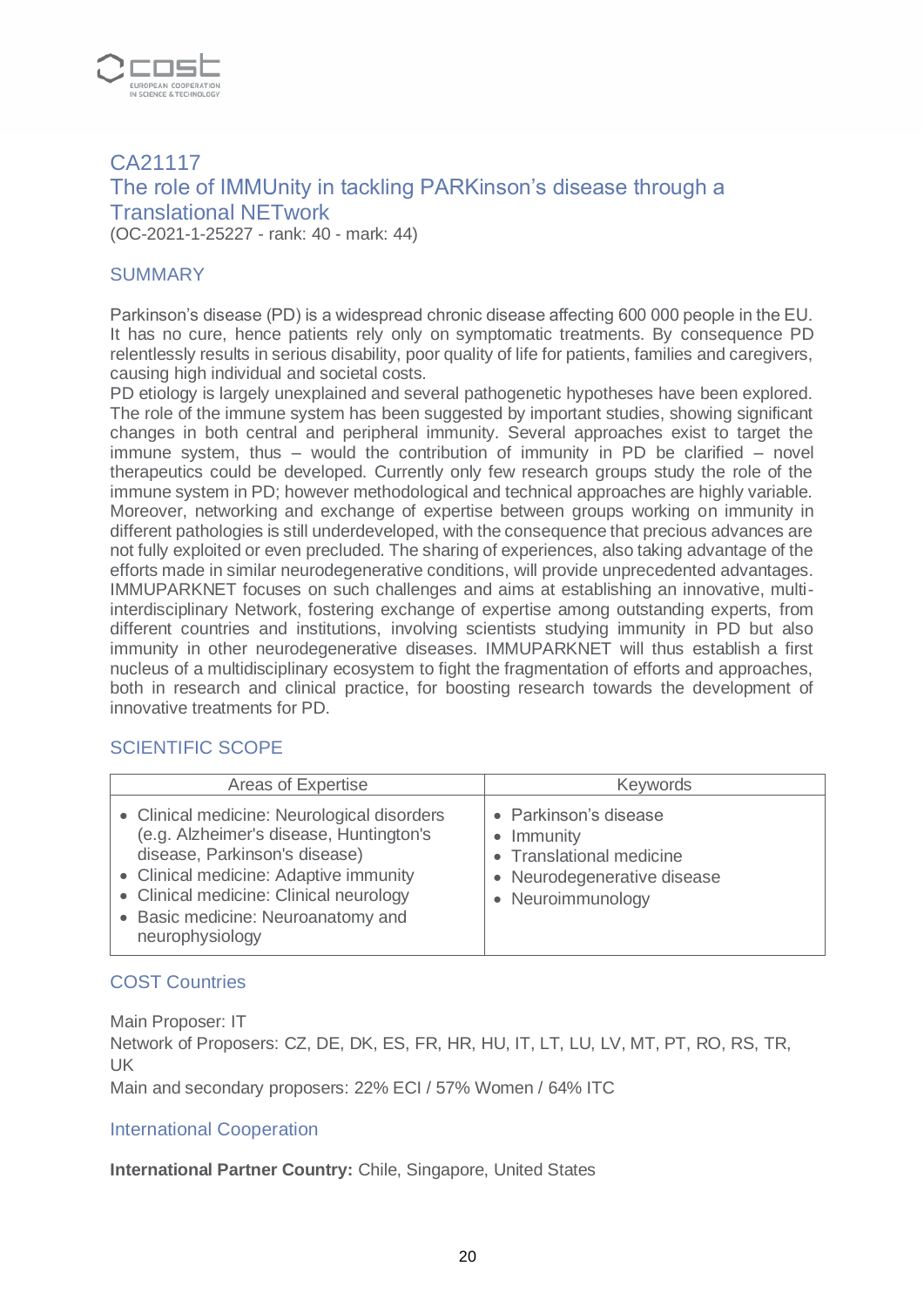## CA21117
## The role of IMMUnity in tackling PARKinson's disease through a Translational NETwork

(OC-2021-1-25227 - rank: 40 - mark: 44)

### SUMMARY

Parkinson's disease (PD) is a widespread chronic disease affecting 600 000 people in the EU. It has no cure, hence patients rely only on symptomatic treatments. By consequence PD relentlessly results in serious disability, poor quality of life for patients, families and caregivers, causing high individual and societal costs.
PD etiology is largely unexplained and several pathogenetic hypotheses have been explored. The role of the immune system has been suggested by important studies, showing significant changes in both central and peripheral immunity. Several approaches exist to target the immune system, thus – would the contribution of immunity in PD be clarified – novel therapeutics could be developed. Currently only few research groups study the role of the immune system in PD; however methodological and technical approaches are highly variable. Moreover, networking and exchange of expertise between groups working on immunity in different pathologies is still underdeveloped, with the consequence that precious advances are not fully exploited or even precluded. The sharing of experiences, also taking advantage of the efforts made in similar neurodegenerative conditions, will provide unprecedented advantages. IMMUPARKNET focuses on such challenges and aims at establishing an innovative, multi-interdisciplinary Network, fostering exchange of expertise among outstanding experts, from different countries and institutions, involving scientists studying immunity in PD but also immunity in other neurodegenerative diseases. IMMUPARKNET will thus establish a first nucleus of a multidisciplinary ecosystem to fight the fragmentation of efforts and approaches, both in research and clinical practice, for boosting research towards the development of innovative treatments for PD.

### SCIENTIFIC SCOPE

| Areas of Expertise | Keywords |
|---|---|
| • Clinical medicine: Neurological disorders (e.g. Alzheimer's disease, Huntington's disease, Parkinson's disease)<br>• Clinical medicine: Adaptive immunity<br>• Clinical medicine: Clinical neurology<br>• Basic medicine: Neuroanatomy and neurophysiology | • Parkinson's disease<br>• Immunity<br>• Translational medicine<br>• Neurodegenerative disease<br>• Neuroimmunology |

### COST Countries

Main Proposer: IT
Network of Proposers: CZ, DE, DK, ES, FR, HR, HU, IT, LT, LU, LV, MT, PT, RO, RS, TR, UK
Main and secondary proposers: 22% ECI / 57% Women / 64% ITC

### International Cooperation

**International Partner Country:** Chile, Singapore, United States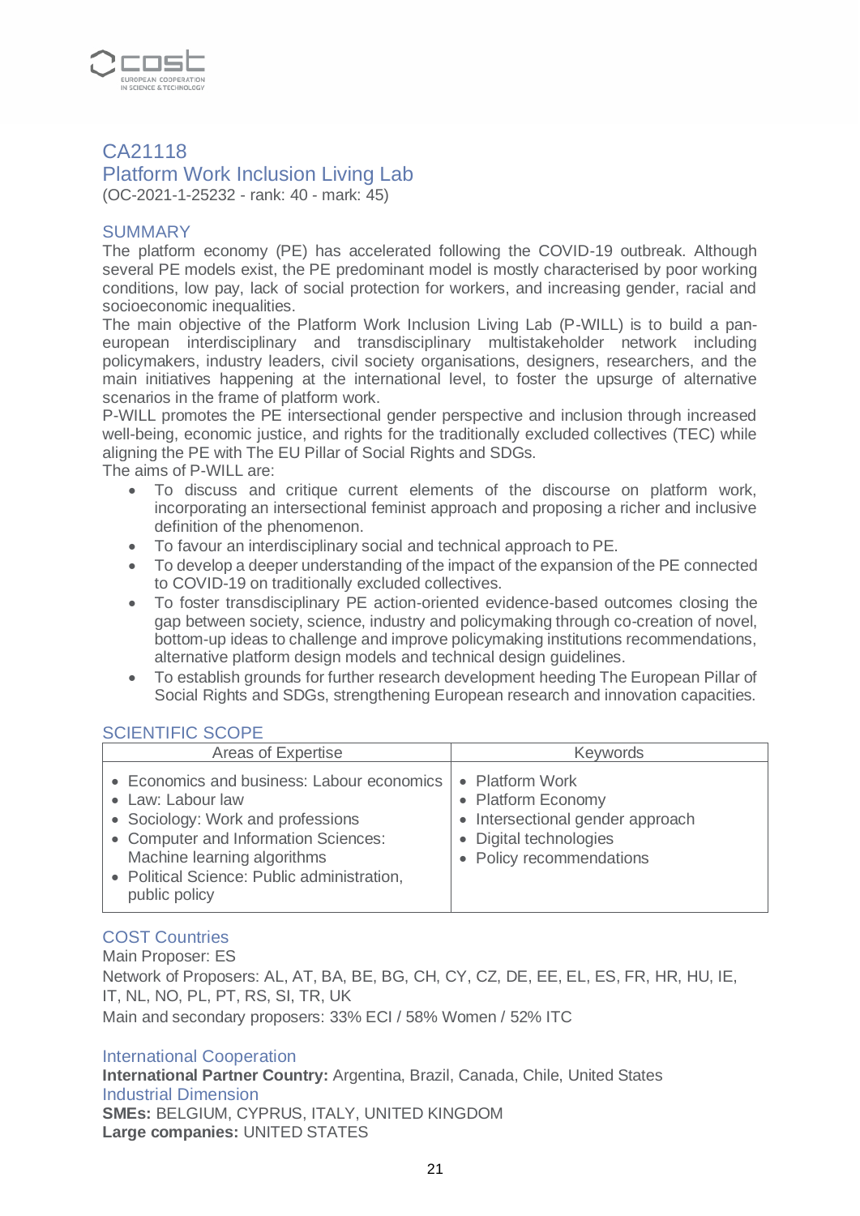## CA21118

## Platform Work Inclusion Living Lab

(OC-2021-1-25232 - rank: 40 - mark: 45)

### SUMMARY

The platform economy (PE) has accelerated following the COVID-19 outbreak. Although several PE models exist, the PE predominant model is mostly characterised by poor working conditions, low pay, lack of social protection for workers, and increasing gender, racial and socioeconomic inequalities.

The main objective of the Platform Work Inclusion Living Lab (P-WILL) is to build a pan-european interdisciplinary and transdisciplinary multistakeholder network including policymakers, industry leaders, civil society organisations, designers, researchers, and the main initiatives happening at the international level, to foster the upsurge of alternative scenarios in the frame of platform work.

P-WILL promotes the PE intersectional gender perspective and inclusion through increased well-being, economic justice, and rights for the traditionally excluded collectives (TEC) while aligning the PE with The EU Pillar of Social Rights and SDGs.

The aims of P-WILL are:

- To discuss and critique current elements of the discourse on platform work, incorporating an intersectional feminist approach and proposing a richer and inclusive definition of the phenomenon.
- To favour an interdisciplinary social and technical approach to PE.
- To develop a deeper understanding of the impact of the expansion of the PE connected to COVID-19 on traditionally excluded collectives.
- To foster transdisciplinary PE action-oriented evidence-based outcomes closing the gap between society, science, industry and policymaking through co-creation of novel, bottom-up ideas to challenge and improve policymaking institutions recommendations, alternative platform design models and technical design guidelines.
- To establish grounds for further research development heeding The European Pillar of Social Rights and SDGs, strengthening European research and innovation capacities.

### SCIENTIFIC SCOPE

| Areas of Expertise | Keywords |
|---|---|
| • Economics and business: Labour economics<br>• Law: Labour law<br>• Sociology: Work and professions<br>• Computer and Information Sciences: Machine learning algorithms<br>• Political Science: Public administration, public policy | • Platform Work<br>• Platform Economy<br>• Intersectional gender approach<br>• Digital technologies<br>• Policy recommendations |

### COST Countries

Main Proposer: ES

Network of Proposers: AL, AT, BA, BE, BG, CH, CY, CZ, DE, EE, EL, ES, FR, HR, HU, IE, IT, NL, NO, PL, PT, RS, SI, TR, UK

Main and secondary proposers: 33% ECI / 58% Women / 52% ITC

### International Cooperation

**International Partner Country:** Argentina, Brazil, Canada, Chile, United States

### Industrial Dimension

**SMEs:** BELGIUM, CYPRUS, ITALY, UNITED KINGDOM

**Large companies:** UNITED STATES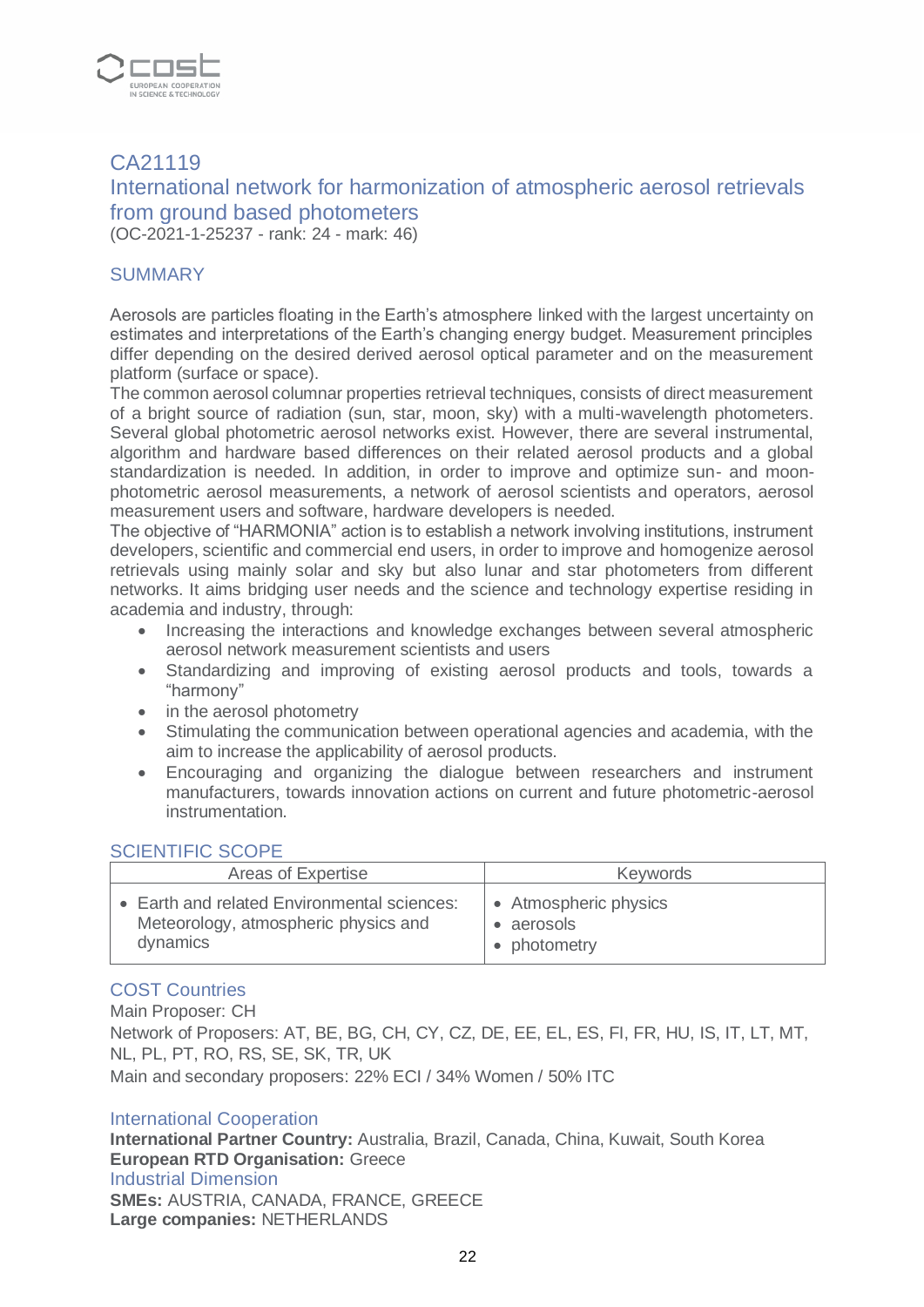## CA21119

## International network for harmonization of atmospheric aerosol retrievals from ground based photometers

(OC-2021-1-25237 - rank: 24 - mark: 46)

### SUMMARY

Aerosols are particles floating in the Earth's atmosphere linked with the largest uncertainty on estimates and interpretations of the Earth's changing energy budget. Measurement principles differ depending on the desired derived aerosol optical parameter and on the measurement platform (surface or space).

The common aerosol columnar properties retrieval techniques, consists of direct measurement of a bright source of radiation (sun, star, moon, sky) with a multi-wavelength photometers. Several global photometric aerosol networks exist. However, there are several instrumental, algorithm and hardware based differences on their related aerosol products and a global standardization is needed. In addition, in order to improve and optimize sun- and moon-photometric aerosol measurements, a network of aerosol scientists and operators, aerosol measurement users and software, hardware developers is needed.

The objective of "HARMONIA" action is to establish a network involving institutions, instrument developers, scientific and commercial end users, in order to improve and homogenize aerosol retrievals using mainly solar and sky but also lunar and star photometers from different networks. It aims bridging user needs and the science and technology expertise residing in academia and industry, through:

- Increasing the interactions and knowledge exchanges between several atmospheric aerosol network measurement scientists and users
- Standardizing and improving of existing aerosol products and tools, towards a "harmony"
- in the aerosol photometry
- Stimulating the communication between operational agencies and academia, with the aim to increase the applicability of aerosol products.
- Encouraging and organizing the dialogue between researchers and instrument manufacturers, towards innovation actions on current and future photometric-aerosol instrumentation.

### SCIENTIFIC SCOPE

| Areas of Expertise | Keywords |
|---|---|
| • Earth and related Environmental sciences: Meteorology, atmospheric physics and dynamics | • Atmospheric physics<br>• aerosols<br>• photometry |

### COST Countries

Main Proposer: CH

Network of Proposers: AT, BE, BG, CH, CY, CZ, DE, EE, EL, ES, FI, FR, HU, IS, IT, LT, MT, NL, PL, PT, RO, RS, SE, SK, TR, UK

Main and secondary proposers: 22% ECI / 34% Women / 50% ITC

### International Cooperation

**International Partner Country:** Australia, Brazil, Canada, China, Kuwait, South Korea

**European RTD Organisation:** Greece

### Industrial Dimension

**SMEs:** AUSTRIA, CANADA, FRANCE, GREECE

**Large companies:** NETHERLANDS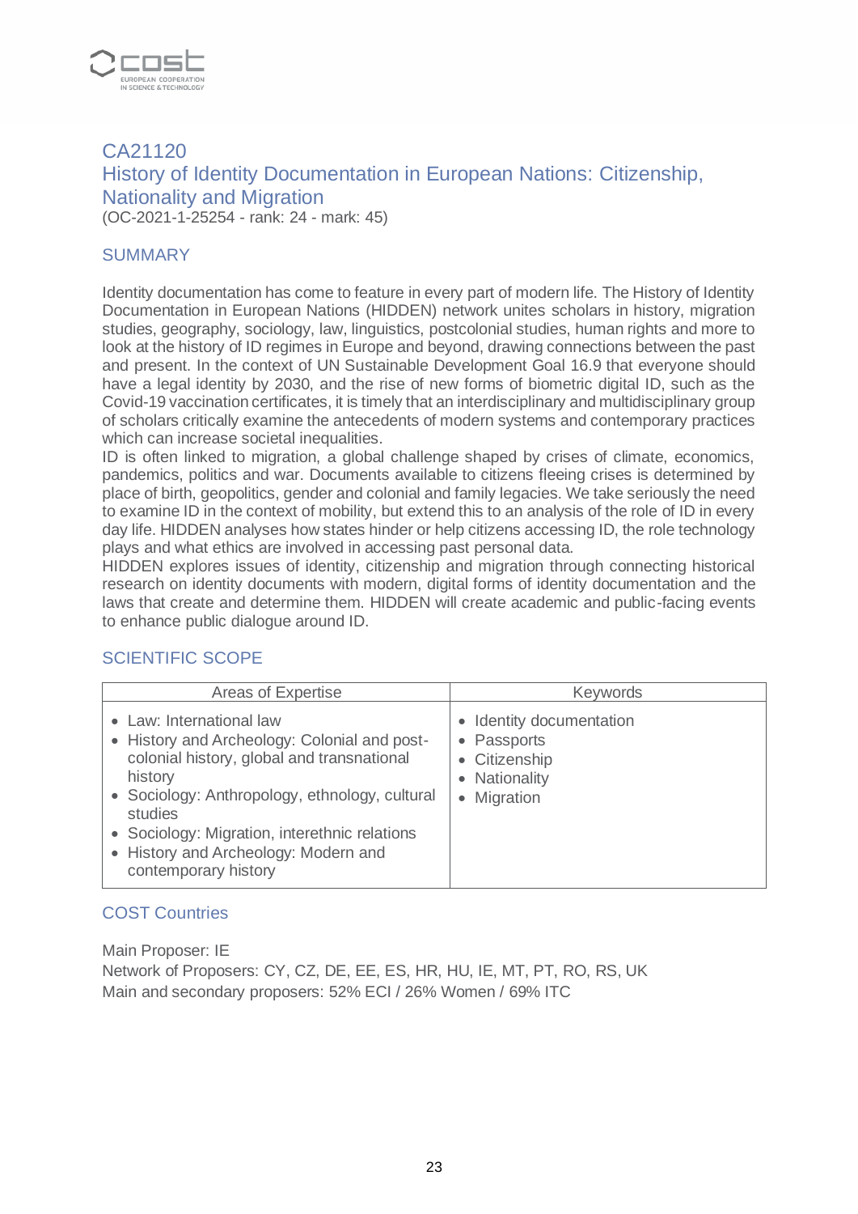## CA21120
## History of Identity Documentation in European Nations: Citizenship, Nationality and Migration

(OC-2021-1-25254 - rank: 24 - mark: 45)

### SUMMARY

Identity documentation has come to feature in every part of modern life. The History of Identity Documentation in European Nations (HIDDEN) network unites scholars in history, migration studies, geography, sociology, law, linguistics, postcolonial studies, human rights and more to look at the history of ID regimes in Europe and beyond, drawing connections between the past and present. In the context of UN Sustainable Development Goal 16.9 that everyone should have a legal identity by 2030, and the rise of new forms of biometric digital ID, such as the Covid-19 vaccination certificates, it is timely that an interdisciplinary and multidisciplinary group of scholars critically examine the antecedents of modern systems and contemporary practices which can increase societal inequalities.
ID is often linked to migration, a global challenge shaped by crises of climate, economics, pandemics, politics and war. Documents available to citizens fleeing crises is determined by place of birth, geopolitics, gender and colonial and family legacies. We take seriously the need to examine ID in the context of mobility, but extend this to an analysis of the role of ID in every day life. HIDDEN analyses how states hinder or help citizens accessing ID, the role technology plays and what ethics are involved in accessing past personal data.
HIDDEN explores issues of identity, citizenship and migration through connecting historical research on identity documents with modern, digital forms of identity documentation and the laws that create and determine them. HIDDEN will create academic and public-facing events to enhance public dialogue around ID.

### SCIENTIFIC SCOPE

| Areas of Expertise | Keywords |
| --- | --- |
| • Law: International law<br>• History and Archeology: Colonial and post-colonial history, global and transnational history<br>• Sociology: Anthropology, ethnology, cultural studies<br>• Sociology: Migration, interethnic relations<br>• History and Archeology: Modern and contemporary history | • Identity documentation<br>• Passports<br>• Citizenship<br>• Nationality<br>• Migration |

### COST Countries

Main Proposer: IE
Network of Proposers: CY, CZ, DE, EE, ES, HR, HU, IE, MT, PT, RO, RS, UK
Main and secondary proposers: 52% ECI / 26% Women / 69% ITC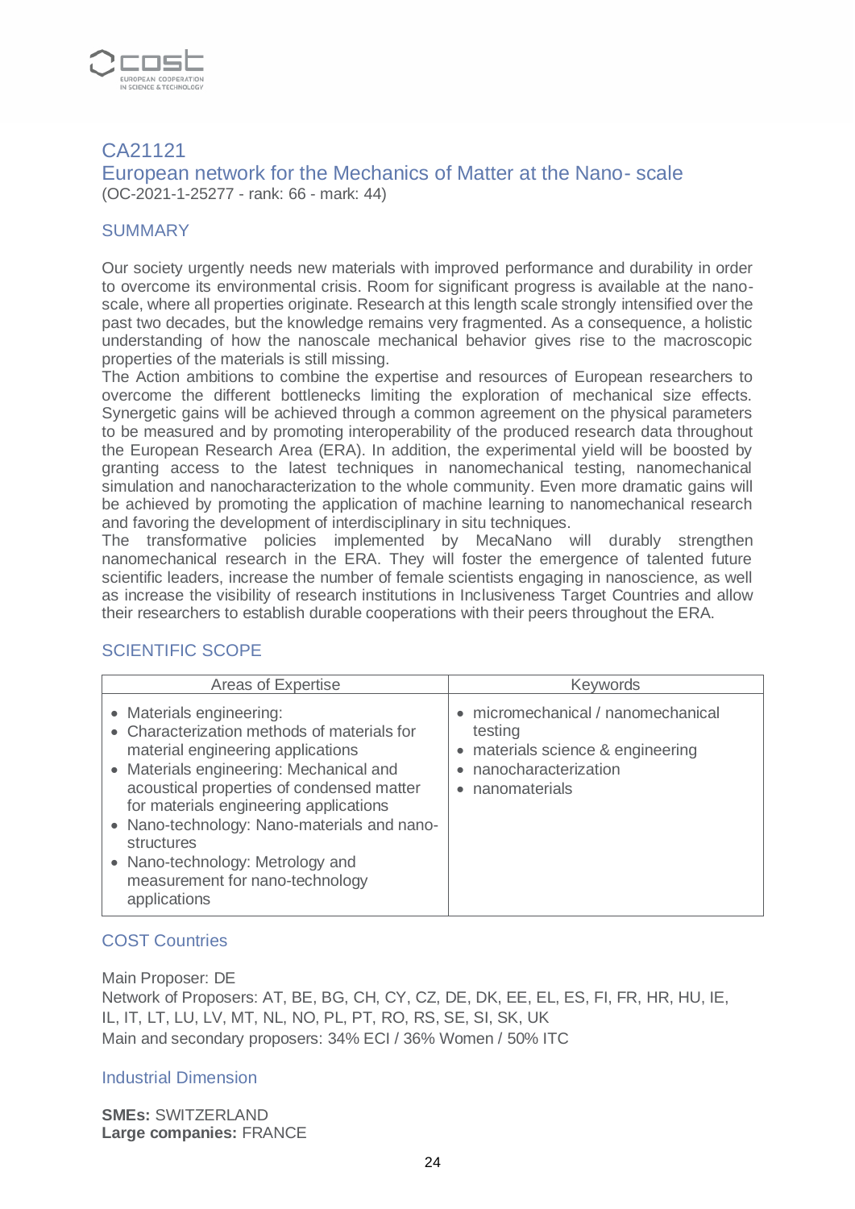## CA21121

## European network for the Mechanics of Matter at the Nano- scale

(OC-2021-1-25277 - rank: 66 - mark: 44)

### SUMMARY

Our society urgently needs new materials with improved performance and durability in order to overcome its environmental crisis. Room for significant progress is available at the nano-scale, where all properties originate. Research at this length scale strongly intensified over the past two decades, but the knowledge remains very fragmented. As a consequence, a holistic understanding of how the nanoscale mechanical behavior gives rise to the macroscopic properties of the materials is still missing.
The Action ambitions to combine the expertise and resources of European researchers to overcome the different bottlenecks limiting the exploration of mechanical size effects. Synergetic gains will be achieved through a common agreement on the physical parameters to be measured and by promoting interoperability of the produced research data throughout the European Research Area (ERA). In addition, the experimental yield will be boosted by granting access to the latest techniques in nanomechanical testing, nanomechanical simulation and nanocharacterization to the whole community. Even more dramatic gains will be achieved by promoting the application of machine learning to nanomechanical research and favoring the development of interdisciplinary in situ techniques.
The transformative policies implemented by MecaNano will durably strengthen nanomechanical research in the ERA. They will foster the emergence of talented future scientific leaders, increase the number of female scientists engaging in nanoscience, as well as increase the visibility of research institutions in Inclusiveness Target Countries and allow their researchers to establish durable cooperations with their peers throughout the ERA.

### SCIENTIFIC SCOPE

| Areas of Expertise | Keywords |
|---|---|
| • Materials engineering:<br>• Characterization methods of materials for material engineering applications<br>• Materials engineering: Mechanical and acoustical properties of condensed matter for materials engineering applications<br>• Nano-technology: Nano-materials and nano-structures<br>• Nano-technology: Metrology and measurement for nano-technology applications | • micromechanical / nanomechanical testing<br>• materials science & engineering<br>• nanocharacterization<br>• nanomaterials |

### COST Countries

Main Proposer: DE
Network of Proposers: AT, BE, BG, CH, CY, CZ, DE, DK, EE, EL, ES, FI, FR, HR, HU, IE, IL, IT, LT, LU, LV, MT, NL, NO, PL, PT, RO, RS, SE, SI, SK, UK
Main and secondary proposers: 34% ECI / 36% Women / 50% ITC

### Industrial Dimension

**SMEs:** SWITZERLAND
**Large companies:** FRANCE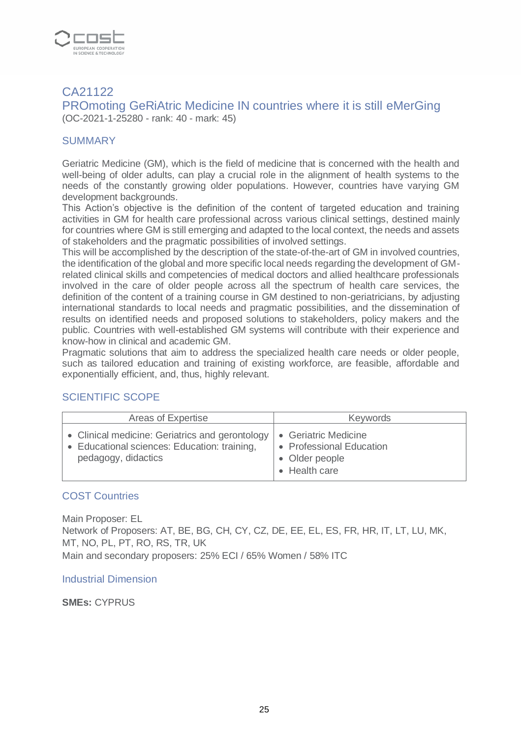## CA21122

## PROmoting GeRiAtric Medicine IN countries where it is still eMerGing

(OC-2021-1-25280 - rank: 40 - mark: 45)

### SUMMARY

Geriatric Medicine (GM), which is the field of medicine that is concerned with the health and well-being of older adults, can play a crucial role in the alignment of health systems to the needs of the constantly growing older populations. However, countries have varying GM development backgrounds.

This Action's objective is the definition of the content of targeted education and training activities in GM for health care professional across various clinical settings, destined mainly for countries where GM is still emerging and adapted to the local context, the needs and assets of stakeholders and the pragmatic possibilities of involved settings.

This will be accomplished by the description of the state-of-the-art of GM in involved countries, the identification of the global and more specific local needs regarding the development of GM-related clinical skills and competencies of medical doctors and allied healthcare professionals involved in the care of older people across all the spectrum of health care services, the definition of the content of a training course in GM destined to non-geriatricians, by adjusting international standards to local needs and pragmatic possibilities, and the dissemination of results on identified needs and proposed solutions to stakeholders, policy makers and the public. Countries with well-established GM systems will contribute with their experience and know-how in clinical and academic GM.

Pragmatic solutions that aim to address the specialized health care needs or older people, such as tailored education and training of existing workforce, are feasible, affordable and exponentially efficient, and, thus, highly relevant.

### SCIENTIFIC SCOPE

| Areas of Expertise | Keywords |
|---|---|
| • Clinical medicine: Geriatrics and gerontology<br>• Educational sciences: Education: training, pedagogy, didactics | • Geriatric Medicine<br>• Professional Education<br>• Older people<br>• Health care |

### COST Countries

Main Proposer: EL

Network of Proposers: AT, BE, BG, CH, CY, CZ, DE, EE, EL, ES, FR, HR, IT, LT, LU, MK, MT, NO, PL, PT, RO, RS, TR, UK

Main and secondary proposers: 25% ECI / 65% Women / 58% ITC

### Industrial Dimension

**SMEs:** CYPRUS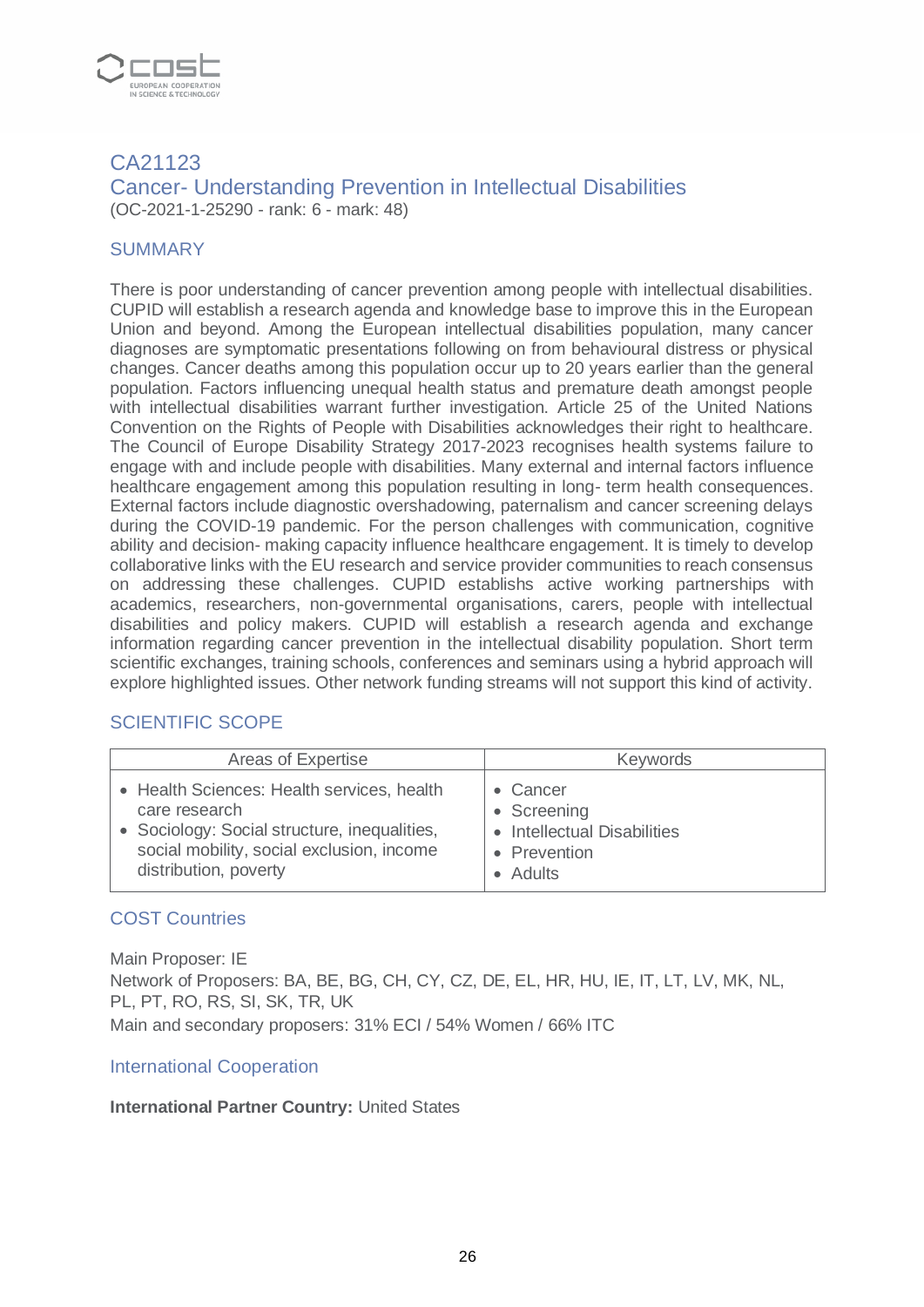## CA21123

## Cancer- Understanding Prevention in Intellectual Disabilities

(OC-2021-1-25290 - rank: 6 - mark: 48)

### SUMMARY

There is poor understanding of cancer prevention among people with intellectual disabilities. CUPID will establish a research agenda and knowledge base to improve this in the European Union and beyond. Among the European intellectual disabilities population, many cancer diagnoses are symptomatic presentations following on from behavioural distress or physical changes. Cancer deaths among this population occur up to 20 years earlier than the general population. Factors influencing unequal health status and premature death amongst people with intellectual disabilities warrant further investigation. Article 25 of the United Nations Convention on the Rights of People with Disabilities acknowledges their right to healthcare. The Council of Europe Disability Strategy 2017-2023 recognises health systems failure to engage with and include people with disabilities. Many external and internal factors influence healthcare engagement among this population resulting in long- term health consequences. External factors include diagnostic overshadowing, paternalism and cancer screening delays during the COVID-19 pandemic. For the person challenges with communication, cognitive ability and decision- making capacity influence healthcare engagement. It is timely to develop collaborative links with the EU research and service provider communities to reach consensus on addressing these challenges. CUPID establishs active working partnerships with academics, researchers, non-governmental organisations, carers, people with intellectual disabilities and policy makers. CUPID will establish a research agenda and exchange information regarding cancer prevention in the intellectual disability population. Short term scientific exchanges, training schools, conferences and seminars using a hybrid approach will explore highlighted issues. Other network funding streams will not support this kind of activity.

### SCIENTIFIC SCOPE

| Areas of Expertise | Keywords |
|---|---|
| • Health Sciences: Health services, health care research<br>• Sociology: Social structure, inequalities, social mobility, social exclusion, income distribution, poverty | • Cancer<br>• Screening<br>• Intellectual Disabilities<br>• Prevention<br>• Adults |

### COST Countries

Main Proposer: IE
Network of Proposers: BA, BE, BG, CH, CY, CZ, DE, EL, HR, HU, IE, IT, LT, LV, MK, NL, PL, PT, RO, RS, SI, SK, TR, UK
Main and secondary proposers: 31% ECI / 54% Women / 66% ITC

### International Cooperation

**International Partner Country:** United States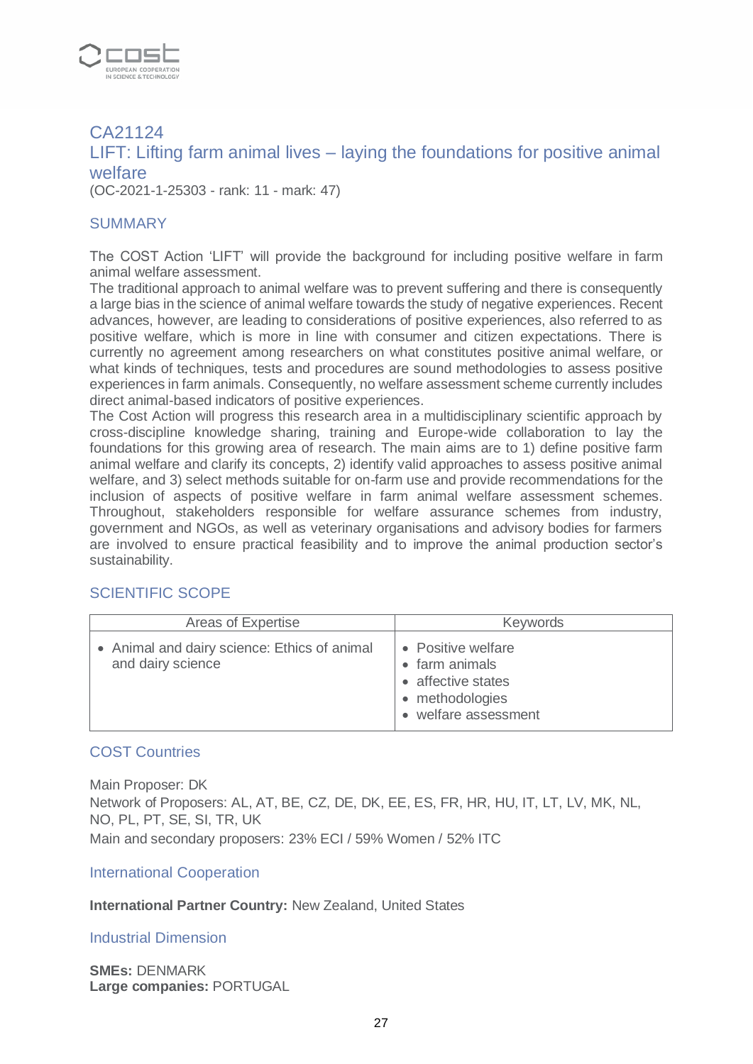## CA21124

## LIFT: Lifting farm animal lives – laying the foundations for positive animal welfare

(OC-2021-1-25303 - rank: 11 - mark: 47)

### SUMMARY

The COST Action 'LIFT' will provide the background for including positive welfare in farm animal welfare assessment.

The traditional approach to animal welfare was to prevent suffering and there is consequently a large bias in the science of animal welfare towards the study of negative experiences. Recent advances, however, are leading to considerations of positive experiences, also referred to as positive welfare, which is more in line with consumer and citizen expectations. There is currently no agreement among researchers on what constitutes positive animal welfare, or what kinds of techniques, tests and procedures are sound methodologies to assess positive experiences in farm animals. Consequently, no welfare assessment scheme currently includes direct animal-based indicators of positive experiences.

The Cost Action will progress this research area in a multidisciplinary scientific approach by cross-discipline knowledge sharing, training and Europe-wide collaboration to lay the foundations for this growing area of research. The main aims are to 1) define positive farm animal welfare and clarify its concepts, 2) identify valid approaches to assess positive animal welfare, and 3) select methods suitable for on-farm use and provide recommendations for the inclusion of aspects of positive welfare in farm animal welfare assessment schemes. Throughout, stakeholders responsible for welfare assurance schemes from industry, government and NGOs, as well as veterinary organisations and advisory bodies for farmers are involved to ensure practical feasibility and to improve the animal production sector's sustainability.

### SCIENTIFIC SCOPE

| Areas of Expertise | Keywords |
|---|---|
| • Animal and dairy science: Ethics of animal and dairy science | • Positive welfare<br>• farm animals<br>• affective states<br>• methodologies<br>• welfare assessment |

### COST Countries

Main Proposer: DK
Network of Proposers: AL, AT, BE, CZ, DE, DK, EE, ES, FR, HR, HU, IT, LT, LV, MK, NL, NO, PL, PT, SE, SI, TR, UK
Main and secondary proposers: 23% ECI / 59% Women / 52% ITC

### International Cooperation

**International Partner Country:** New Zealand, United States

### Industrial Dimension

**SMEs:** DENMARK
**Large companies:** PORTUGAL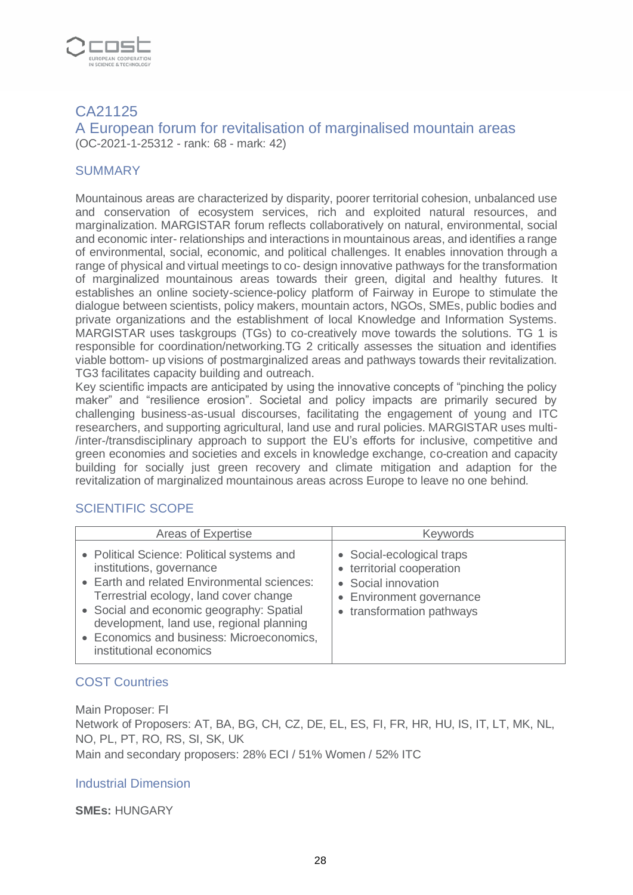## CA21125

## A European forum for revitalisation of marginalised mountain areas

(OC-2021-1-25312 - rank: 68 - mark: 42)

### SUMMARY

Mountainous areas are characterized by disparity, poorer territorial cohesion, unbalanced use and conservation of ecosystem services, rich and exploited natural resources, and marginalization. MARGISTAR forum reflects collaboratively on natural, environmental, social and economic inter- relationships and interactions in mountainous areas, and identifies a range of environmental, social, economic, and political challenges. It enables innovation through a range of physical and virtual meetings to co- design innovative pathways for the transformation of marginalized mountainous areas towards their green, digital and healthy futures. It establishes an online society-science-policy platform of Fairway in Europe to stimulate the dialogue between scientists, policy makers, mountain actors, NGOs, SMEs, public bodies and private organizations and the establishment of local Knowledge and Information Systems. MARGISTAR uses taskgroups (TGs) to co-creatively move towards the solutions. TG 1 is responsible for coordination/networking.TG 2 critically assesses the situation and identifies viable bottom- up visions of postmarginalized areas and pathways towards their revitalization. TG3 facilitates capacity building and outreach.
Key scientific impacts are anticipated by using the innovative concepts of “pinching the policy maker” and “resilience erosion”. Societal and policy impacts are primarily secured by challenging business-as-usual discourses, facilitating the engagement of young and ITC researchers, and supporting agricultural, land use and rural policies. MARGISTAR uses multi-/inter-/transdisciplinary approach to support the EU’s efforts for inclusive, competitive and green economies and societies and excels in knowledge exchange, co-creation and capacity building for socially just green recovery and climate mitigation and adaption for the revitalization of marginalized mountainous areas across Europe to leave no one behind.

### SCIENTIFIC SCOPE

| Areas of Expertise | Keywords |
|---|---|
| • Political Science: Political systems and institutions, governance<br>• Earth and related Environmental sciences: Terrestrial ecology, land cover change<br>• Social and economic geography: Spatial development, land use, regional planning<br>• Economics and business: Microeconomics, institutional economics | • Social-ecological traps<br>• territorial cooperation<br>• Social innovation<br>• Environment governance<br>• transformation pathways |

### COST Countries

Main Proposer: FI
Network of Proposers: AT, BA, BG, CH, CZ, DE, EL, ES, FI, FR, HR, HU, IS, IT, LT, MK, NL, NO, PL, PT, RO, RS, SI, SK, UK
Main and secondary proposers: 28% ECI / 51% Women / 52% ITC

### Industrial Dimension

**SMEs:** HUNGARY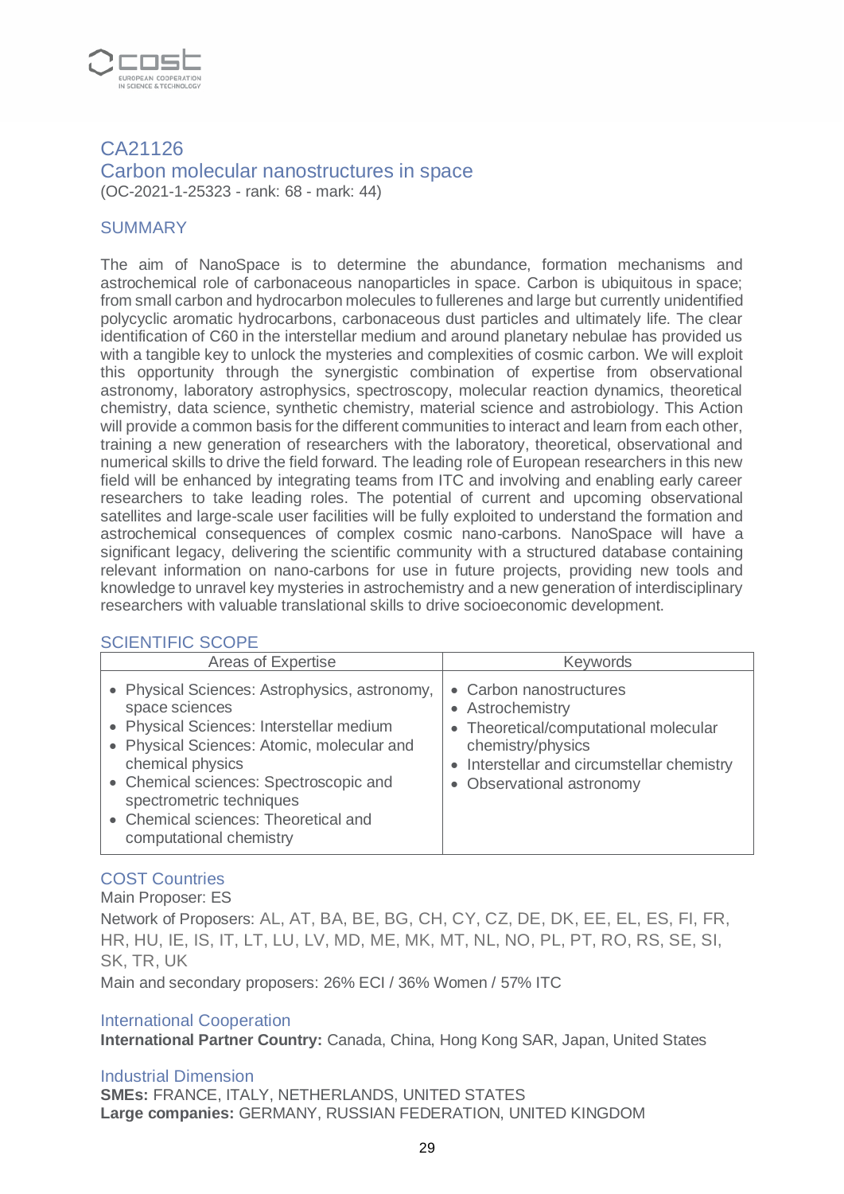## CA21126
## Carbon molecular nanostructures in space

(OC-2021-1-25323 - rank: 68 - mark: 44)

### SUMMARY

The aim of NanoSpace is to determine the abundance, formation mechanisms and astrochemical role of carbonaceous nanoparticles in space. Carbon is ubiquitous in space; from small carbon and hydrocarbon molecules to fullerenes and large but currently unidentified polycyclic aromatic hydrocarbons, carbonaceous dust particles and ultimately life. The clear identification of C60 in the interstellar medium and around planetary nebulae has provided us with a tangible key to unlock the mysteries and complexities of cosmic carbon. We will exploit this opportunity through the synergistic combination of expertise from observational astronomy, laboratory astrophysics, spectroscopy, molecular reaction dynamics, theoretical chemistry, data science, synthetic chemistry, material science and astrobiology. This Action will provide a common basis for the different communities to interact and learn from each other, training a new generation of researchers with the laboratory, theoretical, observational and numerical skills to drive the field forward. The leading role of European researchers in this new field will be enhanced by integrating teams from ITC and involving and enabling early career researchers to take leading roles. The potential of current and upcoming observational satellites and large-scale user facilities will be fully exploited to understand the formation and astrochemical consequences of complex cosmic nano-carbons. NanoSpace will have a significant legacy, delivering the scientific community with a structured database containing relevant information on nano-carbons for use in future projects, providing new tools and knowledge to unravel key mysteries in astrochemistry and a new generation of interdisciplinary researchers with valuable translational skills to drive socioeconomic development.

### SCIENTIFIC SCOPE

| Areas of Expertise | Keywords |
| --- | --- |
| • Physical Sciences: Astrophysics, astronomy, space sciences<br>• Physical Sciences: Interstellar medium<br>• Physical Sciences: Atomic, molecular and chemical physics<br>• Chemical sciences: Spectroscopic and spectrometric techniques<br>• Chemical sciences: Theoretical and computational chemistry | • Carbon nanostructures<br>• Astrochemistry<br>• Theoretical/computational molecular chemistry/physics<br>• Interstellar and circumstellar chemistry<br>• Observational astronomy |

### COST Countries

Main Proposer: ES

Network of Proposers: AL, AT, BA, BE, BG, CH, CY, CZ, DE, DK, EE, EL, ES, FI, FR, HR, HU, IE, IS, IT, LT, LU, LV, MD, ME, MK, MT, NL, NO, PL, PT, RO, RS, SE, SI, SK, TR, UK

Main and secondary proposers: 26% ECI / 36% Women / 57% ITC

### International Cooperation

**International Partner Country:** Canada, China, Hong Kong SAR, Japan, United States

### Industrial Dimension

**SMEs:** FRANCE, ITALY, NETHERLANDS, UNITED STATES
**Large companies:** GERMANY, RUSSIAN FEDERATION, UNITED KINGDOM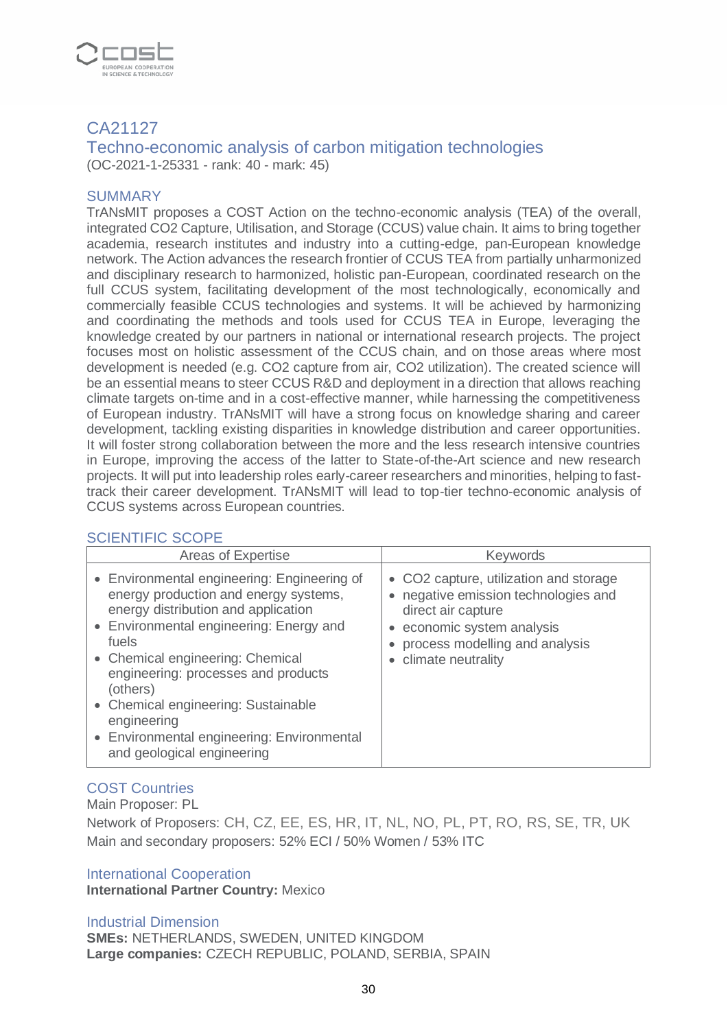## CA21127

## Techno-economic analysis of carbon mitigation technologies

(OC-2021-1-25331 - rank: 40 - mark: 45)

### SUMMARY

TrANsMIT proposes a COST Action on the techno-economic analysis (TEA) of the overall, integrated $CO_2$ Capture, Utilisation, and Storage (CCUS) value chain. It aims to bring together academia, research institutes and industry into a cutting-edge, pan-European knowledge network. The Action advances the research frontier of CCUS TEA from partially unharmonized and disciplinary research to harmonized, holistic pan-European, coordinated research on the full CCUS system, facilitating development of the most technologically, economically and commercially feasible CCUS technologies and systems. It will be achieved by harmonizing and coordinating the methods and tools used for CCUS TEA in Europe, leveraging the knowledge created by our partners in national or international research projects. The project focuses most on holistic assessment of the CCUS chain, and on those areas where most development is needed (e.g. $CO_2$ capture from air, $CO_2$ utilization). The created science will be an essential means to steer CCUS R&D and deployment in a direction that allows reaching climate targets on-time and in a cost-effective manner, while harnessing the competitiveness of European industry. TrANsMIT will have a strong focus on knowledge sharing and career development, tackling existing disparities in knowledge distribution and career opportunities. It will foster strong collaboration between the more and the less research intensive countries in Europe, improving the access of the latter to State-of-the-Art science and new research projects. It will put into leadership roles early-career researchers and minorities, helping to fast-track their career development. TrANsMIT will lead to top-tier techno-economic analysis of CCUS systems across European countries.

### SCIENTIFIC SCOPE

| Areas of Expertise | Keywords |
| --- | --- |
| • Environmental engineering: Engineering of energy production and energy systems, energy distribution and application<br>• Environmental engineering: Energy and fuels<br>• Chemical engineering: Chemical engineering: processes and products (others)<br>• Chemical engineering: Sustainable engineering<br>• Environmental engineering: Environmental and geological engineering | • $CO_2$ capture, utilization and storage<br>• negative emission technologies and direct air capture<br>• economic system analysis<br>• process modelling and analysis<br>• climate neutrality |

### COST Countries

Main Proposer: PL

Network of Proposers: CH, CZ, EE, ES, HR, IT, NL, NO, PL, PT, RO, RS, SE, TR, UK

Main and secondary proposers: 52% ECI / 50% Women / 53% ITC

### International Cooperation

**International Partner Country:** Mexico

### Industrial Dimension

**SMEs:** NETHERLANDS, SWEDEN, UNITED KINGDOM

**Large companies:** CZECH REPUBLIC, POLAND, SERBIA, SPAIN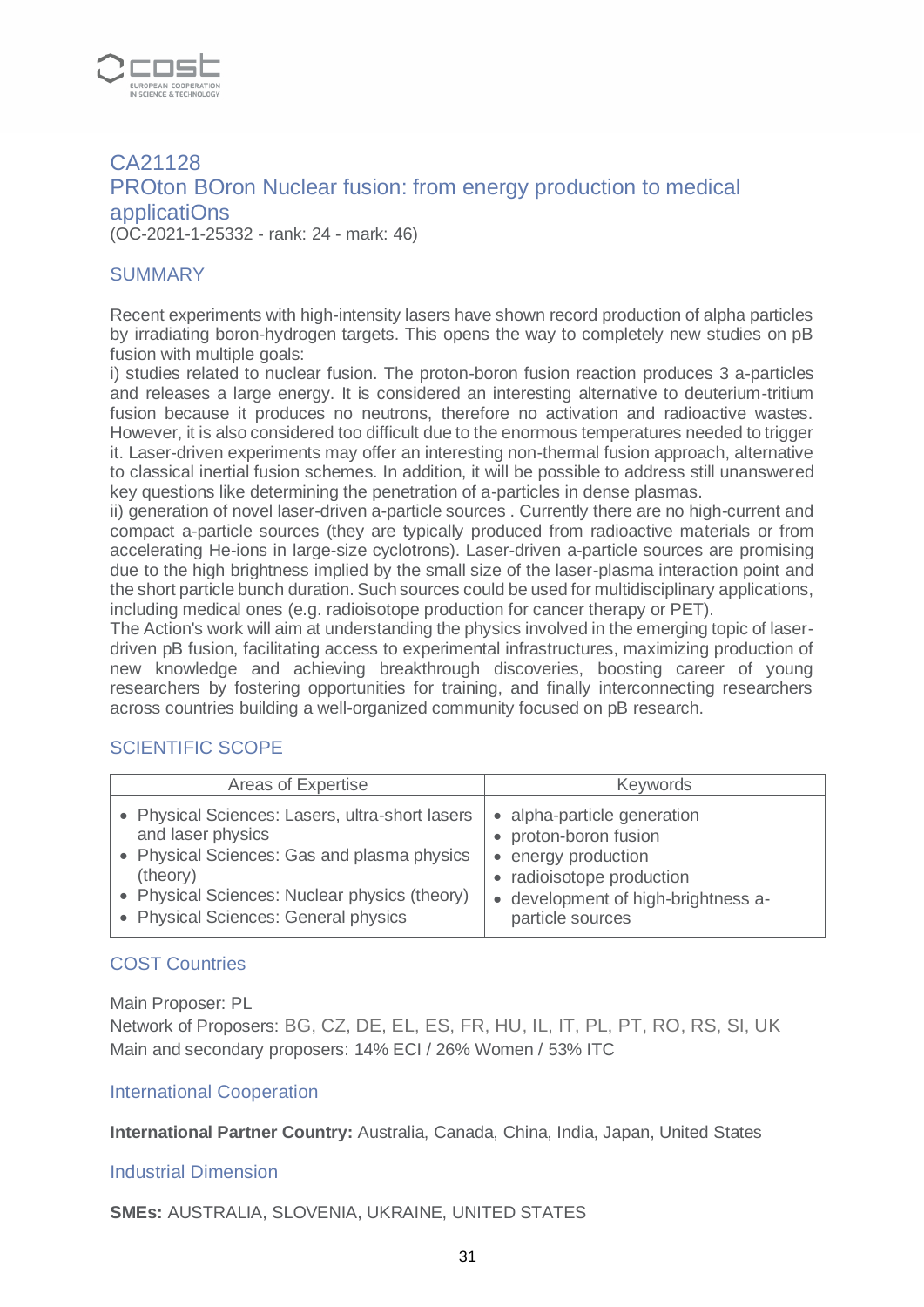## CA21128
## PROton BOron Nuclear fusion: from energy production to medical applicatiOns

(OC-2021-1-25332 - rank: 24 - mark: 46)

### SUMMARY

Recent experiments with high-intensity lasers have shown record production of alpha particles by irradiating boron-hydrogen targets. This opens the way to completely new studies on pB fusion with multiple goals:
i) studies related to nuclear fusion. The proton-boron fusion reaction produces 3 a-particles and releases a large energy. It is considered an interesting alternative to deuterium-tritium fusion because it produces no neutrons, therefore no activation and radioactive wastes. However, it is also considered too difficult due to the enormous temperatures needed to trigger it. Laser-driven experiments may offer an interesting non-thermal fusion approach, alternative to classical inertial fusion schemes. In addition, it will be possible to address still unanswered key questions like determining the penetration of a-particles in dense plasmas.
ii) generation of novel laser-driven a-particle sources . Currently there are no high-current and compact a-particle sources (they are typically produced from radioactive materials or from accelerating He-ions in large-size cyclotrons). Laser-driven a-particle sources are promising due to the high brightness implied by the small size of the laser-plasma interaction point and the short particle bunch duration. Such sources could be used for multidisciplinary applications, including medical ones (e.g. radioisotope production for cancer therapy or PET).
The Action's work will aim at understanding the physics involved in the emerging topic of laser-driven pB fusion, facilitating access to experimental infrastructures, maximizing production of new knowledge and achieving breakthrough discoveries, boosting career of young researchers by fostering opportunities for training, and finally interconnecting researchers across countries building a well-organized community focused on pB research.

### SCIENTIFIC SCOPE

| Areas of Expertise | Keywords |
|---|---|
| • Physical Sciences: Lasers, ultra-short lasers and laser physics<br>• Physical Sciences: Gas and plasma physics (theory)<br>• Physical Sciences: Nuclear physics (theory)<br>• Physical Sciences: General physics | • alpha-particle generation<br>• proton-boron fusion<br>• energy production<br>• radioisotope production<br>• development of high-brightness a-particle sources |

### COST Countries

Main Proposer: PL
Network of Proposers: BG, CZ, DE, EL, ES, FR, HU, IL, IT, PL, PT, RO, RS, SI, UK
Main and secondary proposers: 14% ECI / 26% Women / 53% ITC

### International Cooperation

**International Partner Country:** Australia, Canada, China, India, Japan, United States

### Industrial Dimension

**SMEs:** AUSTRALIA, SLOVENIA, UKRAINE, UNITED STATES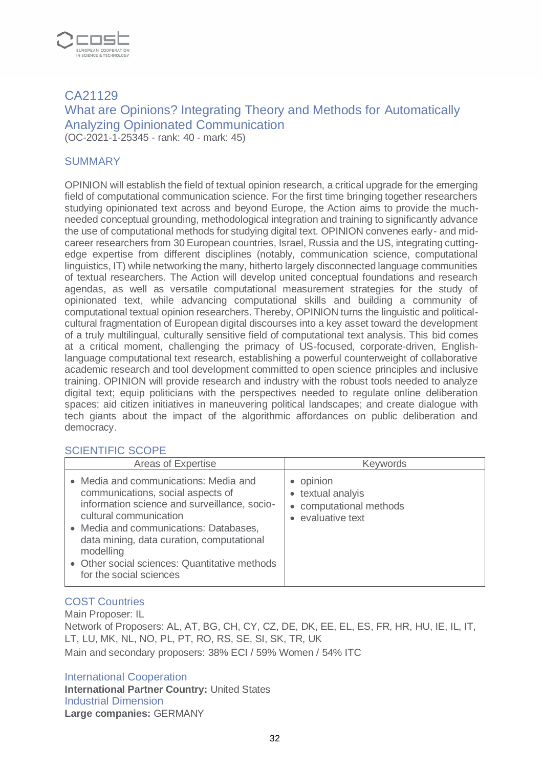## CA21129
## What are Opinions? Integrating Theory and Methods for Automatically Analyzing Opinionated Communication

(OC-2021-1-25345 - rank: 40 - mark: 45)

### SUMMARY

OPINION will establish the field of textual opinion research, a critical upgrade for the emerging field of computational communication science. For the first time bringing together researchers studying opinionated text across and beyond Europe, the Action aims to provide the much-needed conceptual grounding, methodological integration and training to significantly advance the use of computational methods for studying digital text. OPINION convenes early- and mid-career researchers from 30 European countries, Israel, Russia and the US, integrating cutting-edge expertise from different disciplines (notably, communication science, computational linguistics, IT) while networking the many, hitherto largely disconnected language communities of textual researchers. The Action will develop united conceptual foundations and research agendas, as well as versatile computational measurement strategies for the study of opinionated text, while advancing computational skills and building a community of computational textual opinion researchers. Thereby, OPINION turns the linguistic and political-cultural fragmentation of European digital discourses into a key asset toward the development of a truly multilingual, culturally sensitive field of computational text analysis. This bid comes at a critical moment, challenging the primacy of US-focused, corporate-driven, English-language computational text research, establishing a powerful counterweight of collaborative academic research and tool development committed to open science principles and inclusive training. OPINION will provide research and industry with the robust tools needed to analyze digital text; equip politicians with the perspectives needed to regulate online deliberation spaces; aid citizen initiatives in maneuvering political landscapes; and create dialogue with tech giants about the impact of the algorithmic affordances on public deliberation and democracy.

### SCIENTIFIC SCOPE

| Areas of Expertise | Keywords |
| --- | --- |
| • Media and communications: Media and communications, social aspects of information science and surveillance, socio-cultural communication<br>• Media and communications: Databases, data mining, data curation, computational modelling<br>• Other social sciences: Quantitative methods for the social sciences | • opinion<br>• textual analyis<br>• computational methods<br>• evaluative text |

### COST Countries

Main Proposer: IL

Network of Proposers: AL, AT, BG, CH, CY, CZ, DE, DK, EE, EL, ES, FR, HR, HU, IE, IL, IT, LT, LU, MK, NL, NO, PL, PT, RO, RS, SE, SI, SK, TR, UK

Main and secondary proposers: 38% ECI / 59% Women / 54% ITC

### International Cooperation

**International Partner Country:** United States

### Industrial Dimension

**Large companies:** GERMANY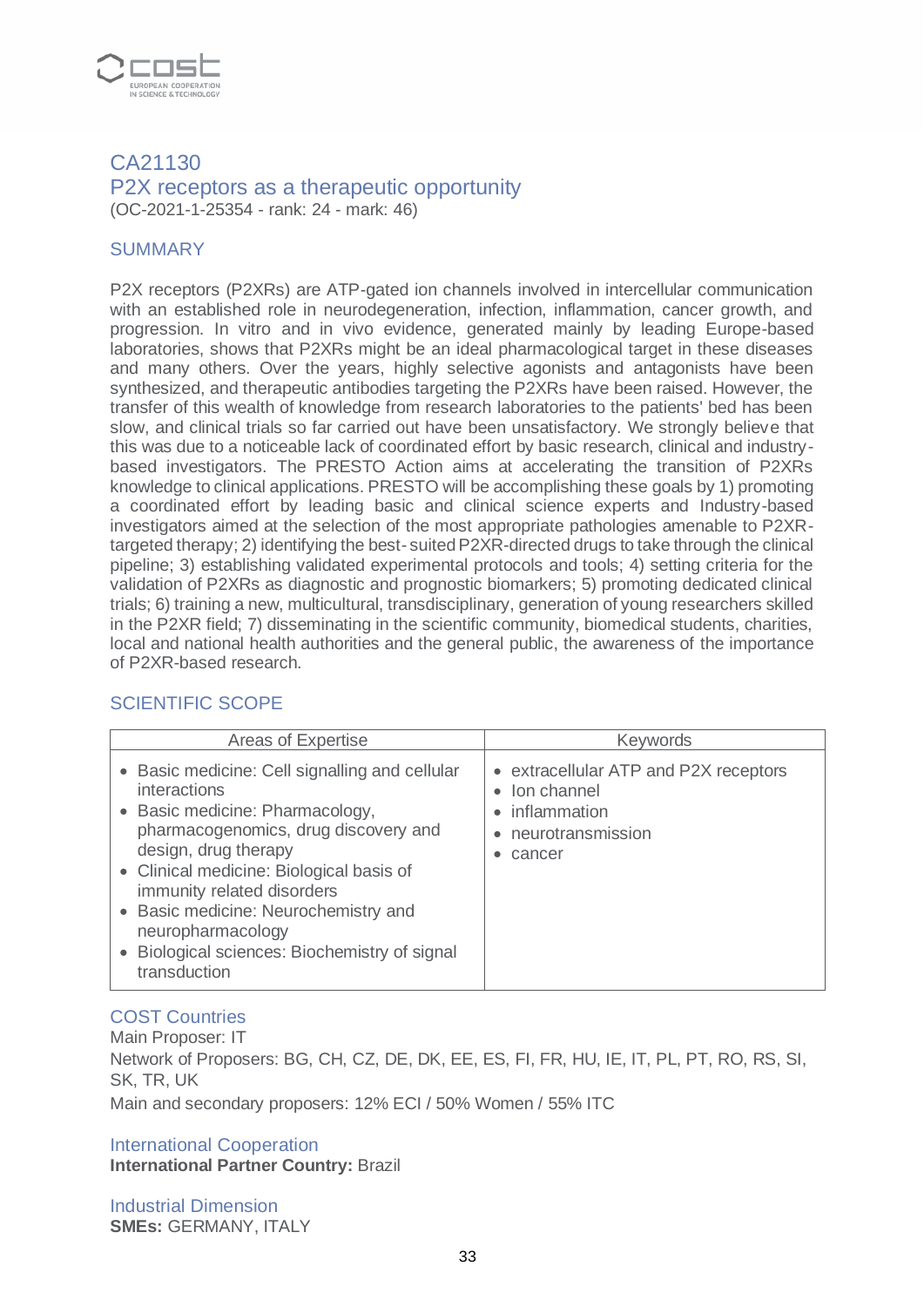## CA21130
## P2X receptors as a therapeutic opportunity

(OC-2021-1-25354 - rank: 24 - mark: 46)

### SUMMARY

P2X receptors (P2XRs) are ATP-gated ion channels involved in intercellular communication with an established role in neurodegeneration, infection, inflammation, cancer growth, and progression. In vitro and in vivo evidence, generated mainly by leading Europe-based laboratories, shows that P2XRs might be an ideal pharmacological target in these diseases and many others. Over the years, highly selective agonists and antagonists have been synthesized, and therapeutic antibodies targeting the P2XRs have been raised. However, the transfer of this wealth of knowledge from research laboratories to the patients' bed has been slow, and clinical trials so far carried out have been unsatisfactory. We strongly believe that this was due to a noticeable lack of coordinated effort by basic research, clinical and industry-based investigators. The PRESTO Action aims at accelerating the transition of P2XRs knowledge to clinical applications. PRESTO will be accomplishing these goals by 1) promoting a coordinated effort by leading basic and clinical science experts and Industry-based investigators aimed at the selection of the most appropriate pathologies amenable to P2XR-targeted therapy; 2) identifying the best-suited P2XR-directed drugs to take through the clinical pipeline; 3) establishing validated experimental protocols and tools; 4) setting criteria for the validation of P2XRs as diagnostic and prognostic biomarkers; 5) promoting dedicated clinical trials; 6) training a new, multicultural, transdisciplinary, generation of young researchers skilled in the P2XR field; 7) disseminating in the scientific community, biomedical students, charities, local and national health authorities and the general public, the awareness of the importance of P2XR-based research.

### SCIENTIFIC SCOPE

| Areas of Expertise | Keywords |
|---|---|
| • Basic medicine: Cell signalling and cellular interactions<br>• Basic medicine: Pharmacology, pharmacogenomics, drug discovery and design, drug therapy<br>• Clinical medicine: Biological basis of immunity related disorders<br>• Basic medicine: Neurochemistry and neuropharmacology<br>• Biological sciences: Biochemistry of signal transduction | • extracellular ATP and P2X receptors<br>• Ion channel<br>• inflammation<br>• neurotransmission<br>• cancer |

### COST Countries

Main Proposer: IT

Network of Proposers: BG, CH, CZ, DE, DK, EE, ES, FI, FR, HU, IE, IT, PL, PT, RO, RS, SI, SK, TR, UK

Main and secondary proposers: 12% ECI / 50% Women / 55% ITC

### International Cooperation

**International Partner Country:** Brazil

### Industrial Dimension

**SMEs:** GERMANY, ITALY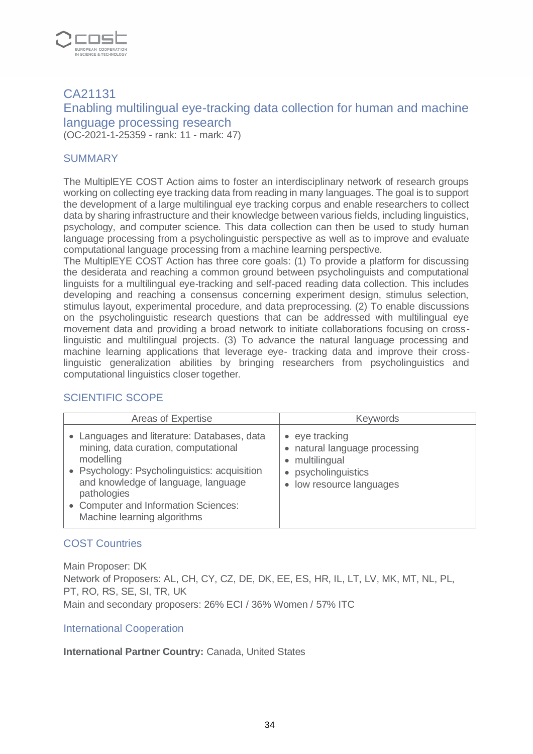## CA21131
## Enabling multilingual eye-tracking data collection for human and machine language processing research

(OC-2021-1-25359 - rank: 11 - mark: 47)

### SUMMARY

The MultiplEYE COST Action aims to foster an interdisciplinary network of research groups working on collecting eye tracking data from reading in many languages. The goal is to support the development of a large multilingual eye tracking corpus and enable researchers to collect data by sharing infrastructure and their knowledge between various fields, including linguistics, psychology, and computer science. This data collection can then be used to study human language processing from a psycholinguistic perspective as well as to improve and evaluate computational language processing from a machine learning perspective.
The MultiplEYE COST Action has three core goals: (1) To provide a platform for discussing the desiderata and reaching a common ground between psycholinguists and computational linguists for a multilingual eye-tracking and self-paced reading data collection. This includes developing and reaching a consensus concerning experiment design, stimulus selection, stimulus layout, experimental procedure, and data preprocessing. (2) To enable discussions on the psycholinguistic research questions that can be addressed with multilingual eye movement data and providing a broad network to initiate collaborations focusing on cross-linguistic and multilingual projects. (3) To advance the natural language processing and machine learning applications that leverage eye- tracking data and improve their cross-linguistic generalization abilities by bringing researchers from psycholinguistics and computational linguistics closer together.

### SCIENTIFIC SCOPE

| Areas of Expertise | Keywords |
|---|---|
| • Languages and literature: Databases, data mining, data curation, computational modelling<br>• Psychology: Psycholinguistics: acquisition and knowledge of language, language pathologies<br>• Computer and Information Sciences: Machine learning algorithms | • eye tracking<br>• natural language processing<br>• multilingual<br>• psycholinguistics<br>• low resource languages |

### COST Countries

Main Proposer: DK
Network of Proposers: AL, CH, CY, CZ, DE, DK, EE, ES, HR, IL, LT, LV, MK, MT, NL, PL, PT, RO, RS, SE, SI, TR, UK
Main and secondary proposers: 26% ECI / 36% Women / 57% ITC

### International Cooperation

**International Partner Country:** Canada, United States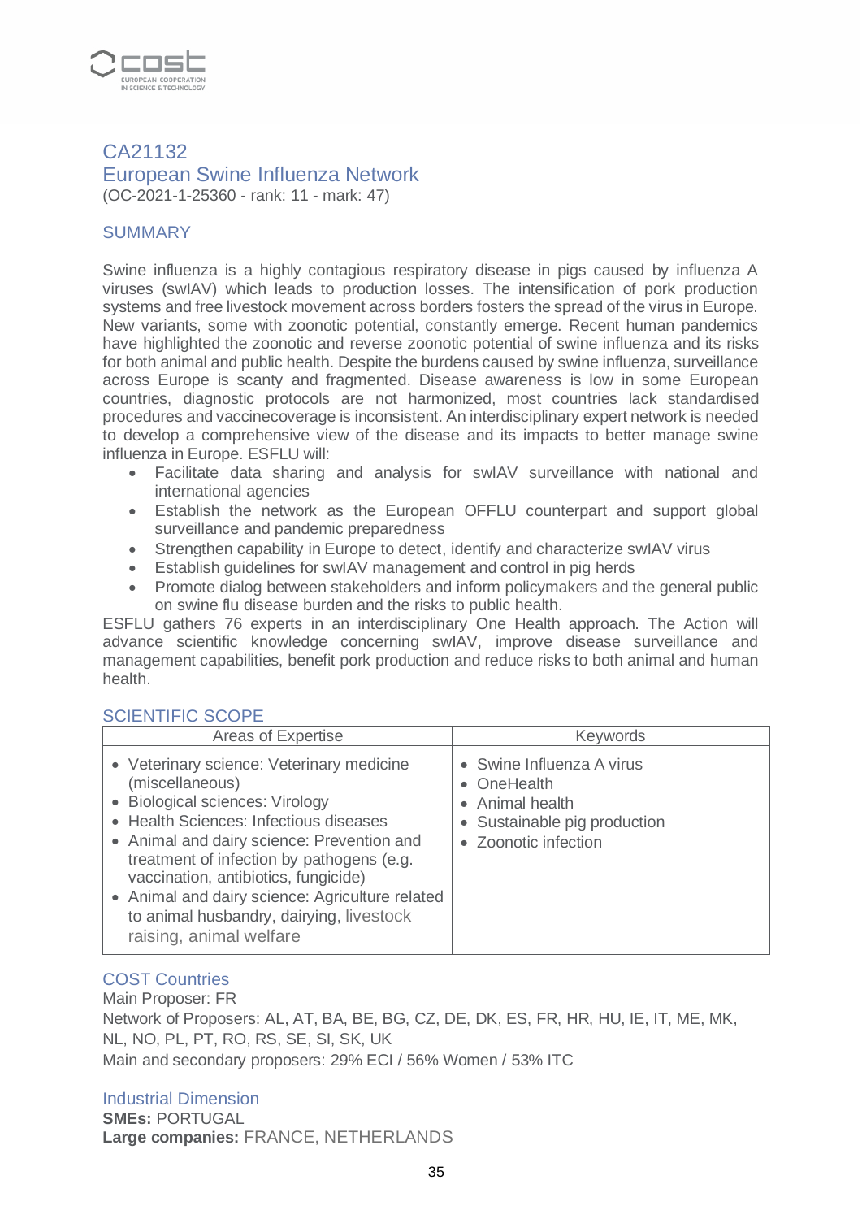## CA21132

## European Swine Influenza Network

(OC-2021-1-25360 - rank: 11 - mark: 47)

### SUMMARY

Swine influenza is a highly contagious respiratory disease in pigs caused by influenza A viruses (swIAV) which leads to production losses. The intensification of pork production systems and free livestock movement across borders fosters the spread of the virus in Europe. New variants, some with zoonotic potential, constantly emerge. Recent human pandemics have highlighted the zoonotic and reverse zoonotic potential of swine influenza and its risks for both animal and public health. Despite the burdens caused by swine influenza, surveillance across Europe is scanty and fragmented. Disease awareness is low in some European countries, diagnostic protocols are not harmonized, most countries lack standardised procedures and vaccinecoverage is inconsistent. An interdisciplinary expert network is needed to develop a comprehensive view of the disease and its impacts to better manage swine influenza in Europe. ESFLU will:

- Facilitate data sharing and analysis for swIAV surveillance with national and international agencies
- Establish the network as the European OFFLU counterpart and support global surveillance and pandemic preparedness
- Strengthen capability in Europe to detect, identify and characterize swIAV virus
- Establish guidelines for swIAV management and control in pig herds
- Promote dialog between stakeholders and inform policymakers and the general public on swine flu disease burden and the risks to public health.

ESFLU gathers 76 experts in an interdisciplinary One Health approach. The Action will advance scientific knowledge concerning swIAV, improve disease surveillance and management capabilities, benefit pork production and reduce risks to both animal and human health.

### SCIENTIFIC SCOPE

| Areas of Expertise | Keywords |
|---|---|
| • Veterinary science: Veterinary medicine (miscellaneous)<br>• Biological sciences: Virology<br>• Health Sciences: Infectious diseases<br>• Animal and dairy science: Prevention and treatment of infection by pathogens (e.g. vaccination, antibiotics, fungicide)<br>• Animal and dairy science: Agriculture related to animal husbandry, dairying, livestock raising, animal welfare | • Swine Influenza A virus<br>• OneHealth<br>• Animal health<br>• Sustainable pig production<br>• Zoonotic infection |

### COST Countries

Main Proposer: FR

Network of Proposers: AL, AT, BA, BE, BG, CZ, DE, DK, ES, FR, HR, HU, IE, IT, ME, MK, NL, NO, PL, PT, RO, RS, SE, SI, SK, UK

Main and secondary proposers: 29% ECI / 56% Women / 53% ITC

### Industrial Dimension

**SMEs:** PORTUGAL

**Large companies:** FRANCE, NETHERLANDS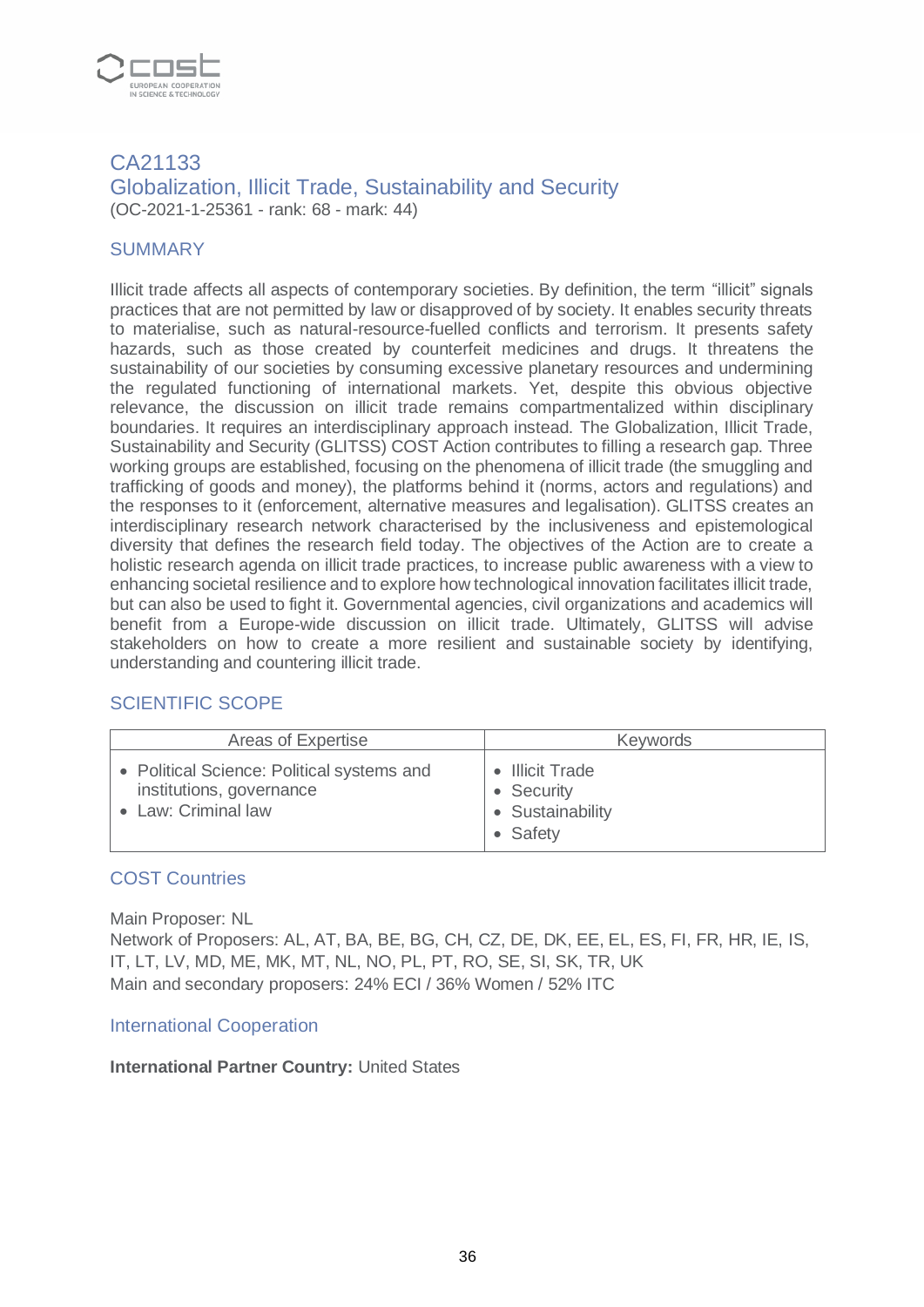## CA21133
## Globalization, Illicit Trade, Sustainability and Security

(OC-2021-1-25361 - rank: 68 - mark: 44)

### SUMMARY

Illicit trade affects all aspects of contemporary societies. By definition, the term "illicit" signals practices that are not permitted by law or disapproved of by society. It enables security threats to materialise, such as natural-resource-fuelled conflicts and terrorism. It presents safety hazards, such as those created by counterfeit medicines and drugs. It threatens the sustainability of our societies by consuming excessive planetary resources and undermining the regulated functioning of international markets. Yet, despite this obvious objective relevance, the discussion on illicit trade remains compartmentalized within disciplinary boundaries. It requires an interdisciplinary approach instead. The Globalization, Illicit Trade, Sustainability and Security (GLITSS) COST Action contributes to filling a research gap. Three working groups are established, focusing on the phenomena of illicit trade (the smuggling and trafficking of goods and money), the platforms behind it (norms, actors and regulations) and the responses to it (enforcement, alternative measures and legalisation). GLITSS creates an interdisciplinary research network characterised by the inclusiveness and epistemological diversity that defines the research field today. The objectives of the Action are to create a holistic research agenda on illicit trade practices, to increase public awareness with a view to enhancing societal resilience and to explore how technological innovation facilitates illicit trade, but can also be used to fight it. Governmental agencies, civil organizations and academics will benefit from a Europe-wide discussion on illicit trade. Ultimately, GLITSS will advise stakeholders on how to create a more resilient and sustainable society by identifying, understanding and countering illicit trade.

### SCIENTIFIC SCOPE

| Areas of Expertise | Keywords |
|---|---|
| • Political Science: Political systems and institutions, governance<br>• Law: Criminal law | • Illicit Trade<br>• Security<br>• Sustainability<br>• Safety |

### COST Countries

Main Proposer: NL
Network of Proposers: AL, AT, BA, BE, BG, CH, CZ, DE, DK, EE, EL, ES, FI, FR, HR, IE, IS, IT, LT, LV, MD, ME, MK, MT, NL, NO, PL, PT, RO, SE, SI, SK, TR, UK
Main and secondary proposers: 24% ECI / 36% Women / 52% ITC

### International Cooperation

**International Partner Country:** United States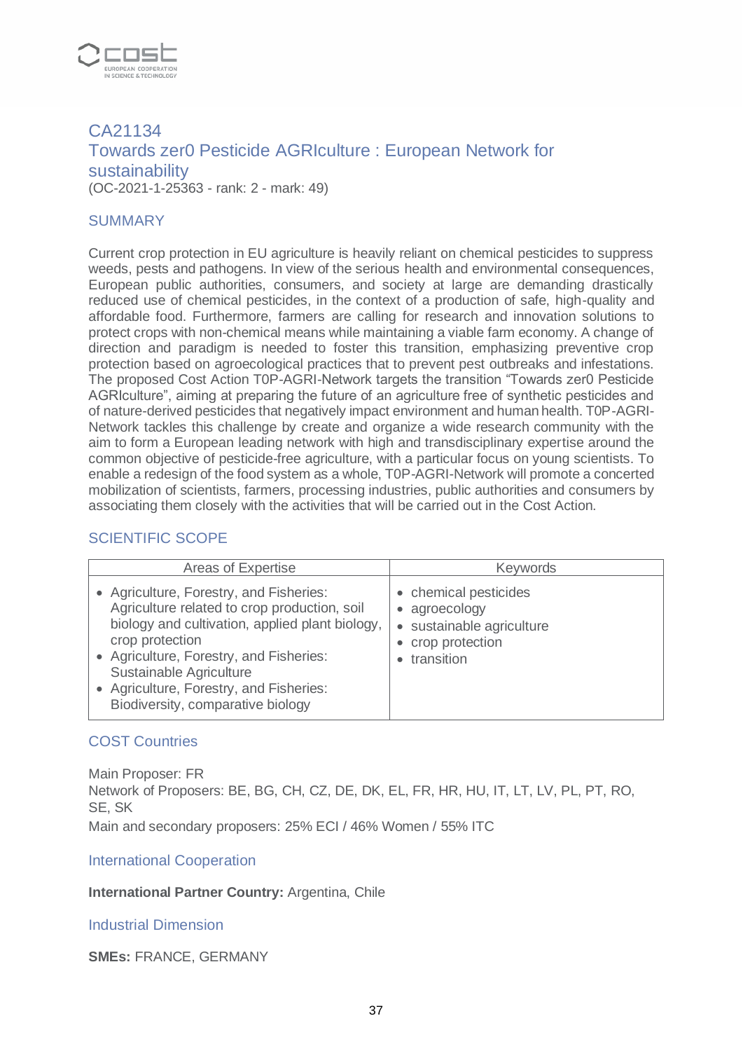## CA21134
## Towards zer0 Pesticide AGRIculture : European Network for sustainability

(OC-2021-1-25363 - rank: 2 - mark: 49)

### SUMMARY

Current crop protection in EU agriculture is heavily reliant on chemical pesticides to suppress weeds, pests and pathogens. In view of the serious health and environmental consequences, European public authorities, consumers, and society at large are demanding drastically reduced use of chemical pesticides, in the context of a production of safe, high-quality and affordable food. Furthermore, farmers are calling for research and innovation solutions to protect crops with non-chemical means while maintaining a viable farm economy. A change of direction and paradigm is needed to foster this transition, emphasizing preventive crop protection based on agroecological practices that to prevent pest outbreaks and infestations. The proposed Cost Action T0P-AGRI-Network targets the transition "Towards zer0 Pesticide AGRIculture", aiming at preparing the future of an agriculture free of synthetic pesticides and of nature-derived pesticides that negatively impact environment and human health. T0P-AGRI-Network tackles this challenge by create and organize a wide research community with the aim to form a European leading network with high and transdisciplinary expertise around the common objective of pesticide-free agriculture, with a particular focus on young scientists. To enable a redesign of the food system as a whole, T0P-AGRI-Network will promote a concerted mobilization of scientists, farmers, processing industries, public authorities and consumers by associating them closely with the activities that will be carried out in the Cost Action.

### SCIENTIFIC SCOPE

| Areas of Expertise | Keywords |
| --- | --- |
| • Agriculture, Forestry, and Fisheries: Agriculture related to crop production, soil biology and cultivation, applied plant biology, crop protection<br>• Agriculture, Forestry, and Fisheries: Sustainable Agriculture<br>• Agriculture, Forestry, and Fisheries: Biodiversity, comparative biology | • chemical pesticides<br>• agroecology<br>• sustainable agriculture<br>• crop protection<br>• transition |

### COST Countries

Main Proposer: FR
Network of Proposers: BE, BG, CH, CZ, DE, DK, EL, FR, HR, HU, IT, LT, LV, PL, PT, RO, SE, SK
Main and secondary proposers: 25% ECI / 46% Women / 55% ITC

### International Cooperation

**International Partner Country:** Argentina, Chile

### Industrial Dimension

**SMEs:** FRANCE, GERMANY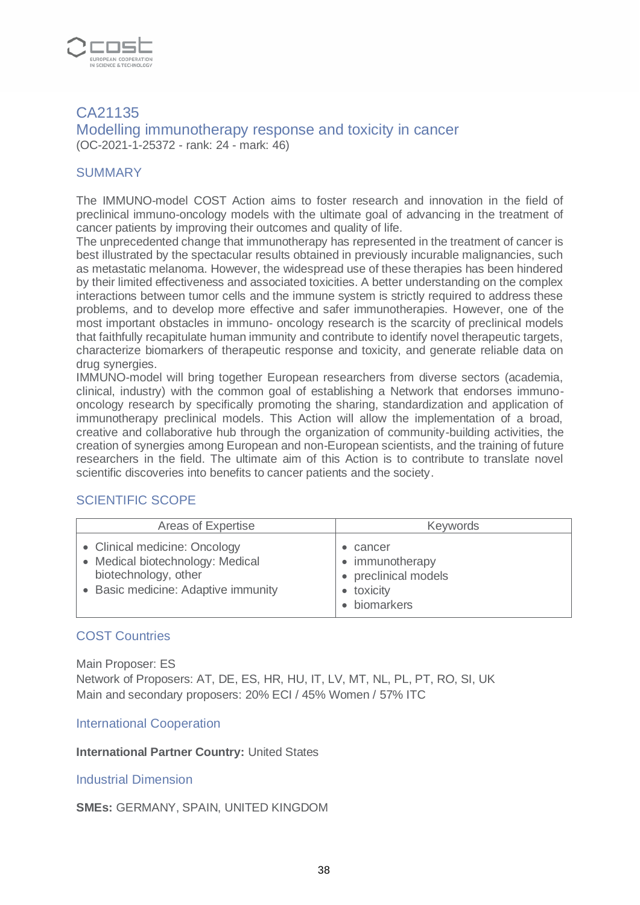## CA21135
## Modelling immunotherapy response and toxicity in cancer

(OC-2021-1-25372 - rank: 24 - mark: 46)

### SUMMARY

The IMMUNO-model COST Action aims to foster research and innovation in the field of preclinical immuno-oncology models with the ultimate goal of advancing in the treatment of cancer patients by improving their outcomes and quality of life.
The unprecedented change that immunotherapy has represented in the treatment of cancer is best illustrated by the spectacular results obtained in previously incurable malignancies, such as metastatic melanoma. However, the widespread use of these therapies has been hindered by their limited effectiveness and associated toxicities. A better understanding on the complex interactions between tumor cells and the immune system is strictly required to address these problems, and to develop more effective and safer immunotherapies. However, one of the most important obstacles in immuno- oncology research is the scarcity of preclinical models that faithfully recapitulate human immunity and contribute to identify novel therapeutic targets, characterize biomarkers of therapeutic response and toxicity, and generate reliable data on drug synergies.
IMMUNO-model will bring together European researchers from diverse sectors (academia, clinical, industry) with the common goal of establishing a Network that endorses immuno-oncology research by specifically promoting the sharing, standardization and application of immunotherapy preclinical models. This Action will allow the implementation of a broad, creative and collaborative hub through the organization of community-building activities, the creation of synergies among European and non-European scientists, and the training of future researchers in the field. The ultimate aim of this Action is to contribute to translate novel scientific discoveries into benefits to cancer patients and the society.

### SCIENTIFIC SCOPE

| Areas of Expertise | Keywords |
|---|---|
| • Clinical medicine: Oncology<br>• Medical biotechnology: Medical biotechnology, other<br>• Basic medicine: Adaptive immunity | • cancer<br>• immunotherapy<br>• preclinical models<br>• toxicity<br>• biomarkers |

### COST Countries

Main Proposer: ES
Network of Proposers: AT, DE, ES, HR, HU, IT, LV, MT, NL, PL, PT, RO, SI, UK
Main and secondary proposers: 20% ECI / 45% Women / 57% ITC

### International Cooperation

**International Partner Country:** United States

### Industrial Dimension

**SMEs:** GERMANY, SPAIN, UNITED KINGDOM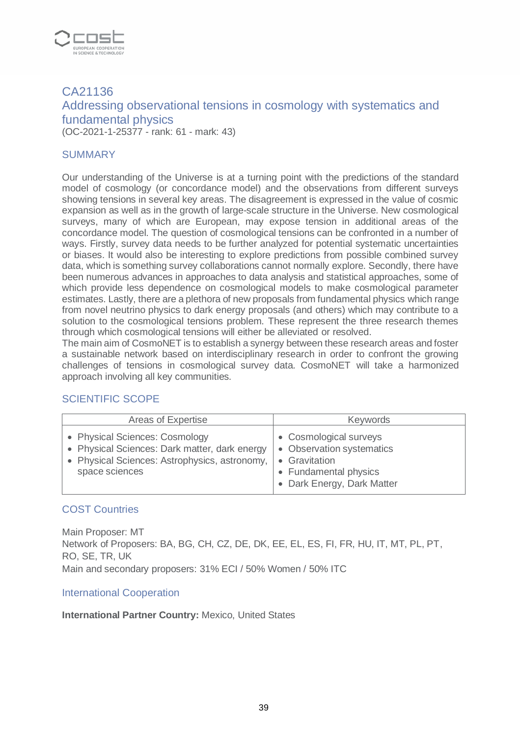## CA21136
## Addressing observational tensions in cosmology with systematics and fundamental physics

(OC-2021-1-25377 - rank: 61 - mark: 43)

### SUMMARY

Our understanding of the Universe is at a turning point with the predictions of the standard model of cosmology (or concordance model) and the observations from different surveys showing tensions in several key areas. The disagreement is expressed in the value of cosmic expansion as well as in the growth of large-scale structure in the Universe. New cosmological surveys, many of which are European, may expose tension in additional areas of the concordance model. The question of cosmological tensions can be confronted in a number of ways. Firstly, survey data needs to be further analyzed for potential systematic uncertainties or biases. It would also be interesting to explore predictions from possible combined survey data, which is something survey collaborations cannot normally explore. Secondly, there have been numerous advances in approaches to data analysis and statistical approaches, some of which provide less dependence on cosmological models to make cosmological parameter estimates. Lastly, there are a plethora of new proposals from fundamental physics which range from novel neutrino physics to dark energy proposals (and others) which may contribute to a solution to the cosmological tensions problem. These represent the three research themes through which cosmological tensions will either be alleviated or resolved.
The main aim of CosmoNET is to establish a synergy between these research areas and foster a sustainable network based on interdisciplinary research in order to confront the growing challenges of tensions in cosmological survey data. CosmoNET will take a harmonized approach involving all key communities.

### SCIENTIFIC SCOPE

| Areas of Expertise | Keywords |
|---|---|
| • Physical Sciences: Cosmology<br>• Physical Sciences: Dark matter, dark energy<br>• Physical Sciences: Astrophysics, astronomy, space sciences | • Cosmological surveys<br>• Observation systematics<br>• Gravitation<br>• Fundamental physics<br>• Dark Energy, Dark Matter |

### COST Countries

Main Proposer: MT
Network of Proposers: BA, BG, CH, CZ, DE, DK, EE, EL, ES, FI, FR, HU, IT, MT, PL, PT, RO, SE, TR, UK
Main and secondary proposers: 31% ECI / 50% Women / 50% ITC

### International Cooperation

**International Partner Country:** Mexico, United States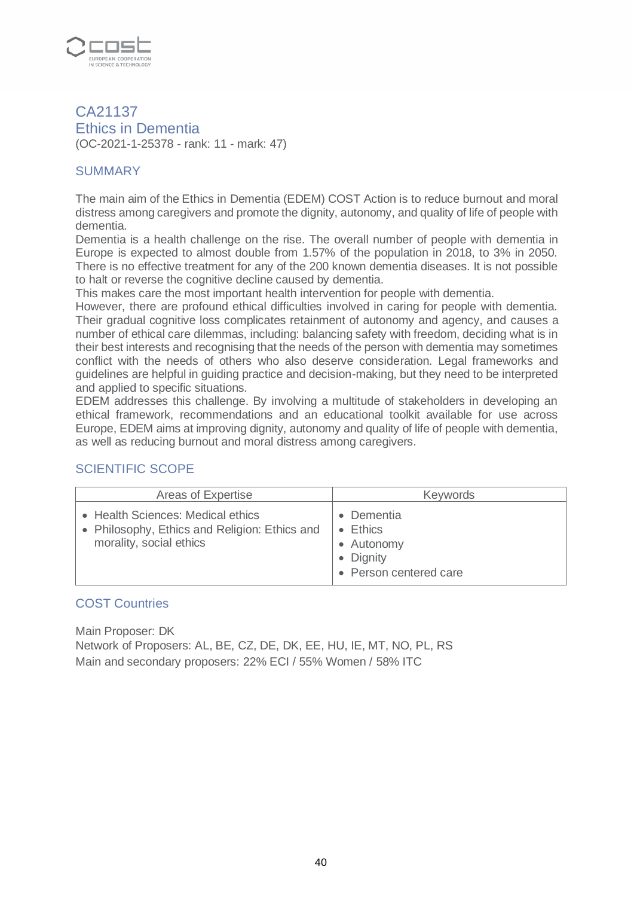## CA21137
## Ethics in Dementia

(OC-2021-1-25378 - rank: 11 - mark: 47)

### SUMMARY

The main aim of the Ethics in Dementia (EDEM) COST Action is to reduce burnout and moral distress among caregivers and promote the dignity, autonomy, and quality of life of people with dementia.
Dementia is a health challenge on the rise. The overall number of people with dementia in Europe is expected to almost double from 1.57% of the population in 2018, to 3% in 2050. There is no effective treatment for any of the 200 known dementia diseases. It is not possible to halt or reverse the cognitive decline caused by dementia.
This makes care the most important health intervention for people with dementia.
However, there are profound ethical difficulties involved in caring for people with dementia. Their gradual cognitive loss complicates retainment of autonomy and agency, and causes a number of ethical care dilemmas, including: balancing safety with freedom, deciding what is in their best interests and recognising that the needs of the person with dementia may sometimes conflict with the needs of others who also deserve consideration. Legal frameworks and guidelines are helpful in guiding practice and decision-making, but they need to be interpreted and applied to specific situations.
EDEM addresses this challenge. By involving a multitude of stakeholders in developing an ethical framework, recommendations and an educational toolkit available for use across Europe, EDEM aims at improving dignity, autonomy and quality of life of people with dementia, as well as reducing burnout and moral distress among caregivers.

### SCIENTIFIC SCOPE

| Areas of Expertise | Keywords |
| --- | --- |
| • Health Sciences: Medical ethics<br>• Philosophy, Ethics and Religion: Ethics and morality, social ethics | • Dementia<br>• Ethics<br>• Autonomy<br>• Dignity<br>• Person centered care |

### COST Countries

Main Proposer: DK
Network of Proposers: AL, BE, CZ, DE, DK, EE, HU, IE, MT, NO, PL, RS
Main and secondary proposers: 22% ECI / 55% Women / 58% ITC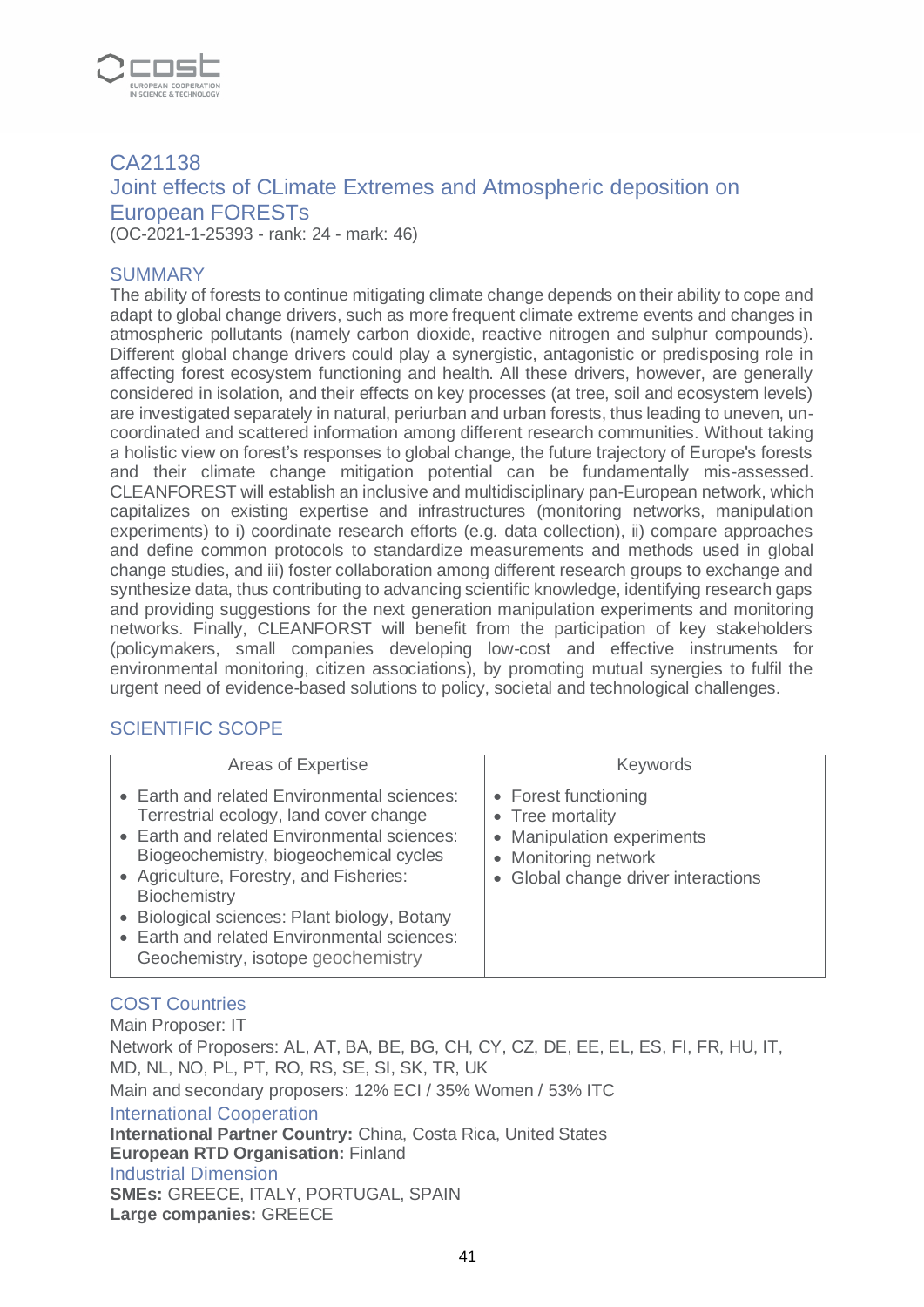## CA21138
## Joint effects of CLimate Extremes and Atmospheric deposition on European FORESTs

(OC-2021-1-25393 - rank: 24 - mark: 46)

### SUMMARY

The ability of forests to continue mitigating climate change depends on their ability to cope and adapt to global change drivers, such as more frequent climate extreme events and changes in atmospheric pollutants (namely carbon dioxide, reactive nitrogen and sulphur compounds). Different global change drivers could play a synergistic, antagonistic or predisposing role in affecting forest ecosystem functioning and health. All these drivers, however, are generally considered in isolation, and their effects on key processes (at tree, soil and ecosystem levels) are investigated separately in natural, periurban and urban forests, thus leading to uneven, un-coordinated and scattered information among different research communities. Without taking a holistic view on forest's responses to global change, the future trajectory of Europe's forests and their climate change mitigation potential can be fundamentally mis-assessed. CLEANFOREST will establish an inclusive and multidisciplinary pan-European network, which capitalizes on existing expertise and infrastructures (monitoring networks, manipulation experiments) to i) coordinate research efforts (e.g. data collection), ii) compare approaches and define common protocols to standardize measurements and methods used in global change studies, and iii) foster collaboration among different research groups to exchange and synthesize data, thus contributing to advancing scientific knowledge, identifying research gaps and providing suggestions for the next generation manipulation experiments and monitoring networks. Finally, CLEANFORST will benefit from the participation of key stakeholders (policymakers, small companies developing low-cost and effective instruments for environmental monitoring, citizen associations), by promoting mutual synergies to fulfil the urgent need of evidence-based solutions to policy, societal and technological challenges.

### SCIENTIFIC SCOPE

| Areas of Expertise | Keywords |
| --- | --- |
| • Earth and related Environmental sciences: Terrestrial ecology, land cover change<br>• Earth and related Environmental sciences: Biogeochemistry, biogeochemical cycles<br>• Agriculture, Forestry, and Fisheries: Biochemistry<br>• Biological sciences: Plant biology, Botany<br>• Earth and related Environmental sciences: Geochemistry, isotope geochemistry | • Forest functioning<br>• Tree mortality<br>• Manipulation experiments<br>• Monitoring network<br>• Global change driver interactions |

### COST Countries

Main Proposer: IT

Network of Proposers: AL, AT, BA, BE, BG, CH, CY, CZ, DE, EE, EL, ES, FI, FR, HU, IT, MD, NL, NO, PL, PT, RO, RS, SE, SI, SK, TR, UK

Main and secondary proposers: 12% ECI / 35% Women / 53% ITC

### International Cooperation

**International Partner Country:** China, Costa Rica, United States

**European RTD Organisation:** Finland

### Industrial Dimension

**SMEs:** GREECE, ITALY, PORTUGAL, SPAIN

**Large companies:** GREECE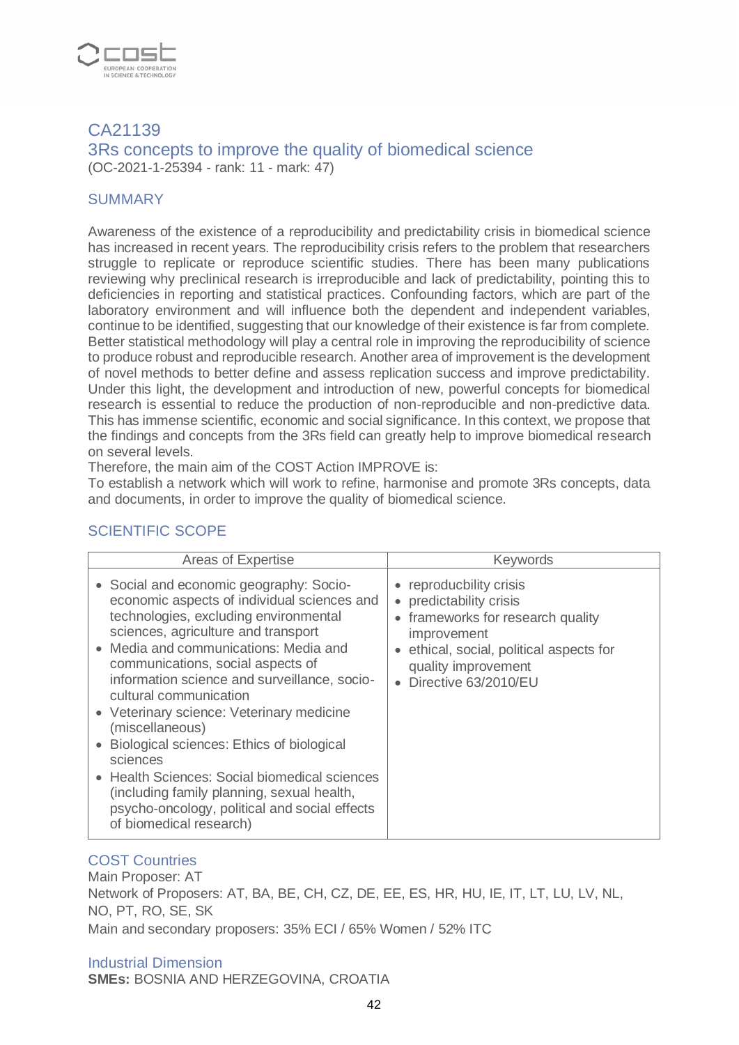## CA21139

## 3Rs concepts to improve the quality of biomedical science

(OC-2021-1-25394 - rank: 11 - mark: 47)

### SUMMARY

Awareness of the existence of a reproducibility and predictability crisis in biomedical science has increased in recent years. The reproducibility crisis refers to the problem that researchers struggle to replicate or reproduce scientific studies. There has been many publications reviewing why preclinical research is irreproducible and lack of predictability, pointing this to deficiencies in reporting and statistical practices. Confounding factors, which are part of the laboratory environment and will influence both the dependent and independent variables, continue to be identified, suggesting that our knowledge of their existence is far from complete. Better statistical methodology will play a central role in improving the reproducibility of science to produce robust and reproducible research. Another area of improvement is the development of novel methods to better define and assess replication success and improve predictability. Under this light, the development and introduction of new, powerful concepts for biomedical research is essential to reduce the production of non-reproducible and non-predictive data. This has immense scientific, economic and social significance. In this context, we propose that the findings and concepts from the 3Rs field can greatly help to improve biomedical research on several levels.
Therefore, the main aim of the COST Action IMPROVE is:
To establish a network which will work to refine, harmonise and promote 3Rs concepts, data and documents, in order to improve the quality of biomedical science.

### SCIENTIFIC SCOPE

| Areas of Expertise | Keywords |
| --- | --- |
| • Social and economic geography: Socio-economic aspects of individual sciences and technologies, excluding environmental sciences, agriculture and transport<br>• Media and communications: Media and communications, social aspects of information science and surveillance, socio-cultural communication<br>• Veterinary science: Veterinary medicine (miscellaneous)<br>• Biological sciences: Ethics of biological sciences<br>• Health Sciences: Social biomedical sciences (including family planning, sexual health, psycho-oncology, political and social effects of biomedical research) | • reproducbility crisis<br>• predictability crisis<br>• frameworks for research quality improvement<br>• ethical, social, political aspects for quality improvement<br>• Directive 63/2010/EU |

### COST Countries

Main Proposer: AT
Network of Proposers: AT, BA, BE, CH, CZ, DE, EE, ES, HR, HU, IE, IT, LT, LU, LV, NL, NO, PT, RO, SE, SK
Main and secondary proposers: 35% ECI / 65% Women / 52% ITC

### Industrial Dimension

**SMEs:** BOSNIA AND HERZEGOVINA, CROATIA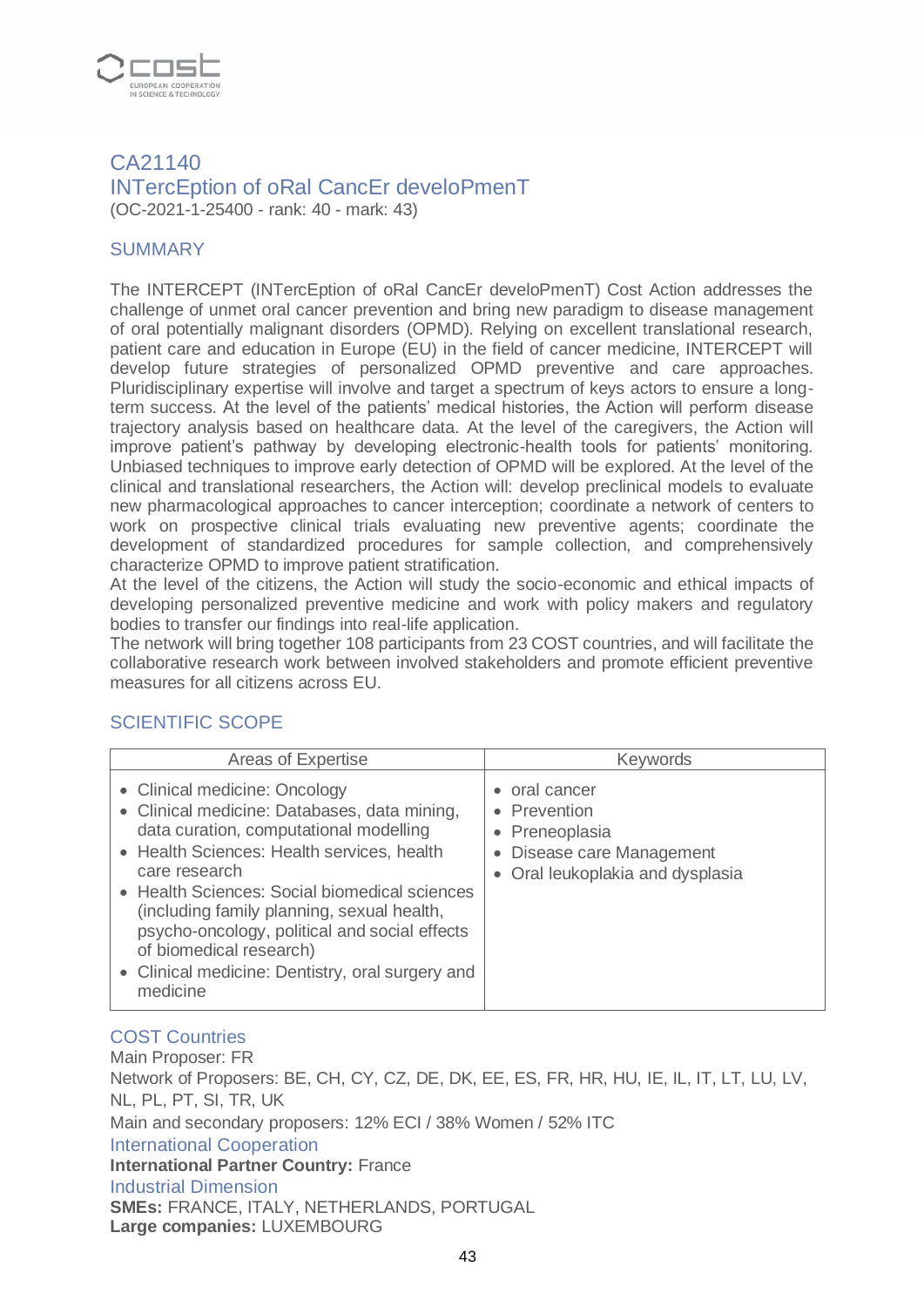## CA21140
## INTercEption of oRal CancEr develoPmenT

(OC-2021-1-25400 - rank: 40 - mark: 43)

### SUMMARY

The INTERCEPT (INTercEption of oRal CancEr develoPmenT) Cost Action addresses the challenge of unmet oral cancer prevention and bring new paradigm to disease management of oral potentially malignant disorders (OPMD). Relying on excellent translational research, patient care and education in Europe (EU) in the field of cancer medicine, INTERCEPT will develop future strategies of personalized OPMD preventive and care approaches. Pluridisciplinary expertise will involve and target a spectrum of keys actors to ensure a long-term success. At the level of the patients' medical histories, the Action will perform disease trajectory analysis based on healthcare data. At the level of the caregivers, the Action will improve patient's pathway by developing electronic-health tools for patients' monitoring. Unbiased techniques to improve early detection of OPMD will be explored. At the level of the clinical and translational researchers, the Action will: develop preclinical models to evaluate new pharmacological approaches to cancer interception; coordinate a network of centers to work on prospective clinical trials evaluating new preventive agents; coordinate the development of standardized procedures for sample collection, and comprehensively characterize OPMD to improve patient stratification.
At the level of the citizens, the Action will study the socio-economic and ethical impacts of developing personalized preventive medicine and work with policy makers and regulatory bodies to transfer our findings into real-life application.
The network will bring together 108 participants from 23 COST countries, and will facilitate the collaborative research work between involved stakeholders and promote efficient preventive measures for all citizens across EU.

### SCIENTIFIC SCOPE

| Areas of Expertise | Keywords |
|---|---|
| • Clinical medicine: Oncology<br>• Clinical medicine: Databases, data mining, data curation, computational modelling<br>• Health Sciences: Health services, health care research<br>• Health Sciences: Social biomedical sciences (including family planning, sexual health, psycho-oncology, political and social effects of biomedical research)<br>• Clinical medicine: Dentistry, oral surgery and medicine | • oral cancer<br>• Prevention<br>• Preneoplasia<br>• Disease care Management<br>• Oral leukoplakia and dysplasia |

### COST Countries

Main Proposer: FR
Network of Proposers: BE, CH, CY, CZ, DE, DK, EE, ES, FR, HR, HU, IE, IL, IT, LT, LU, LV, NL, PL, PT, SI, TR, UK
Main and secondary proposers: 12% ECI / 38% Women / 52% ITC

### International Cooperation

**International Partner Country:** France

### Industrial Dimension

**SMEs:** FRANCE, ITALY, NETHERLANDS, PORTUGAL
**Large companies:** LUXEMBOURG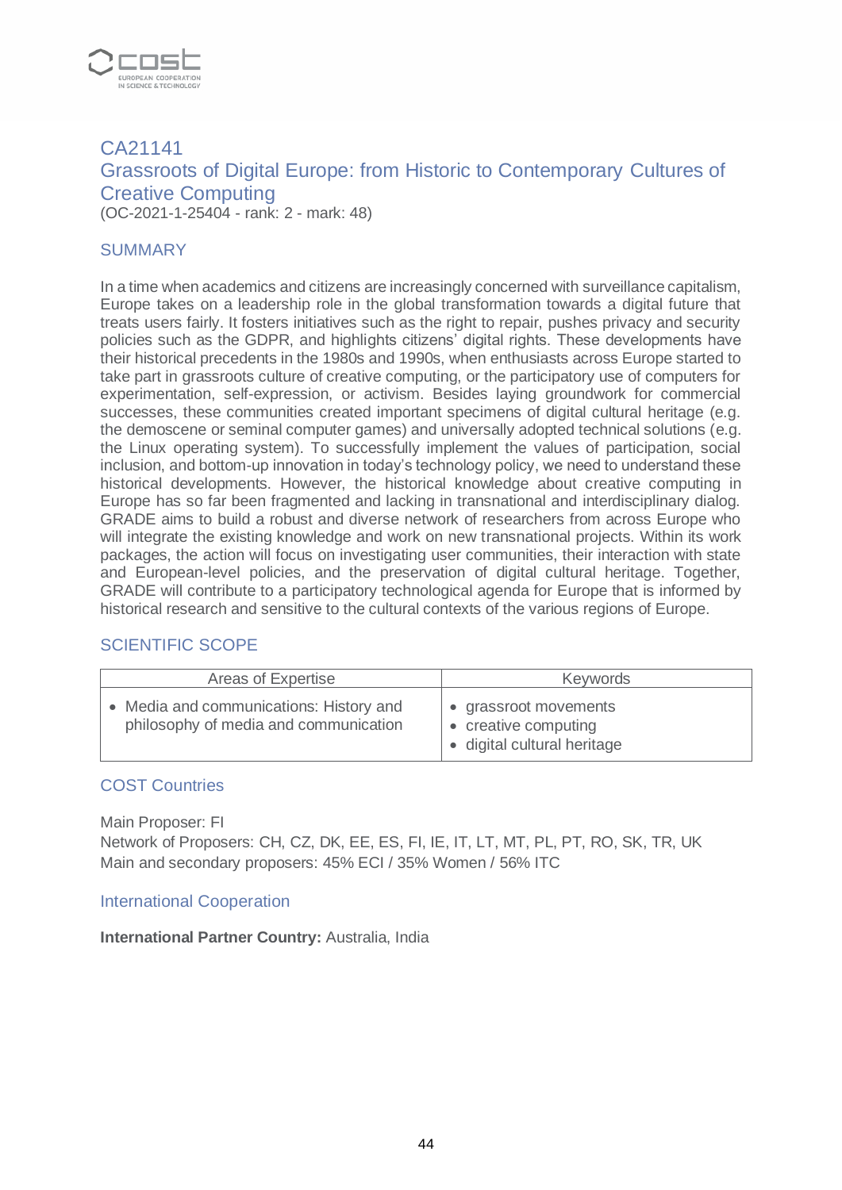## CA21141
## Grassroots of Digital Europe: from Historic to Contemporary Cultures of Creative Computing

(OC-2021-1-25404 - rank: 2 - mark: 48)

### SUMMARY

In a time when academics and citizens are increasingly concerned with surveillance capitalism, Europe takes on a leadership role in the global transformation towards a digital future that treats users fairly. It fosters initiatives such as the right to repair, pushes privacy and security policies such as the GDPR, and highlights citizens' digital rights. These developments have their historical precedents in the 1980s and 1990s, when enthusiasts across Europe started to take part in grassroots culture of creative computing, or the participatory use of computers for experimentation, self-expression, or activism. Besides laying groundwork for commercial successes, these communities created important specimens of digital cultural heritage (e.g. the demoscene or seminal computer games) and universally adopted technical solutions (e.g. the Linux operating system). To successfully implement the values of participation, social inclusion, and bottom-up innovation in today's technology policy, we need to understand these historical developments. However, the historical knowledge about creative computing in Europe has so far been fragmented and lacking in transnational and interdisciplinary dialog. GRADE aims to build a robust and diverse network of researchers from across Europe who will integrate the existing knowledge and work on new transnational projects. Within its work packages, the action will focus on investigating user communities, their interaction with state and European-level policies, and the preservation of digital cultural heritage. Together, GRADE will contribute to a participatory technological agenda for Europe that is informed by historical research and sensitive to the cultural contexts of the various regions of Europe.

### SCIENTIFIC SCOPE

| Areas of Expertise | Keywords |
|---|---|
| • Media and communications: History and philosophy of media and communication | • grassroot movements<br>• creative computing<br>• digital cultural heritage |

### COST Countries

Main Proposer: FI
Network of Proposers: CH, CZ, DK, EE, ES, FI, IE, IT, LT, MT, PL, PT, RO, SK, TR, UK
Main and secondary proposers: 45% ECI / 35% Women / 56% ITC

### International Cooperation

**International Partner Country:** Australia, India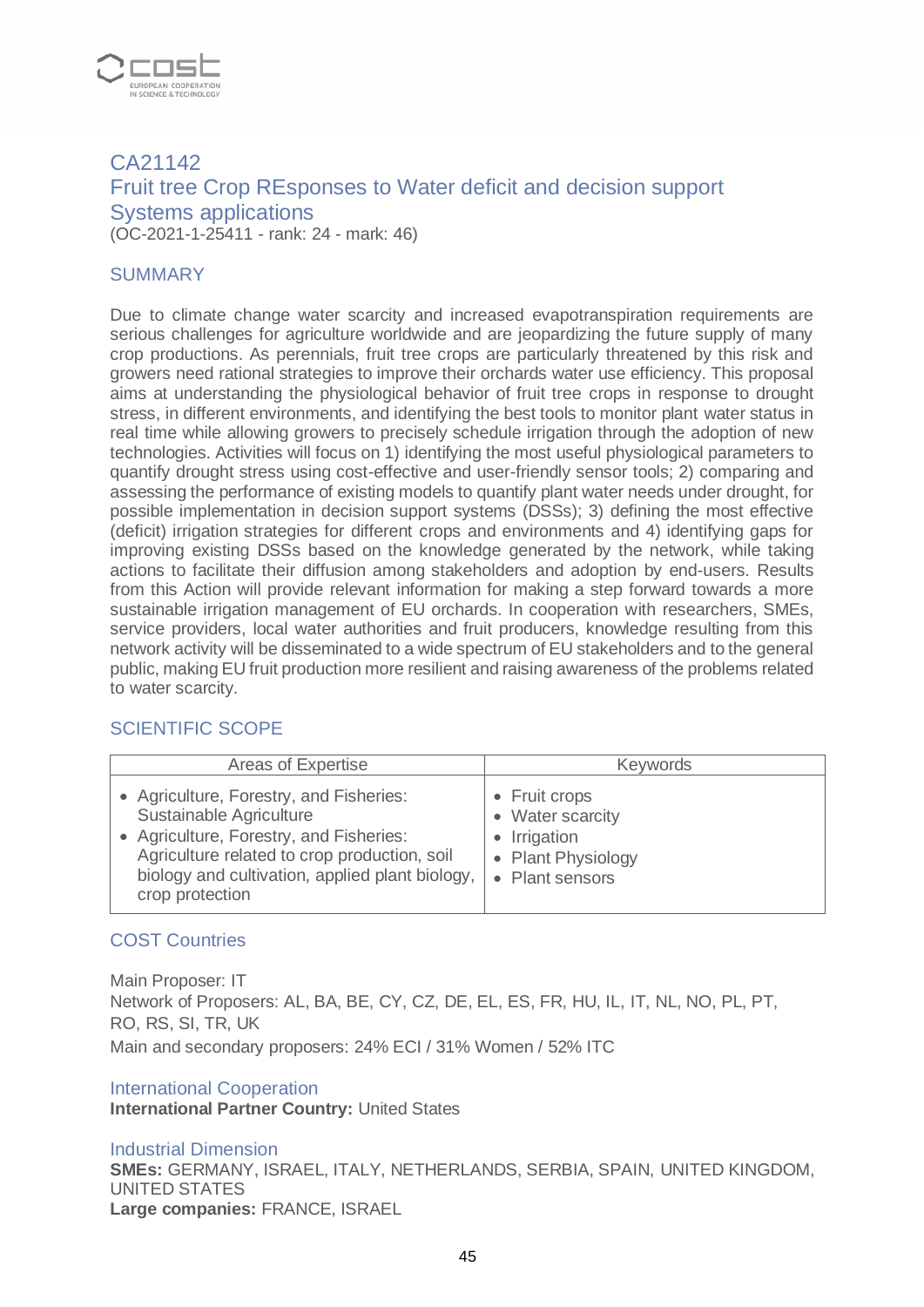## CA21142
## Fruit tree Crop REsponses to Water deficit and decision support Systems applications

(OC-2021-1-25411 - rank: 24 - mark: 46)

### SUMMARY

Due to climate change water scarcity and increased evapotranspiration requirements are serious challenges for agriculture worldwide and are jeopardizing the future supply of many crop productions. As perennials, fruit tree crops are particularly threatened by this risk and growers need rational strategies to improve their orchards water use efficiency. This proposal aims at understanding the physiological behavior of fruit tree crops in response to drought stress, in different environments, and identifying the best tools to monitor plant water status in real time while allowing growers to precisely schedule irrigation through the adoption of new technologies. Activities will focus on 1) identifying the most useful physiological parameters to quantify drought stress using cost-effective and user-friendly sensor tools; 2) comparing and assessing the performance of existing models to quantify plant water needs under drought, for possible implementation in decision support systems (DSSs); 3) defining the most effective (deficit) irrigation strategies for different crops and environments and 4) identifying gaps for improving existing DSSs based on the knowledge generated by the network, while taking actions to facilitate their diffusion among stakeholders and adoption by end-users. Results from this Action will provide relevant information for making a step forward towards a more sustainable irrigation management of EU orchards. In cooperation with researchers, SMEs, service providers, local water authorities and fruit producers, knowledge resulting from this network activity will be disseminated to a wide spectrum of EU stakeholders and to the general public, making EU fruit production more resilient and raising awareness of the problems related to water scarcity.

### SCIENTIFIC SCOPE

| Areas of Expertise | Keywords |
|---|---|
| • Agriculture, Forestry, and Fisheries: Sustainable Agriculture<br>• Agriculture, Forestry, and Fisheries: Agriculture related to crop production, soil biology and cultivation, applied plant biology, crop protection | • Fruit crops<br>• Water scarcity<br>• Irrigation<br>• Plant Physiology<br>• Plant sensors |

### COST Countries

Main Proposer: IT
Network of Proposers: AL, BA, BE, CY, CZ, DE, EL, ES, FR, HU, IL, IT, NL, NO, PL, PT, RO, RS, SI, TR, UK
Main and secondary proposers: 24% ECI / 31% Women / 52% ITC

### International Cooperation

**International Partner Country:** United States

### Industrial Dimension

**SMEs:** GERMANY, ISRAEL, ITALY, NETHERLANDS, SERBIA, SPAIN, UNITED KINGDOM, UNITED STATES
**Large companies:** FRANCE, ISRAEL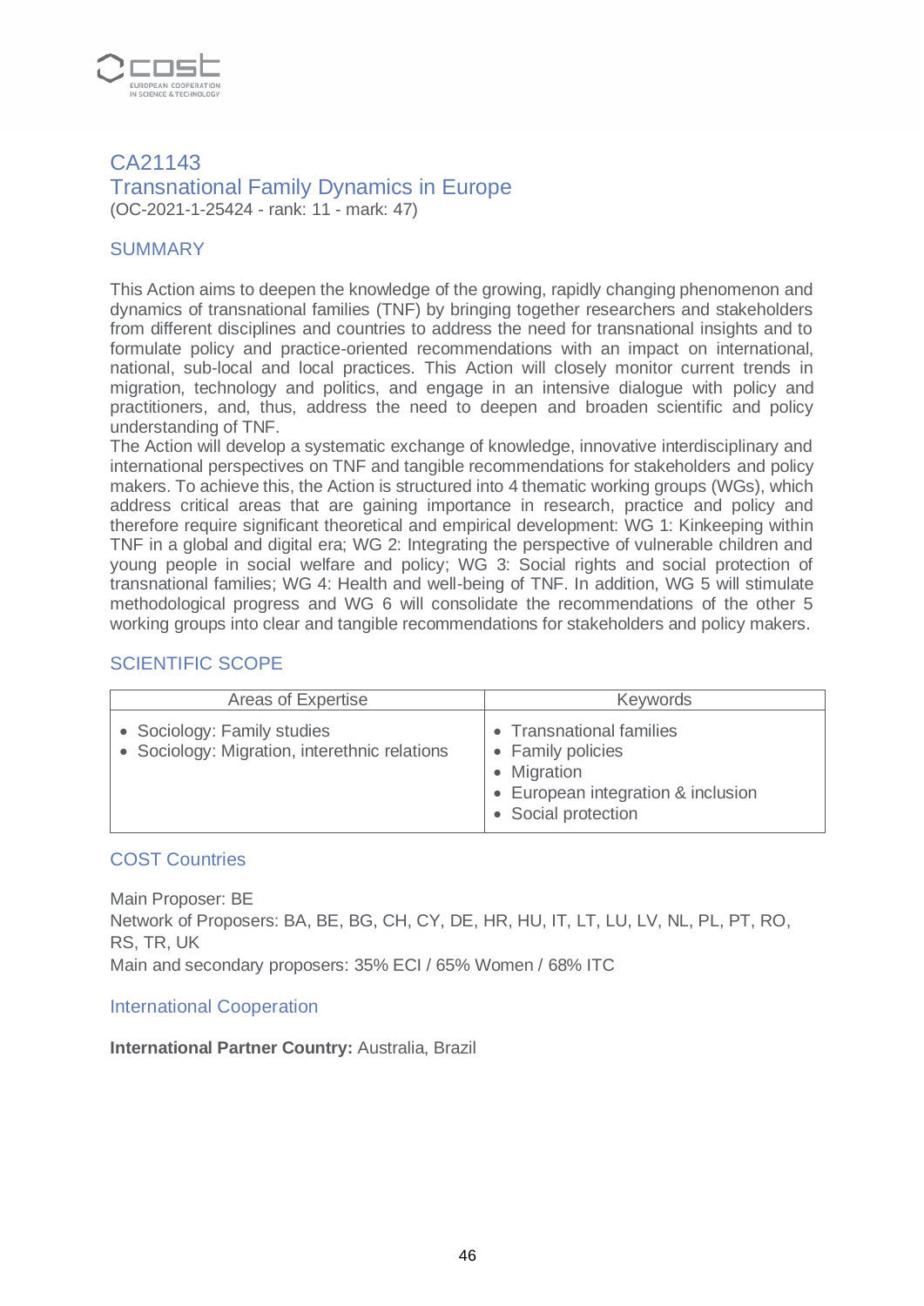# CA21143
## Transnational Family Dynamics in Europe

(OC-2021-1-25424 - rank: 11 - mark: 47)

### SUMMARY

This Action aims to deepen the knowledge of the growing, rapidly changing phenomenon and dynamics of transnational families (TNF) by bringing together researchers and stakeholders from different disciplines and countries to address the need for transnational insights and to formulate policy and practice-oriented recommendations with an impact on international, national, sub-local and local practices. This Action will closely monitor current trends in migration, technology and politics, and engage in an intensive dialogue with policy and practitioners, and, thus, address the need to deepen and broaden scientific and policy understanding of TNF.
The Action will develop a systematic exchange of knowledge, innovative interdisciplinary and international perspectives on TNF and tangible recommendations for stakeholders and policy makers. To achieve this, the Action is structured into 4 thematic working groups (WGs), which address critical areas that are gaining importance in research, practice and policy and therefore require significant theoretical and empirical development: WG 1: Kinkeeping within TNF in a global and digital era; WG 2: Integrating the perspective of vulnerable children and young people in social welfare and policy; WG 3: Social rights and social protection of transnational families; WG 4: Health and well-being of TNF. In addition, WG 5 will stimulate methodological progress and WG 6 will consolidate the recommendations of the other 5 working groups into clear and tangible recommendations for stakeholders and policy makers.

### SCIENTIFIC SCOPE

| Areas of Expertise | Keywords |
|---|---|
| • Sociology: Family studies<br>• Sociology: Migration, interethnic relations | • Transnational families<br>• Family policies<br>• Migration<br>• European integration & inclusion<br>• Social protection |

### COST Countries

Main Proposer: BE
Network of Proposers: BA, BE, BG, CH, CY, DE, HR, HU, IT, LT, LU, LV, NL, PL, PT, RO, RS, TR, UK
Main and secondary proposers: 35% ECI / 65% Women / 68% ITC

### International Cooperation

**International Partner Country:** Australia, Brazil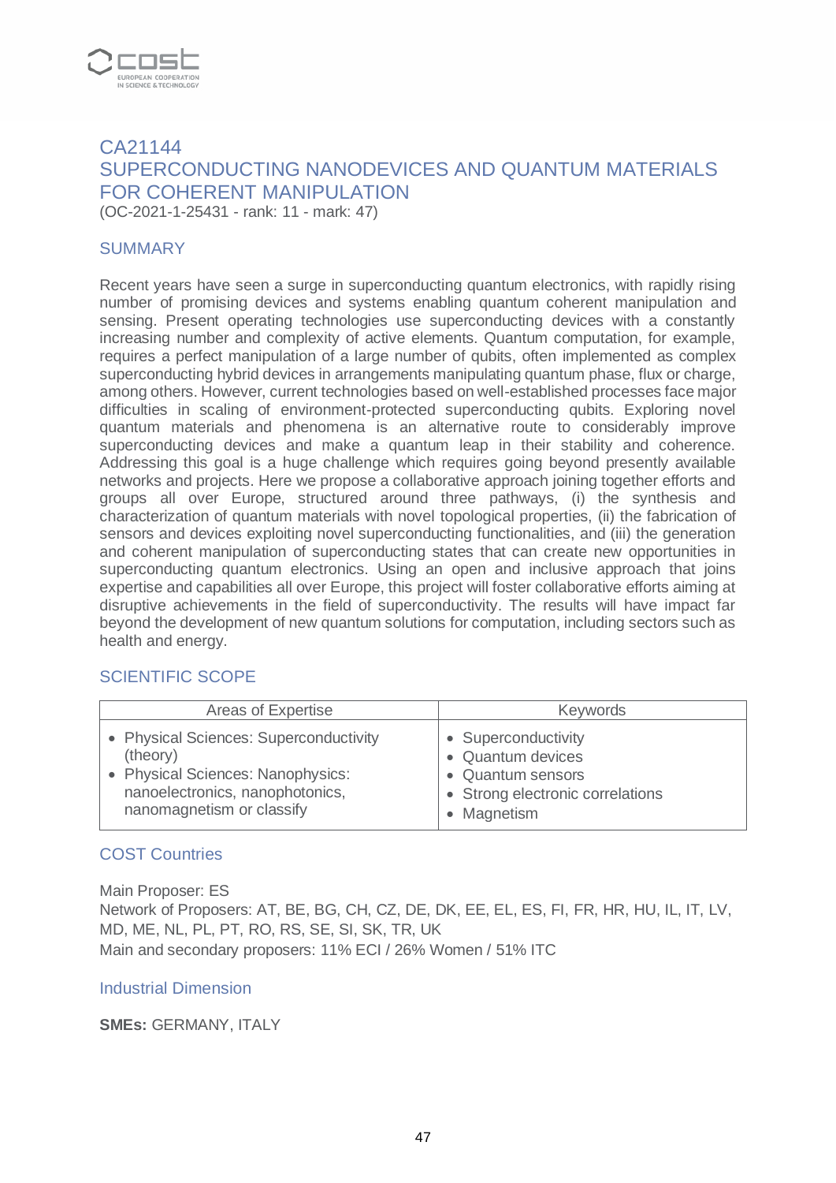# CA21144
# SUPERCONDUCTING NANODEVICES AND QUANTUM MATERIALS FOR COHERENT MANIPULATION

(OC-2021-1-25431 - rank: 11 - mark: 47)

## SUMMARY

Recent years have seen a surge in superconducting quantum electronics, with rapidly rising number of promising devices and systems enabling quantum coherent manipulation and sensing. Present operating technologies use superconducting devices with a constantly increasing number and complexity of active elements. Quantum computation, for example, requires a perfect manipulation of a large number of qubits, often implemented as complex superconducting hybrid devices in arrangements manipulating quantum phase, flux or charge, among others. However, current technologies based on well-established processes face major difficulties in scaling of environment-protected superconducting qubits. Exploring novel quantum materials and phenomena is an alternative route to considerably improve superconducting devices and make a quantum leap in their stability and coherence. Addressing this goal is a huge challenge which requires going beyond presently available networks and projects. Here we propose a collaborative approach joining together efforts and groups all over Europe, structured around three pathways, (i) the synthesis and characterization of quantum materials with novel topological properties, (ii) the fabrication of sensors and devices exploiting novel superconducting functionalities, and (iii) the generation and coherent manipulation of superconducting states that can create new opportunities in superconducting quantum electronics. Using an open and inclusive approach that joins expertise and capabilities all over Europe, this project will foster collaborative efforts aiming at disruptive achievements in the field of superconductivity. The results will have impact far beyond the development of new quantum solutions for computation, including sectors such as health and energy.

## SCIENTIFIC SCOPE

| Areas of Expertise | Keywords |
|---|---|
| • Physical Sciences: Superconductivity (theory)<br>• Physical Sciences: Nanophysics: nanoelectronics, nanophotonics, nanomagnetism or classify | • Superconductivity<br>• Quantum devices<br>• Quantum sensors<br>• Strong electronic correlations<br>• Magnetism |

## COST Countries

Main Proposer: ES
Network of Proposers: AT, BE, BG, CH, CZ, DE, DK, EE, EL, ES, FI, FR, HR, HU, IL, IT, LV, MD, ME, NL, PL, PT, RO, RS, SE, SI, SK, TR, UK
Main and secondary proposers: 11% ECI / 26% Women / 51% ITC

## Industrial Dimension

**SMEs:** GERMANY, ITALY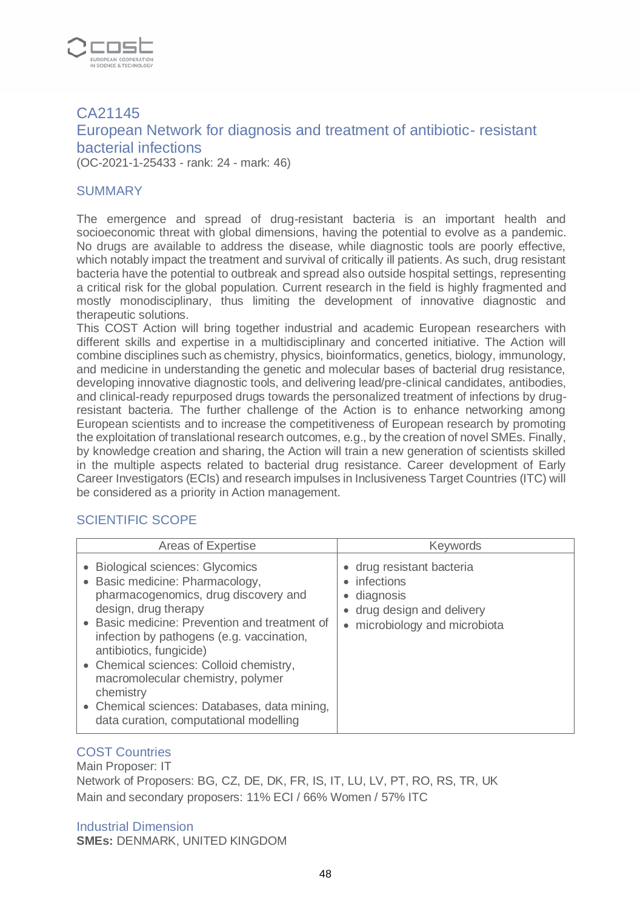# CA21145

## European Network for diagnosis and treatment of antibiotic- resistant bacterial infections

(OC-2021-1-25433 - rank: 24 - mark: 46)

### SUMMARY

The emergence and spread of drug-resistant bacteria is an important health and socioeconomic threat with global dimensions, having the potential to evolve as a pandemic. No drugs are available to address the disease, while diagnostic tools are poorly effective, which notably impact the treatment and survival of critically ill patients. As such, drug resistant bacteria have the potential to outbreak and spread also outside hospital settings, representing a critical risk for the global population. Current research in the field is highly fragmented and mostly monodisciplinary, thus limiting the development of innovative diagnostic and therapeutic solutions.

This COST Action will bring together industrial and academic European researchers with different skills and expertise in a multidisciplinary and concerted initiative. The Action will combine disciplines such as chemistry, physics, bioinformatics, genetics, biology, immunology, and medicine in understanding the genetic and molecular bases of bacterial drug resistance, developing innovative diagnostic tools, and delivering lead/pre-clinical candidates, antibodies, and clinical-ready repurposed drugs towards the personalized treatment of infections by drug-resistant bacteria. The further challenge of the Action is to enhance networking among European scientists and to increase the competitiveness of European research by promoting the exploitation of translational research outcomes, e.g., by the creation of novel SMEs. Finally, by knowledge creation and sharing, the Action will train a new generation of scientists skilled in the multiple aspects related to bacterial drug resistance. Career development of Early Career Investigators (ECIs) and research impulses in Inclusiveness Target Countries (ITC) will be considered as a priority in Action management.

### SCIENTIFIC SCOPE

| Areas of Expertise | Keywords |
|---|---|
| • Biological sciences: Glycomics<br>• Basic medicine: Pharmacology, pharmacogenomics, drug discovery and design, drug therapy<br>• Basic medicine: Prevention and treatment of infection by pathogens (e.g. vaccination, antibiotics, fungicide)<br>• Chemical sciences: Colloid chemistry, macromolecular chemistry, polymer chemistry<br>• Chemical sciences: Databases, data mining, data curation, computational modelling | • drug resistant bacteria<br>• infections<br>• diagnosis<br>• drug design and delivery<br>• microbiology and microbiota |

### COST Countries

Main Proposer: IT

Network of Proposers: BG, CZ, DE, DK, FR, IS, IT, LU, LV, PT, RO, RS, TR, UK

Main and secondary proposers: 11% ECI / 66% Women / 57% ITC

### Industrial Dimension

**SMEs:** DENMARK, UNITED KINGDOM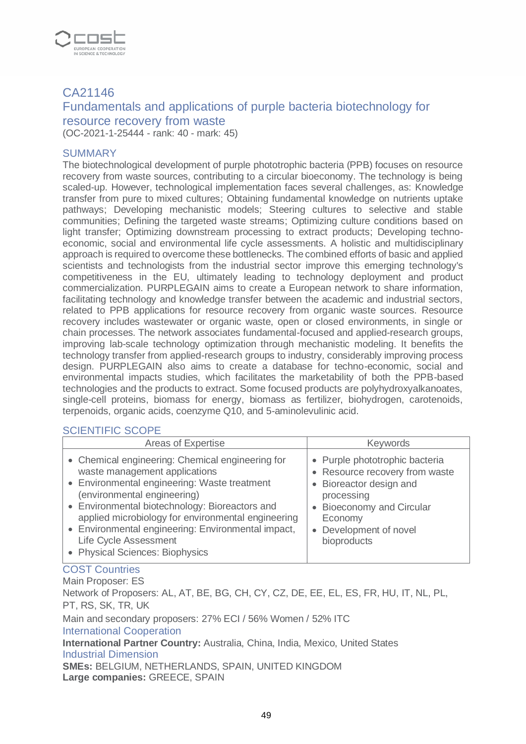## CA21146

## Fundamentals and applications of purple bacteria biotechnology for resource recovery from waste

(OC-2021-1-25444 - rank: 40 - mark: 45)

### SUMMARY

The biotechnological development of purple phototrophic bacteria (PPB) focuses on resource recovery from waste sources, contributing to a circular bioeconomy. The technology is being scaled-up. However, technological implementation faces several challenges, as: Knowledge transfer from pure to mixed cultures; Obtaining fundamental knowledge on nutrients uptake pathways; Developing mechanistic models; Steering cultures to selective and stable communities; Defining the targeted waste streams; Optimizing culture conditions based on light transfer; Optimizing downstream processing to extract products; Developing techno-economic, social and environmental life cycle assessments. A holistic and multidisciplinary approach is required to overcome these bottlenecks. The combined efforts of basic and applied scientists and technologists from the industrial sector improve this emerging technology's competitiveness in the EU, ultimately leading to technology deployment and product commercialization. PURPLEGAIN aims to create a European network to share information, facilitating technology and knowledge transfer between the academic and industrial sectors, related to PPB applications for resource recovery from organic waste sources. Resource recovery includes wastewater or organic waste, open or closed environments, in single or chain processes. The network associates fundamental-focused and applied-research groups, improving lab-scale technology optimization through mechanistic modeling. It benefits the technology transfer from applied-research groups to industry, considerably improving process design. PURPLEGAIN also aims to create a database for techno-economic, social and environmental impacts studies, which facilitates the marketability of both the PPB-based technologies and the products to extract. Some focused products are polyhydroxyalkanoates, single-cell proteins, biomass for energy, biomass as fertilizer, biohydrogen, carotenoids, terpenoids, organic acids, coenzyme Q10, and 5-aminolevulinic acid.

### SCIENTIFIC SCOPE

| Areas of Expertise | Keywords |
|---|---|
| • Chemical engineering: Chemical engineering for waste management applications<br>• Environmental engineering: Waste treatment (environmental engineering)<br>• Environmental biotechnology: Bioreactors and applied microbiology for environmental engineering<br>• Environmental engineering: Environmental impact, Life Cycle Assessment<br>• Physical Sciences: Biophysics | • Purple phototrophic bacteria<br>• Resource recovery from waste<br>• Bioreactor design and processing<br>• Bioeconomy and Circular Economy<br>• Development of novel bioproducts |

### COST Countries

Main Proposer: ES

Network of Proposers: AL, AT, BE, BG, CH, CY, CZ, DE, EE, EL, ES, FR, HU, IT, NL, PL, PT, RS, SK, TR, UK

Main and secondary proposers: 27% ECI / 56% Women / 52% ITC

### International Cooperation

**International Partner Country:** Australia, China, India, Mexico, United States

### Industrial Dimension

**SMEs:** BELGIUM, NETHERLANDS, SPAIN, UNITED KINGDOM

**Large companies:** GREECE, SPAIN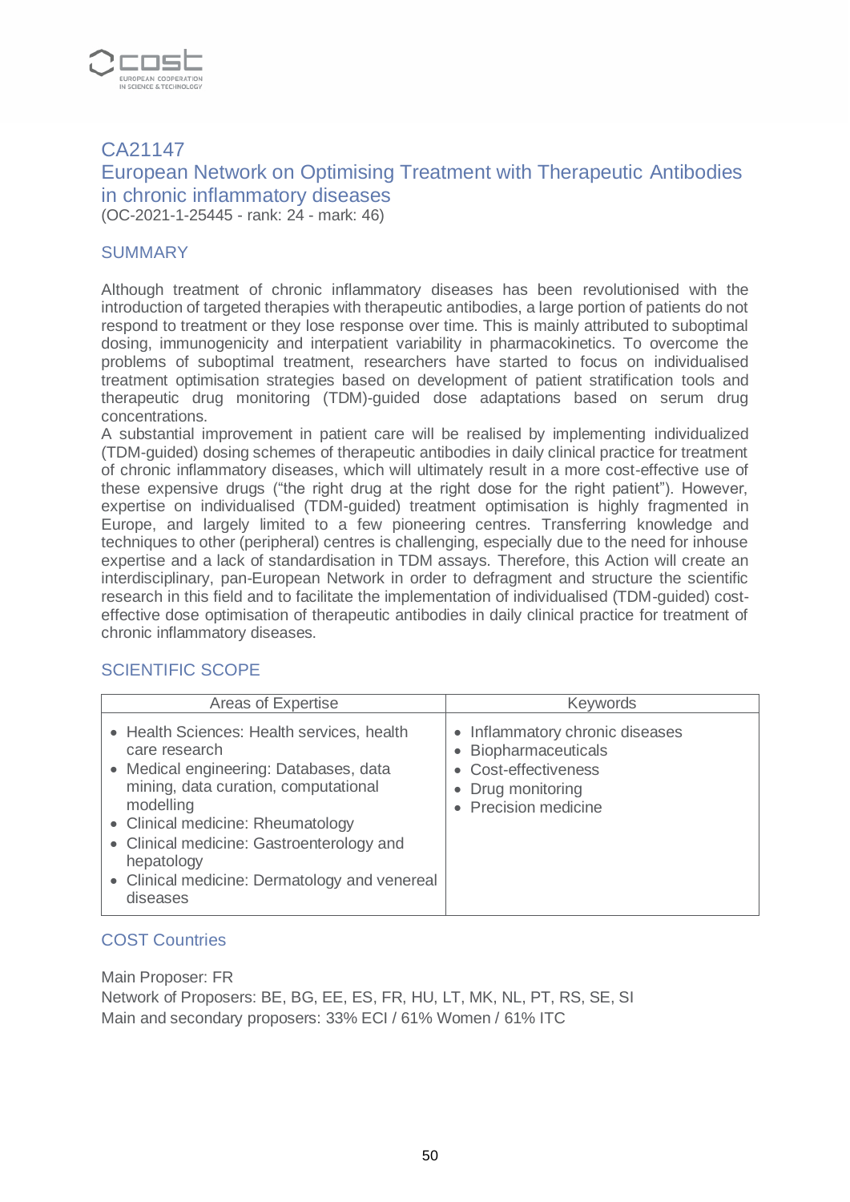## CA21147

## European Network on Optimising Treatment with Therapeutic Antibodies in chronic inflammatory diseases

(OC-2021-1-25445 - rank: 24 - mark: 46)

### SUMMARY

Although treatment of chronic inflammatory diseases has been revolutionised with the introduction of targeted therapies with therapeutic antibodies, a large portion of patients do not respond to treatment or they lose response over time. This is mainly attributed to suboptimal dosing, immunogenicity and interpatient variability in pharmacokinetics. To overcome the problems of suboptimal treatment, researchers have started to focus on individualised treatment optimisation strategies based on development of patient stratification tools and therapeutic drug monitoring (TDM)-guided dose adaptations based on serum drug concentrations.
A substantial improvement in patient care will be realised by implementing individualized (TDM-guided) dosing schemes of therapeutic antibodies in daily clinical practice for treatment of chronic inflammatory diseases, which will ultimately result in a more cost-effective use of these expensive drugs ("the right drug at the right dose for the right patient"). However, expertise on individualised (TDM-guided) treatment optimisation is highly fragmented in Europe, and largely limited to a few pioneering centres. Transferring knowledge and techniques to other (peripheral) centres is challenging, especially due to the need for inhouse expertise and a lack of standardisation in TDM assays. Therefore, this Action will create an interdisciplinary, pan-European Network in order to defragment and structure the scientific research in this field and to facilitate the implementation of individualised (TDM-guided) cost-effective dose optimisation of therapeutic antibodies in daily clinical practice for treatment of chronic inflammatory diseases.

### SCIENTIFIC SCOPE

| Areas of Expertise | Keywords |
|---|---|
| • Health Sciences: Health services, health care research<br>• Medical engineering: Databases, data mining, data curation, computational modelling<br>• Clinical medicine: Rheumatology<br>• Clinical medicine: Gastroenterology and hepatology<br>• Clinical medicine: Dermatology and venereal diseases | • Inflammatory chronic diseases<br>• Biopharmaceuticals<br>• Cost-effectiveness<br>• Drug monitoring<br>• Precision medicine |

### COST Countries

Main Proposer: FR
Network of Proposers: BE, BG, EE, ES, FR, HU, LT, MK, NL, PT, RS, SE, SI
Main and secondary proposers: 33% ECI / 61% Women / 61% ITC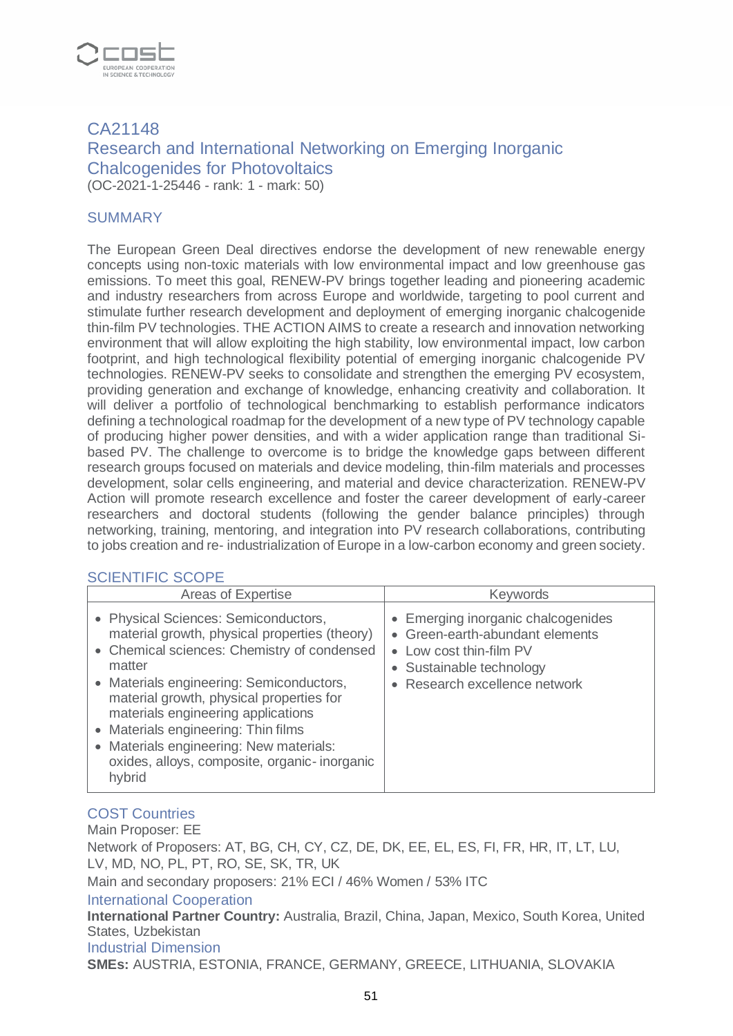## CA21148

## Research and International Networking on Emerging Inorganic Chalcogenides for Photovoltaics

(OC-2021-1-25446 - rank: 1 - mark: 50)

### SUMMARY

The European Green Deal directives endorse the development of new renewable energy concepts using non-toxic materials with low environmental impact and low greenhouse gas emissions. To meet this goal, RENEW-PV brings together leading and pioneering academic and industry researchers from across Europe and worldwide, targeting to pool current and stimulate further research development and deployment of emerging inorganic chalcogenide thin-film PV technologies. THE ACTION AIMS to create a research and innovation networking environment that will allow exploiting the high stability, low environmental impact, low carbon footprint, and high technological flexibility potential of emerging inorganic chalcogenide PV technologies. RENEW-PV seeks to consolidate and strengthen the emerging PV ecosystem, providing generation and exchange of knowledge, enhancing creativity and collaboration. It will deliver a portfolio of technological benchmarking to establish performance indicators defining a technological roadmap for the development of a new type of PV technology capable of producing higher power densities, and with a wider application range than traditional Si-based PV. The challenge to overcome is to bridge the knowledge gaps between different research groups focused on materials and device modeling, thin-film materials and processes development, solar cells engineering, and material and device characterization. RENEW-PV Action will promote research excellence and foster the career development of early-career researchers and doctoral students (following the gender balance principles) through networking, training, mentoring, and integration into PV research collaborations, contributing to jobs creation and re- industrialization of Europe in a low-carbon economy and green society.

### SCIENTIFIC SCOPE

| Areas of Expertise | Keywords |
|---|---|
| • Physical Sciences: Semiconductors, material growth, physical properties (theory)<br>• Chemical sciences: Chemistry of condensed matter<br>• Materials engineering: Semiconductors, material growth, physical properties for materials engineering applications<br>• Materials engineering: Thin films<br>• Materials engineering: New materials: oxides, alloys, composite, organic- inorganic hybrid | • Emerging inorganic chalcogenides<br>• Green-earth-abundant elements<br>• Low cost thin-film PV<br>• Sustainable technology<br>• Research excellence network |

### COST Countries

Main Proposer: EE

Network of Proposers: AT, BG, CH, CY, CZ, DE, DK, EE, EL, ES, FI, FR, HR, IT, LT, LU, LV, MD, NO, PL, PT, RO, SE, SK, TR, UK

Main and secondary proposers: 21% ECI / 46% Women / 53% ITC

### International Cooperation

**International Partner Country:** Australia, Brazil, China, Japan, Mexico, South Korea, United States, Uzbekistan

### Industrial Dimension

**SMEs:** AUSTRIA, ESTONIA, FRANCE, GERMANY, GREECE, LITHUANIA, SLOVAKIA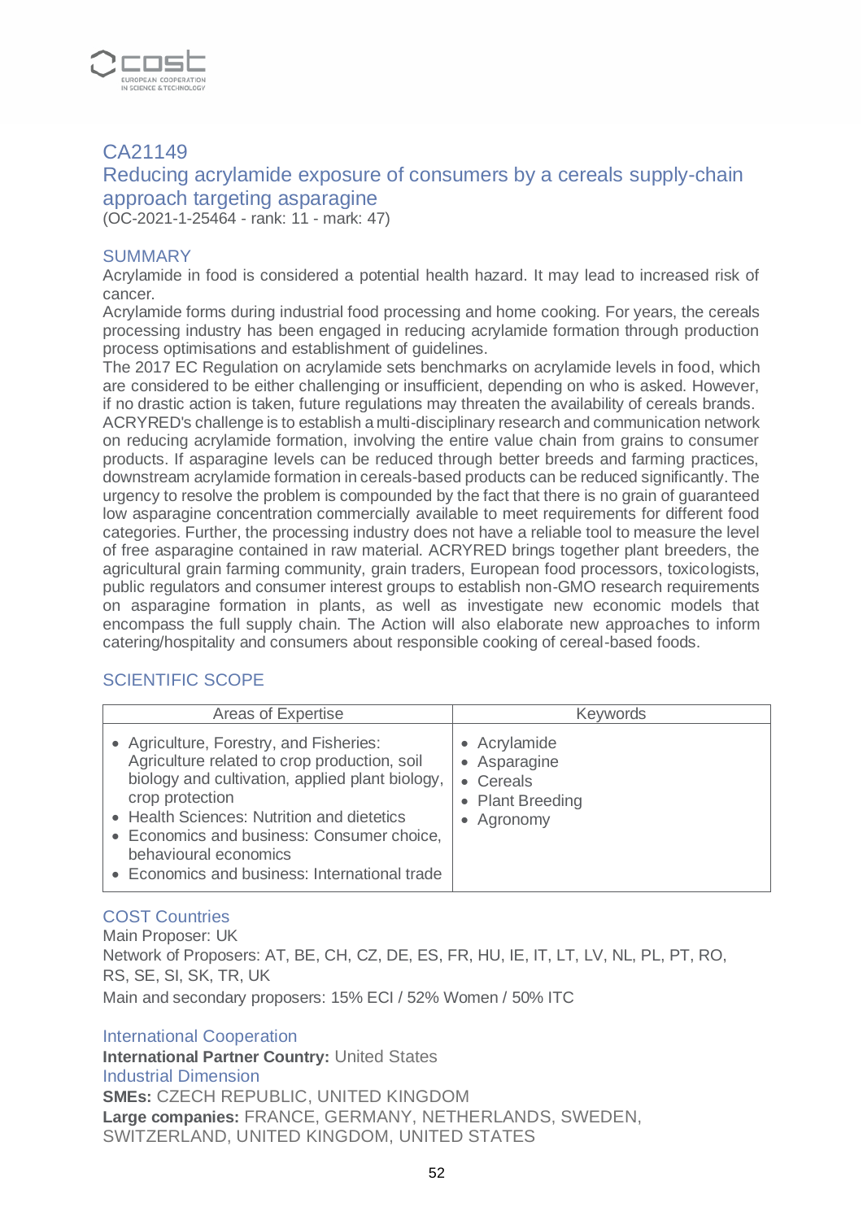## CA21149

## Reducing acrylamide exposure of consumers by a cereals supply-chain approach targeting asparagine

(OC-2021-1-25464 - rank: 11 - mark: 47)

### SUMMARY

Acrylamide in food is considered a potential health hazard. It may lead to increased risk of cancer.
Acrylamide forms during industrial food processing and home cooking. For years, the cereals processing industry has been engaged in reducing acrylamide formation through production process optimisations and establishment of guidelines.
The 2017 EC Regulation on acrylamide sets benchmarks on acrylamide levels in food, which are considered to be either challenging or insufficient, depending on who is asked. However, if no drastic action is taken, future regulations may threaten the availability of cereals brands.
ACRYRED's challenge is to establish a multi-disciplinary research and communication network on reducing acrylamide formation, involving the entire value chain from grains to consumer products. If asparagine levels can be reduced through better breeds and farming practices, downstream acrylamide formation in cereals-based products can be reduced significantly. The urgency to resolve the problem is compounded by the fact that there is no grain of guaranteed low asparagine concentration commercially available to meet requirements for different food categories. Further, the processing industry does not have a reliable tool to measure the level of free asparagine contained in raw material. ACRYRED brings together plant breeders, the agricultural grain farming community, grain traders, European food processors, toxicologists, public regulators and consumer interest groups to establish non-GMO research requirements on asparagine formation in plants, as well as investigate new economic models that encompass the full supply chain. The Action will also elaborate new approaches to inform catering/hospitality and consumers about responsible cooking of cereal-based foods.

### SCIENTIFIC SCOPE

| Areas of Expertise | Keywords |
|---|---|
| • Agriculture, Forestry, and Fisheries: Agriculture related to crop production, soil biology and cultivation, applied plant biology, crop protection<br>• Health Sciences: Nutrition and dietetics<br>• Economics and business: Consumer choice, behavioural economics<br>• Economics and business: International trade | • Acrylamide<br>• Asparagine<br>• Cereals<br>• Plant Breeding<br>• Agronomy |

### COST Countries

Main Proposer: UK
Network of Proposers: AT, BE, CH, CZ, DE, ES, FR, HU, IE, IT, LT, LV, NL, PL, PT, RO, RS, SE, SI, SK, TR, UK
Main and secondary proposers: 15% ECI / 52% Women / 50% ITC

### International Cooperation

**International Partner Country:** United States

### Industrial Dimension

**SMEs:** CZECH REPUBLIC, UNITED KINGDOM
**Large companies:** FRANCE, GERMANY, NETHERLANDS, SWEDEN, SWITZERLAND, UNITED KINGDOM, UNITED STATES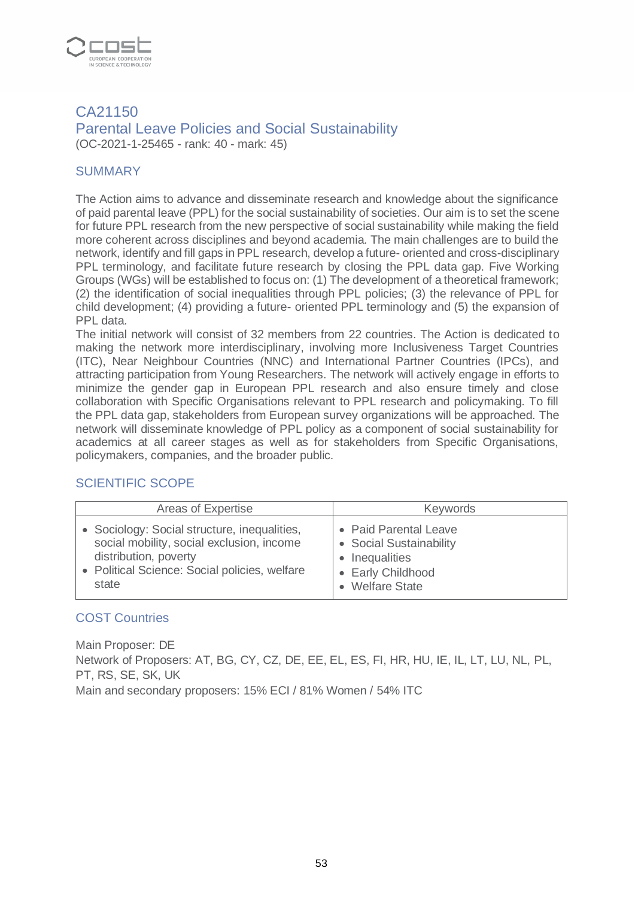## CA21150
## Parental Leave Policies and Social Sustainability

(OC-2021-1-25465 - rank: 40 - mark: 45)

### SUMMARY

The Action aims to advance and disseminate research and knowledge about the significance of paid parental leave (PPL) for the social sustainability of societies. Our aim is to set the scene for future PPL research from the new perspective of social sustainability while making the field more coherent across disciplines and beyond academia. The main challenges are to build the network, identify and fill gaps in PPL research, develop a future- oriented and cross-disciplinary PPL terminology, and facilitate future research by closing the PPL data gap. Five Working Groups (WGs) will be established to focus on: (1) The development of a theoretical framework; (2) the identification of social inequalities through PPL policies; (3) the relevance of PPL for child development; (4) providing a future- oriented PPL terminology and (5) the expansion of PPL data.
The initial network will consist of 32 members from 22 countries. The Action is dedicated to making the network more interdisciplinary, involving more Inclusiveness Target Countries (ITC), Near Neighbour Countries (NNC) and International Partner Countries (IPCs), and attracting participation from Young Researchers. The network will actively engage in efforts to minimize the gender gap in European PPL research and also ensure timely and close collaboration with Specific Organisations relevant to PPL research and policymaking. To fill the PPL data gap, stakeholders from European survey organizations will be approached. The network will disseminate knowledge of PPL policy as a component of social sustainability for academics at all career stages as well as for stakeholders from Specific Organisations, policymakers, companies, and the broader public.

### SCIENTIFIC SCOPE

| Areas of Expertise | Keywords |
|---|---|
| • Sociology: Social structure, inequalities, social mobility, social exclusion, income distribution, poverty<br>• Political Science: Social policies, welfare state | • Paid Parental Leave<br>• Social Sustainability<br>• Inequalities<br>• Early Childhood<br>• Welfare State |

### COST Countries

Main Proposer: DE
Network of Proposers: AT, BG, CY, CZ, DE, EE, EL, ES, FI, HR, HU, IE, IL, LT, LU, NL, PL, PT, RS, SE, SK, UK
Main and secondary proposers: 15% ECI / 81% Women / 54% ITC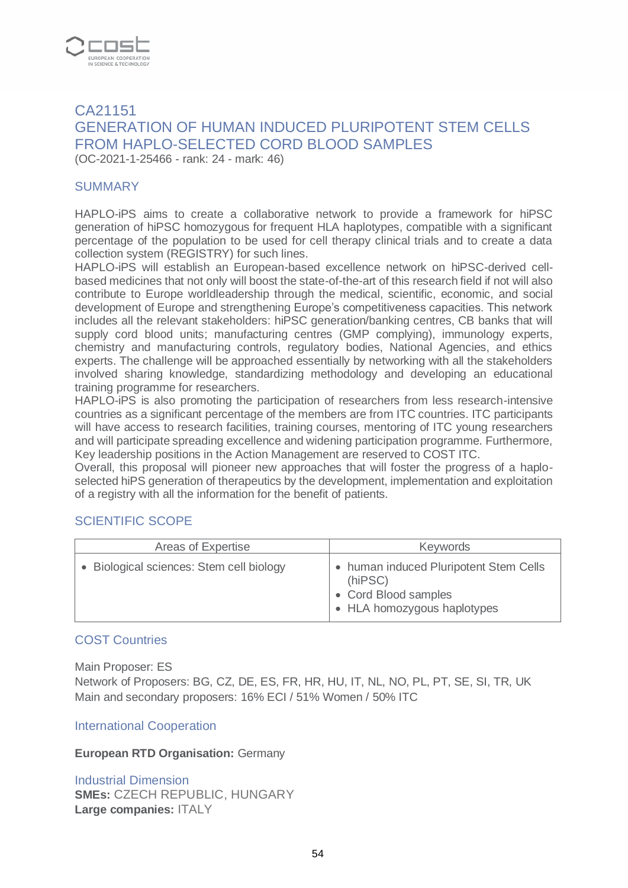## CA21151
## GENERATION OF HUMAN INDUCED PLURIPOTENT STEM CELLS FROM HAPLO-SELECTED CORD BLOOD SAMPLES

(OC-2021-1-25466 - rank: 24 - mark: 46)

### SUMMARY

HAPLO-iPS aims to create a collaborative network to provide a framework for hiPSC generation of hiPSC homozygous for frequent HLA haplotypes, compatible with a significant percentage of the population to be used for cell therapy clinical trials and to create a data collection system (REGISTRY) for such lines.
HAPLO-iPS will establish an European-based excellence network on hiPSC-derived cell-based medicines that not only will boost the state-of-the-art of this research field if not will also contribute to Europe worldleadership through the medical, scientific, economic, and social development of Europe and strengthening Europe's competitiveness capacities. This network includes all the relevant stakeholders: hiPSC generation/banking centres, CB banks that will supply cord blood units; manufacturing centres (GMP complying), immunology experts, chemistry and manufacturing controls, regulatory bodies, National Agencies, and ethics experts. The challenge will be approached essentially by networking with all the stakeholders involved sharing knowledge, standardizing methodology and developing an educational training programme for researchers.
HAPLO-iPS is also promoting the participation of researchers from less research-intensive countries as a significant percentage of the members are from ITC countries. ITC participants will have access to research facilities, training courses, mentoring of ITC young researchers and will participate spreading excellence and widening participation programme. Furthermore, Key leadership positions in the Action Management are reserved to COST ITC.
Overall, this proposal will pioneer new approaches that will foster the progress of a haplo-selected hiPS generation of therapeutics by the development, implementation and exploitation of a registry with all the information for the benefit of patients.

### SCIENTIFIC SCOPE

| Areas of Expertise | Keywords |
|---|---|
| • Biological sciences: Stem cell biology | • human induced Pluripotent Stem Cells (hiPSC)<br>• Cord Blood samples<br>• HLA homozygous haplotypes |

### COST Countries

Main Proposer: ES
Network of Proposers: BG, CZ, DE, ES, FR, HR, HU, IT, NL, NO, PL, PT, SE, SI, TR, UK
Main and secondary proposers: 16% ECI / 51% Women / 50% ITC

### International Cooperation

**European RTD Organisation:** Germany

### Industrial Dimension

**SMEs:** CZECH REPUBLIC, HUNGARY
**Large companies:** ITALY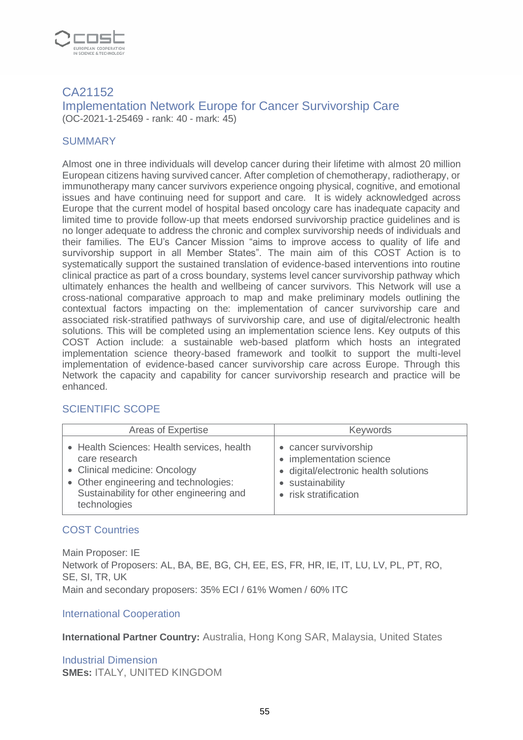## CA21152

## Implementation Network Europe for Cancer Survivorship Care

(OC-2021-1-25469 - rank: 40 - mark: 45)

### SUMMARY

Almost one in three individuals will develop cancer during their lifetime with almost 20 million European citizens having survived cancer. After completion of chemotherapy, radiotherapy, or immunotherapy many cancer survivors experience ongoing physical, cognitive, and emotional issues and have continuing need for support and care. It is widely acknowledged across Europe that the current model of hospital based oncology care has inadequate capacity and limited time to provide follow-up that meets endorsed survivorship practice guidelines and is no longer adequate to address the chronic and complex survivorship needs of individuals and their families. The EU's Cancer Mission "aims to improve access to quality of life and survivorship support in all Member States". The main aim of this COST Action is to systematically support the sustained translation of evidence-based interventions into routine clinical practice as part of a cross boundary, systems level cancer survivorship pathway which ultimately enhances the health and wellbeing of cancer survivors. This Network will use a cross-national comparative approach to map and make preliminary models outlining the contextual factors impacting on the: implementation of cancer survivorship care and associated risk-stratified pathways of survivorship care, and use of digital/electronic health solutions. This will be completed using an implementation science lens. Key outputs of this COST Action include: a sustainable web-based platform which hosts an integrated implementation science theory-based framework and toolkit to support the multi-level implementation of evidence-based cancer survivorship care across Europe. Through this Network the capacity and capability for cancer survivorship research and practice will be enhanced.

### SCIENTIFIC SCOPE

| Areas of Expertise | Keywords |
| --- | --- |
| • Health Sciences: Health services, health care research<br>• Clinical medicine: Oncology<br>• Other engineering and technologies: Sustainability for other engineering and technologies | • cancer survivorship<br>• implementation science<br>• digital/electronic health solutions<br>• sustainability<br>• risk stratification |

### COST Countries

Main Proposer: IE
Network of Proposers: AL, BA, BE, BG, CH, EE, ES, FR, HR, IE, IT, LU, LV, PL, PT, RO, SE, SI, TR, UK
Main and secondary proposers: 35% ECI / 61% Women / 60% ITC

### International Cooperation

**International Partner Country:** Australia, Hong Kong SAR, Malaysia, United States

### Industrial Dimension

**SMEs:** ITALY, UNITED KINGDOM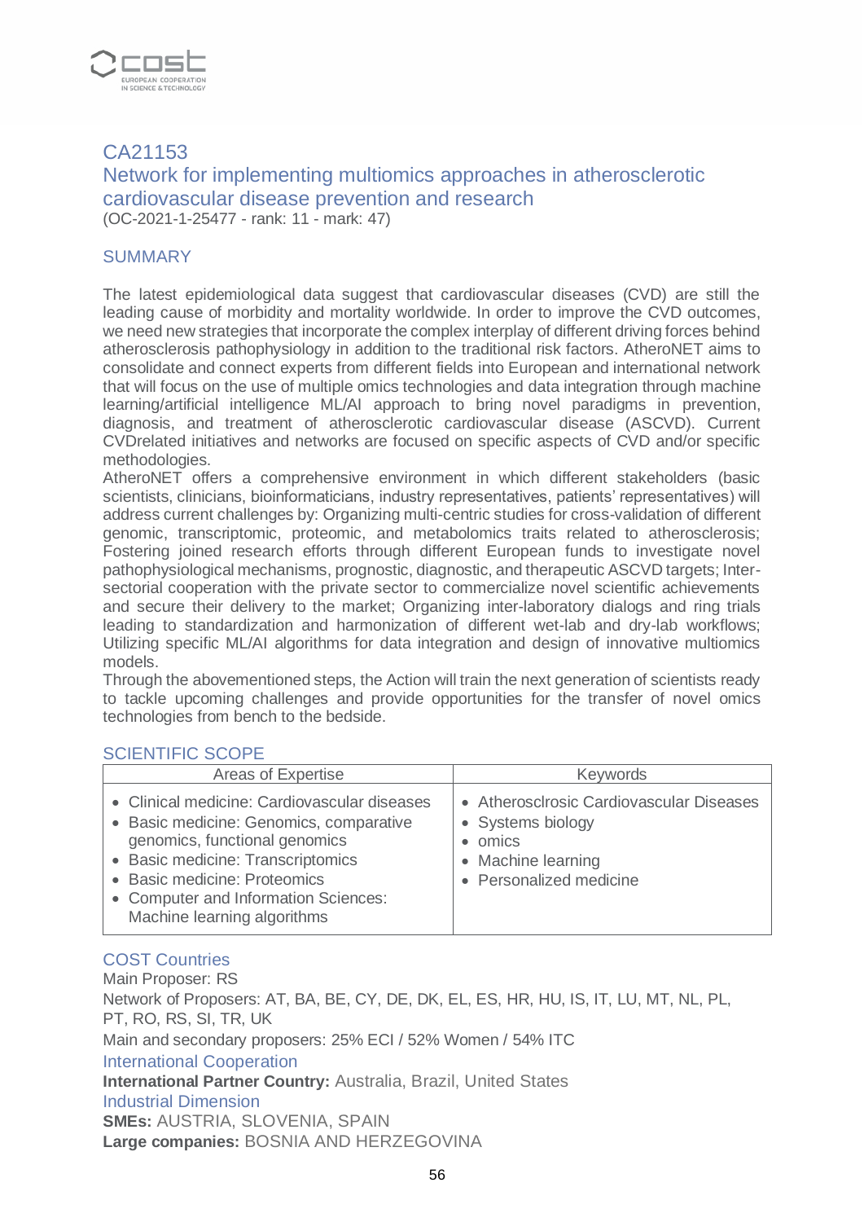## CA21153

## Network for implementing multiomics approaches in atherosclerotic cardiovascular disease prevention and research

(OC-2021-1-25477 - rank: 11 - mark: 47)

### SUMMARY

The latest epidemiological data suggest that cardiovascular diseases (CVD) are still the leading cause of morbidity and mortality worldwide. In order to improve the CVD outcomes, we need new strategies that incorporate the complex interplay of different driving forces behind atherosclerosis pathophysiology in addition to the traditional risk factors. AtheroNET aims to consolidate and connect experts from different fields into European and international network that will focus on the use of multiple omics technologies and data integration through machine learning/artificial intelligence ML/AI approach to bring novel paradigms in prevention, diagnosis, and treatment of atherosclerotic cardiovascular disease (ASCVD). Current CVDrelated initiatives and networks are focused on specific aspects of CVD and/or specific methodologies.
AtheroNET offers a comprehensive environment in which different stakeholders (basic scientists, clinicians, bioinformaticians, industry representatives, patients' representatives) will address current challenges by: Organizing multi-centric studies for cross-validation of different genomic, transcriptomic, proteomic, and metabolomics traits related to atherosclerosis; Fostering joined research efforts through different European funds to investigate novel pathophysiological mechanisms, prognostic, diagnostic, and therapeutic ASCVD targets; Inter-sectorial cooperation with the private sector to commercialize novel scientific achievements and secure their delivery to the market; Organizing inter-laboratory dialogs and ring trials leading to standardization and harmonization of different wet-lab and dry-lab workflows; Utilizing specific ML/AI algorithms for data integration and design of innovative multiomics models.
Through the abovementioned steps, the Action will train the next generation of scientists ready to tackle upcoming challenges and provide opportunities for the transfer of novel omics technologies from bench to the bedside.

### SCIENTIFIC SCOPE

| Areas of Expertise | Keywords |
|---|---|
| • Clinical medicine: Cardiovascular diseases<br>• Basic medicine: Genomics, comparative genomics, functional genomics<br>• Basic medicine: Transcriptomics<br>• Basic medicine: Proteomics<br>• Computer and Information Sciences: Machine learning algorithms | • Atherosclrosic Cardiovascular Diseases<br>• Systems biology<br>• omics<br>• Machine learning<br>• Personalized medicine |

### COST Countries

Main Proposer: RS
Network of Proposers: AT, BA, BE, CY, DE, DK, EL, ES, HR, HU, IS, IT, LU, MT, NL, PL, PT, RO, RS, SI, TR, UK
Main and secondary proposers: 25% ECI / 52% Women / 54% ITC

### International Cooperation

**International Partner Country:** Australia, Brazil, United States

### Industrial Dimension

**SMEs:** AUSTRIA, SLOVENIA, SPAIN
**Large companies:** BOSNIA AND HERZEGOVINA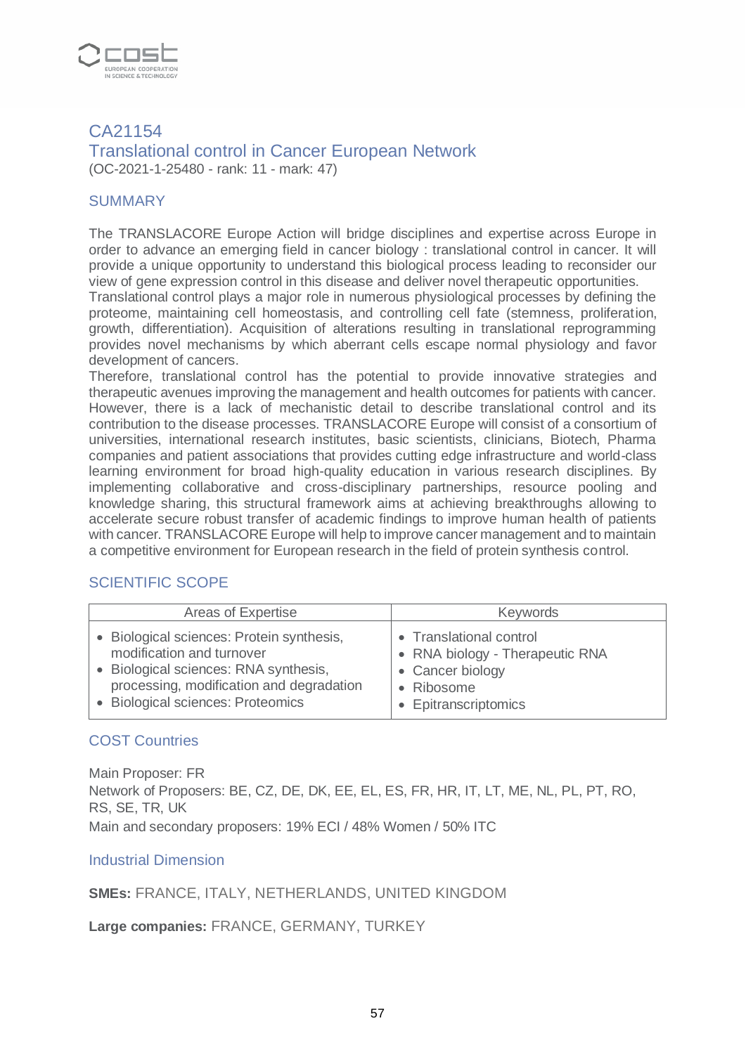## CA21154

## Translational control in Cancer European Network

(OC-2021-1-25480 - rank: 11 - mark: 47)

### SUMMARY

The TRANSLACORE Europe Action will bridge disciplines and expertise across Europe in order to advance an emerging field in cancer biology : translational control in cancer. It will provide a unique opportunity to understand this biological process leading to reconsider our view of gene expression control in this disease and deliver novel therapeutic opportunities.
Translational control plays a major role in numerous physiological processes by defining the proteome, maintaining cell homeostasis, and controlling cell fate (stemness, proliferation, growth, differentiation). Acquisition of alterations resulting in translational reprogramming provides novel mechanisms by which aberrant cells escape normal physiology and favor development of cancers.
Therefore, translational control has the potential to provide innovative strategies and therapeutic avenues improving the management and health outcomes for patients with cancer. However, there is a lack of mechanistic detail to describe translational control and its contribution to the disease processes. TRANSLACORE Europe will consist of a consortium of universities, international research institutes, basic scientists, clinicians, Biotech, Pharma companies and patient associations that provides cutting edge infrastructure and world-class learning environment for broad high-quality education in various research disciplines. By implementing collaborative and cross-disciplinary partnerships, resource pooling and knowledge sharing, this structural framework aims at achieving breakthroughs allowing to accelerate secure robust transfer of academic findings to improve human health of patients with cancer. TRANSLACORE Europe will help to improve cancer management and to maintain a competitive environment for European research in the field of protein synthesis control.

### SCIENTIFIC SCOPE

| Areas of Expertise | Keywords |
|---|---|
| • Biological sciences: Protein synthesis, modification and turnover<br>• Biological sciences: RNA synthesis, processing, modification and degradation<br>• Biological sciences: Proteomics | • Translational control<br>• RNA biology - Therapeutic RNA<br>• Cancer biology<br>• Ribosome<br>• Epitranscriptomics |

### COST Countries

Main Proposer: FR
Network of Proposers: BE, CZ, DE, DK, EE, EL, ES, FR, HR, IT, LT, ME, NL, PL, PT, RO, RS, SE, TR, UK
Main and secondary proposers: 19% ECI / 48% Women / 50% ITC

### Industrial Dimension

**SMEs:** FRANCE, ITALY, NETHERLANDS, UNITED KINGDOM

**Large companies:** FRANCE, GERMANY, TURKEY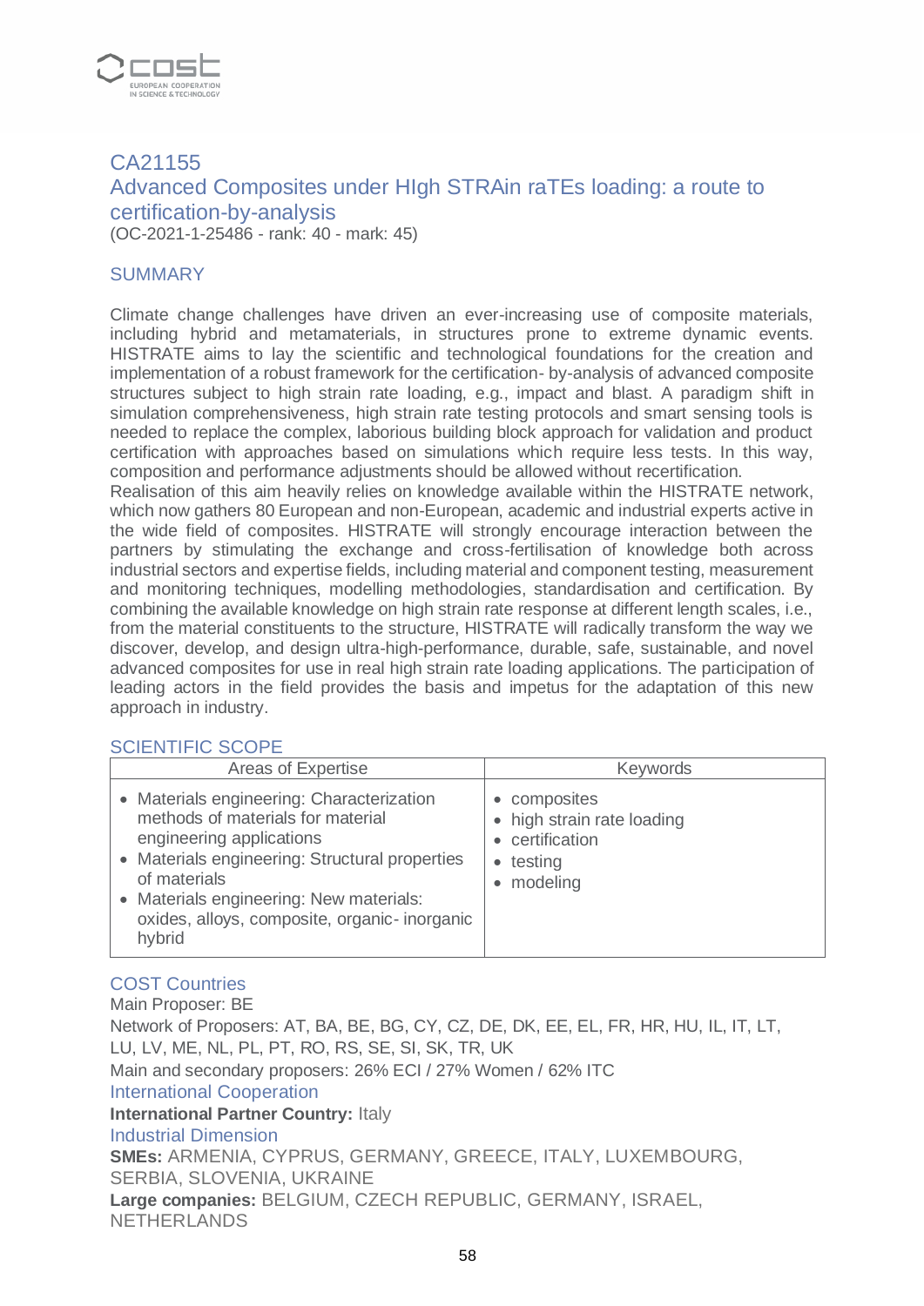# CA21155

## Advanced Composites under HIgh STRAin raTEs loading: a route to certification-by-analysis

(OC-2021-1-25486 - rank: 40 - mark: 45)

### SUMMARY

Climate change challenges have driven an ever-increasing use of composite materials, including hybrid and metamaterials, in structures prone to extreme dynamic events. HISTRATE aims to lay the scientific and technological foundations for the creation and implementation of a robust framework for the certification- by-analysis of advanced composite structures subject to high strain rate loading, e.g., impact and blast. A paradigm shift in simulation comprehensiveness, high strain rate testing protocols and smart sensing tools is needed to replace the complex, laborious building block approach for validation and product certification with approaches based on simulations which require less tests. In this way, composition and performance adjustments should be allowed without recertification.

Realisation of this aim heavily relies on knowledge available within the HISTRATE network, which now gathers 80 European and non-European, academic and industrial experts active in the wide field of composites. HISTRATE will strongly encourage interaction between the partners by stimulating the exchange and cross-fertilisation of knowledge both across industrial sectors and expertise fields, including material and component testing, measurement and monitoring techniques, modelling methodologies, standardisation and certification. By combining the available knowledge on high strain rate response at different length scales, i.e., from the material constituents to the structure, HISTRATE will radically transform the way we discover, develop, and design ultra-high-performance, durable, safe, sustainable, and novel advanced composites for use in real high strain rate loading applications. The participation of leading actors in the field provides the basis and impetus for the adaptation of this new approach in industry.

### SCIENTIFIC SCOPE

| Areas of Expertise | Keywords |
|---|---|
| • Materials engineering: Characterization methods of materials for material engineering applications<br>• Materials engineering: Structural properties of materials<br>• Materials engineering: New materials: oxides, alloys, composite, organic- inorganic hybrid | • composites<br>• high strain rate loading<br>• certification<br>• testing<br>• modeling |

### COST Countries

Main Proposer: BE

Network of Proposers: AT, BA, BE, BG, CY, CZ, DE, DK, EE, EL, FR, HR, HU, IL, IT, LT, LU, LV, ME, NL, PL, PT, RO, RS, SE, SI, SK, TR, UK

Main and secondary proposers: 26% ECI / 27% Women / 62% ITC

### International Cooperation

**International Partner Country:** Italy

### Industrial Dimension

**SMEs:** ARMENIA, CYPRUS, GERMANY, GREECE, ITALY, LUXEMBOURG, SERBIA, SLOVENIA, UKRAINE

**Large companies:** BELGIUM, CZECH REPUBLIC, GERMANY, ISRAEL, NETHERLANDS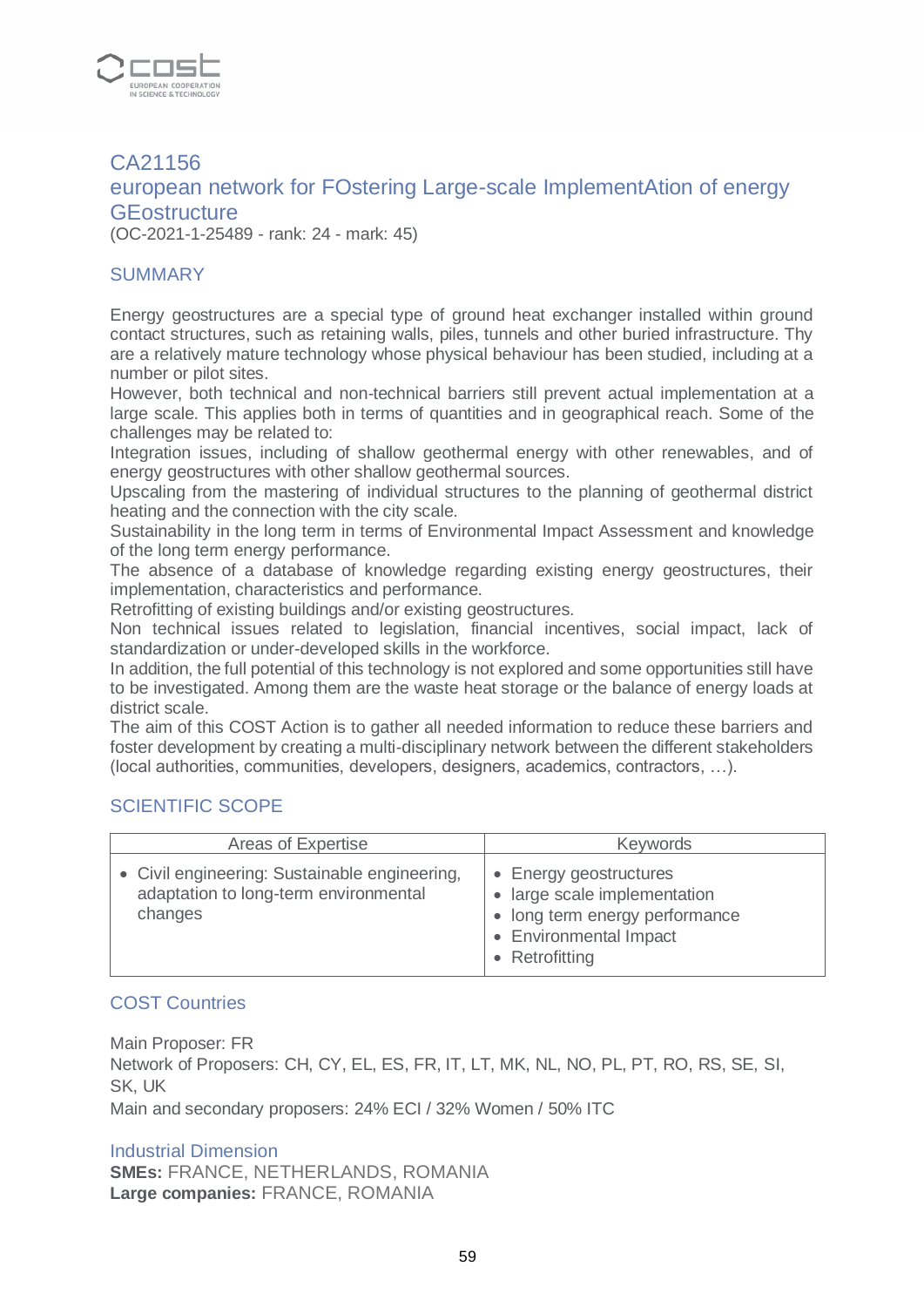## CA21156

## european network for FOstering Large-scale ImplementAtion of energy GEostructure

(OC-2021-1-25489 - rank: 24 - mark: 45)

### SUMMARY

Energy geostructures are a special type of ground heat exchanger installed within ground contact structures, such as retaining walls, piles, tunnels and other buried infrastructure. Thy are a relatively mature technology whose physical behaviour has been studied, including at a number or pilot sites.

However, both technical and non-technical barriers still prevent actual implementation at a large scale. This applies both in terms of quantities and in geographical reach. Some of the challenges may be related to:

Integration issues, including of shallow geothermal energy with other renewables, and of energy geostructures with other shallow geothermal sources.

Upscaling from the mastering of individual structures to the planning of geothermal district heating and the connection with the city scale.

Sustainability in the long term in terms of Environmental Impact Assessment and knowledge of the long term energy performance.

The absence of a database of knowledge regarding existing energy geostructures, their implementation, characteristics and performance.

Retrofitting of existing buildings and/or existing geostructures.

Non technical issues related to legislation, financial incentives, social impact, lack of standardization or under-developed skills in the workforce.

In addition, the full potential of this technology is not explored and some opportunities still have to be investigated. Among them are the waste heat storage or the balance of energy loads at district scale.

The aim of this COST Action is to gather all needed information to reduce these barriers and foster development by creating a multi-disciplinary network between the different stakeholders (local authorities, communities, developers, designers, academics, contractors, …).

### SCIENTIFIC SCOPE

| Areas of Expertise | Keywords |
|---|---|
| • Civil engineering: Sustainable engineering, adaptation to long-term environmental changes | • Energy geostructures<br>• large scale implementation<br>• long term energy performance<br>• Environmental Impact<br>• Retrofitting |

### COST Countries

Main Proposer: FR

Network of Proposers: CH, CY, EL, ES, FR, IT, LT, MK, NL, NO, PL, PT, RO, RS, SE, SI, SK, UK

Main and secondary proposers: 24% ECI / 32% Women / 50% ITC

### Industrial Dimension

**SMEs:** FRANCE, NETHERLANDS, ROMANIA

**Large companies:** FRANCE, ROMANIA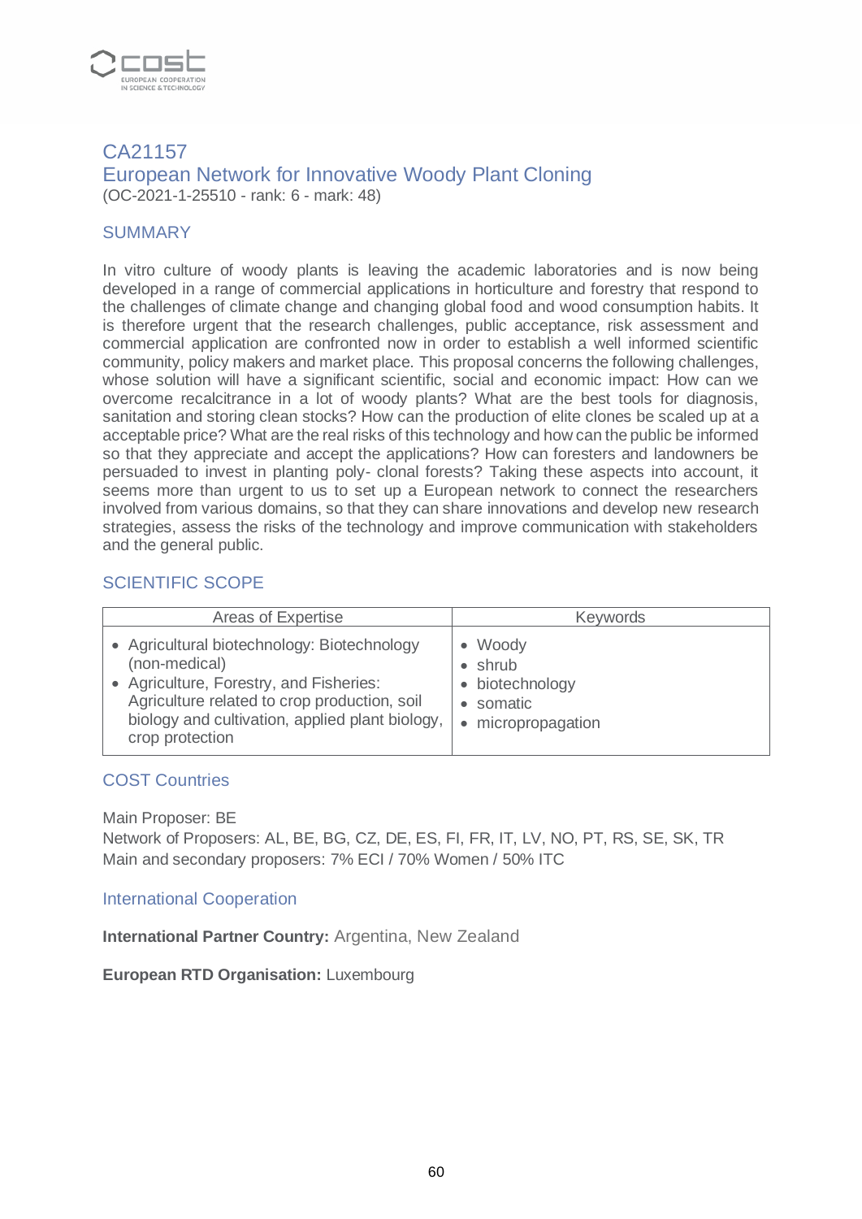## CA21157

## European Network for Innovative Woody Plant Cloning

(OC-2021-1-25510 - rank: 6 - mark: 48)

### SUMMARY

In vitro culture of woody plants is leaving the academic laboratories and is now being developed in a range of commercial applications in horticulture and forestry that respond to the challenges of climate change and changing global food and wood consumption habits. It is therefore urgent that the research challenges, public acceptance, risk assessment and commercial application are confronted now in order to establish a well informed scientific community, policy makers and market place. This proposal concerns the following challenges, whose solution will have a significant scientific, social and economic impact: How can we overcome recalcitrance in a lot of woody plants? What are the best tools for diagnosis, sanitation and storing clean stocks? How can the production of elite clones be scaled up at a acceptable price? What are the real risks of this technology and how can the public be informed so that they appreciate and accept the applications? How can foresters and landowners be persuaded to invest in planting poly- clonal forests? Taking these aspects into account, it seems more than urgent to us to set up a European network to connect the researchers involved from various domains, so that they can share innovations and develop new research strategies, assess the risks of the technology and improve communication with stakeholders and the general public.

### SCIENTIFIC SCOPE

| Areas of Expertise | Keywords |
|---|---|
| • Agricultural biotechnology: Biotechnology (non-medical)<br>• Agriculture, Forestry, and Fisheries: Agriculture related to crop production, soil biology and cultivation, applied plant biology, crop protection | • Woody<br>• shrub<br>• biotechnology<br>• somatic<br>• micropropagation |

### COST Countries

Main Proposer: BE
Network of Proposers: AL, BE, BG, CZ, DE, ES, FI, FR, IT, LV, NO, PT, RS, SE, SK, TR
Main and secondary proposers: 7% ECI / 70% Women / 50% ITC

### International Cooperation

**International Partner Country:** Argentina, New Zealand

**European RTD Organisation:** Luxembourg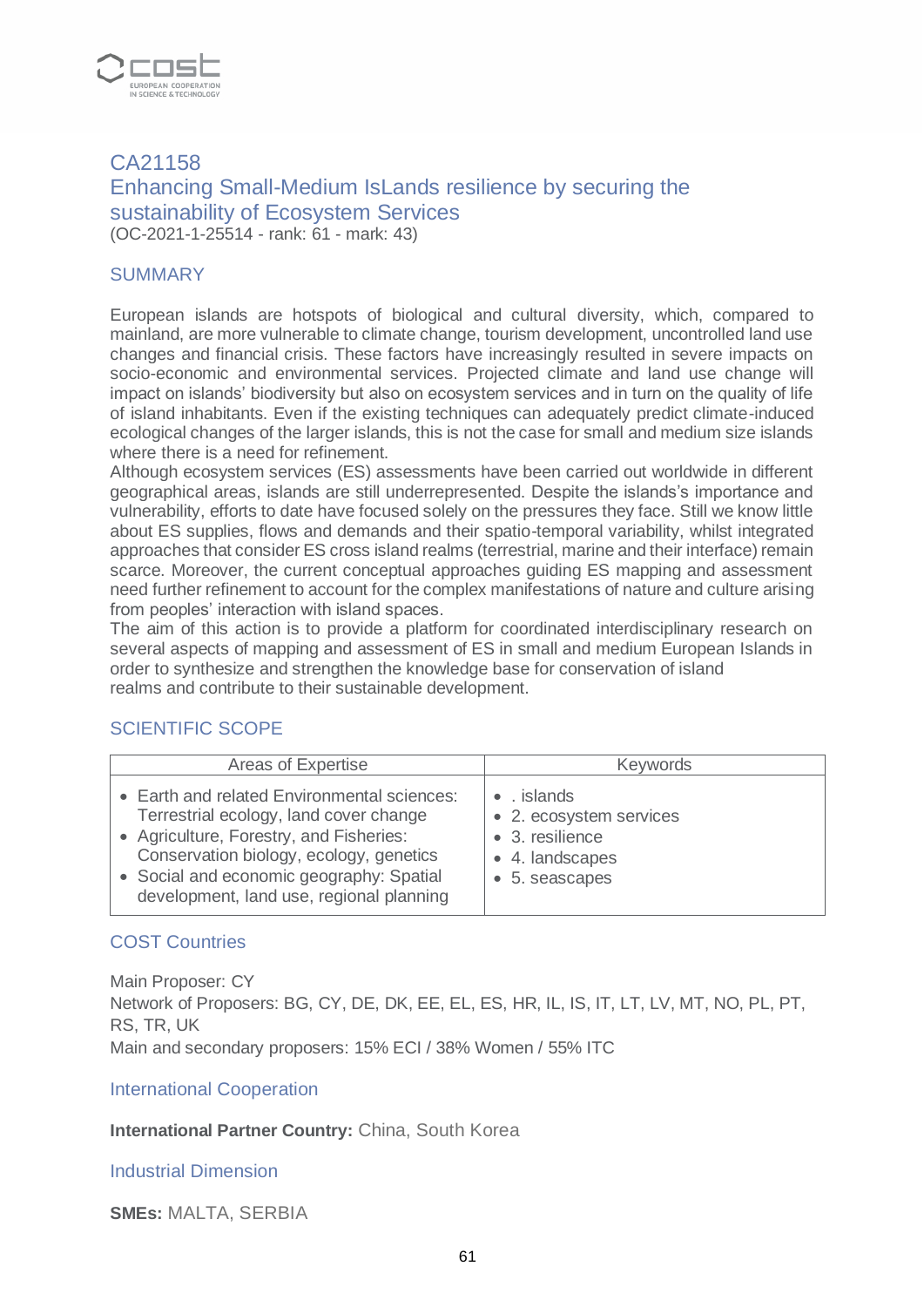## CA21158
## Enhancing Small-Medium IsLands resilience by securing the sustainability of Ecosystem Services

(OC-2021-1-25514 - rank: 61 - mark: 43)

### SUMMARY

European islands are hotspots of biological and cultural diversity, which, compared to mainland, are more vulnerable to climate change, tourism development, uncontrolled land use changes and financial crisis. These factors have increasingly resulted in severe impacts on socio-economic and environmental services. Projected climate and land use change will impact on islands' biodiversity but also on ecosystem services and in turn on the quality of life of island inhabitants. Even if the existing techniques can adequately predict climate-induced ecological changes of the larger islands, this is not the case for small and medium size islands where there is a need for refinement.
Although ecosystem services (ES) assessments have been carried out worldwide in different geographical areas, islands are still underrepresented. Despite the islands's importance and vulnerability, efforts to date have focused solely on the pressures they face. Still we know little about ES supplies, flows and demands and their spatio-temporal variability, whilst integrated approaches that consider ES cross island realms (terrestrial, marine and their interface) remain scarce. Moreover, the current conceptual approaches guiding ES mapping and assessment need further refinement to account for the complex manifestations of nature and culture arising from peoples' interaction with island spaces.
The aim of this action is to provide a platform for coordinated interdisciplinary research on several aspects of mapping and assessment of ES in small and medium European Islands in order to synthesize and strengthen the knowledge base for conservation of island realms and contribute to their sustainable development.

### SCIENTIFIC SCOPE

| Areas of Expertise | Keywords |
|---|---|
| • Earth and related Environmental sciences: Terrestrial ecology, land cover change<br>• Agriculture, Forestry, and Fisheries: Conservation biology, ecology, genetics<br>• Social and economic geography: Spatial development, land use, regional planning | • . islands<br>• 2. ecosystem services<br>• 3. resilience<br>• 4. landscapes<br>• 5. seascapes |

### COST Countries

Main Proposer: CY
Network of Proposers: BG, CY, DE, DK, EE, EL, ES, HR, IL, IS, IT, LT, LV, MT, NO, PL, PT, RS, TR, UK
Main and secondary proposers: 15% ECI / 38% Women / 55% ITC

### International Cooperation

**International Partner Country:** China, South Korea

### Industrial Dimension

**SMEs:** MALTA, SERBIA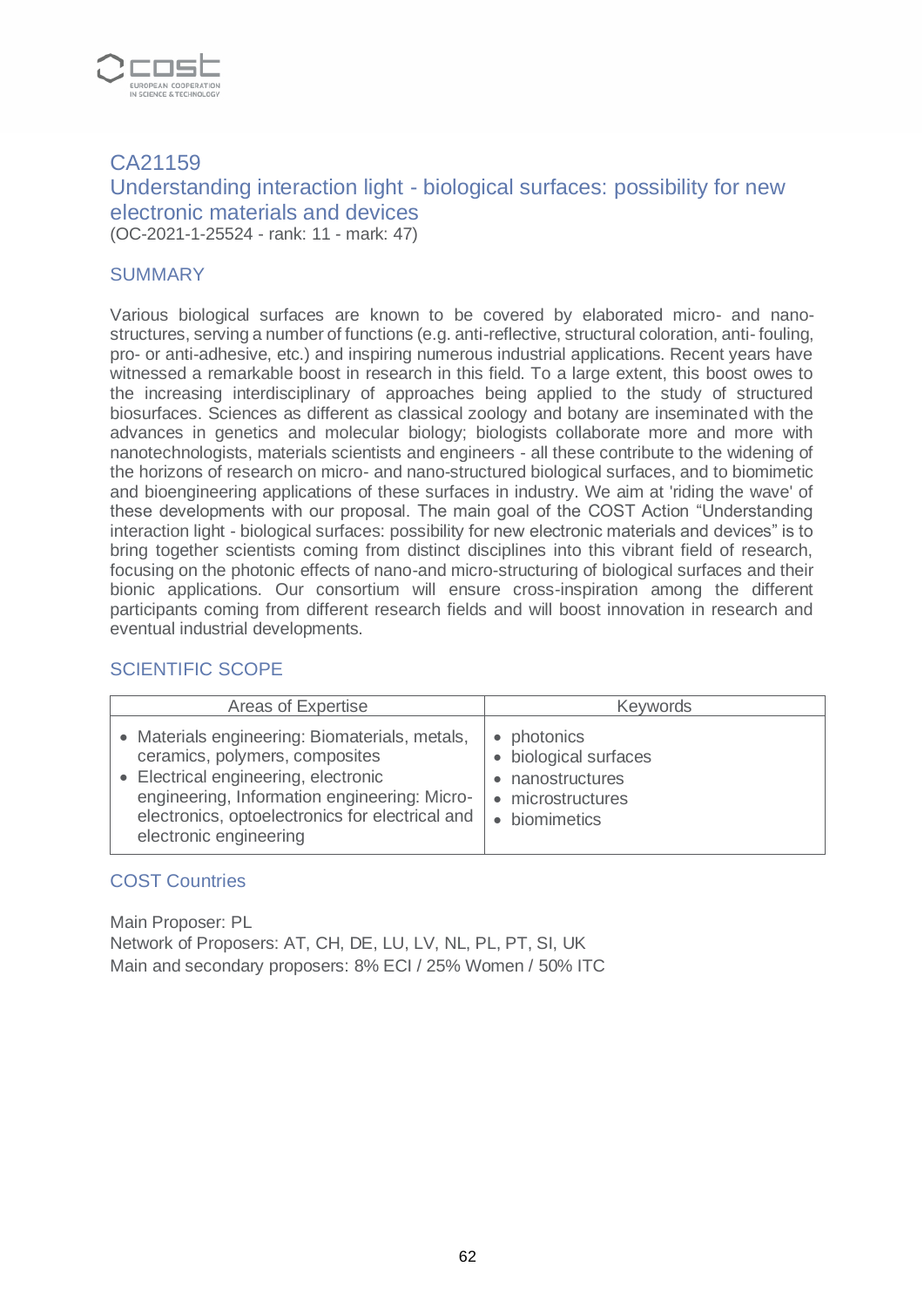## CA21159

## Understanding interaction light - biological surfaces: possibility for new electronic materials and devices

(OC-2021-1-25524 - rank: 11 - mark: 47)

### SUMMARY

Various biological surfaces are known to be covered by elaborated micro- and nano-structures, serving a number of functions (e.g. anti-reflective, structural coloration, anti- fouling, pro- or anti-adhesive, etc.) and inspiring numerous industrial applications. Recent years have witnessed a remarkable boost in research in this field. To a large extent, this boost owes to the increasing interdisciplinary of approaches being applied to the study of structured biosurfaces. Sciences as different as classical zoology and botany are inseminated with the advances in genetics and molecular biology; biologists collaborate more and more with nanotechnologists, materials scientists and engineers - all these contribute to the widening of the horizons of research on micro- and nano-structured biological surfaces, and to biomimetic and bioengineering applications of these surfaces in industry. We aim at 'riding the wave' of these developments with our proposal. The main goal of the COST Action “Understanding interaction light - biological surfaces: possibility for new electronic materials and devices” is to bring together scientists coming from distinct disciplines into this vibrant field of research, focusing on the photonic effects of nano-and micro-structuring of biological surfaces and their bionic applications. Our consortium will ensure cross-inspiration among the different participants coming from different research fields and will boost innovation in research and eventual industrial developments.

### SCIENTIFIC SCOPE

| Areas of Expertise | Keywords |
|---|---|
| • Materials engineering: Biomaterials, metals, ceramics, polymers, composites<br>• Electrical engineering, electronic engineering, Information engineering: Micro-electronics, optoelectronics for electrical and electronic engineering | • photonics<br>• biological surfaces<br>• nanostructures<br>• microstructures<br>• biomimetics |

### COST Countries

Main Proposer: PL
Network of Proposers: AT, CH, DE, LU, LV, NL, PL, PT, SI, UK
Main and secondary proposers: 8% ECI / 25% Women / 50% ITC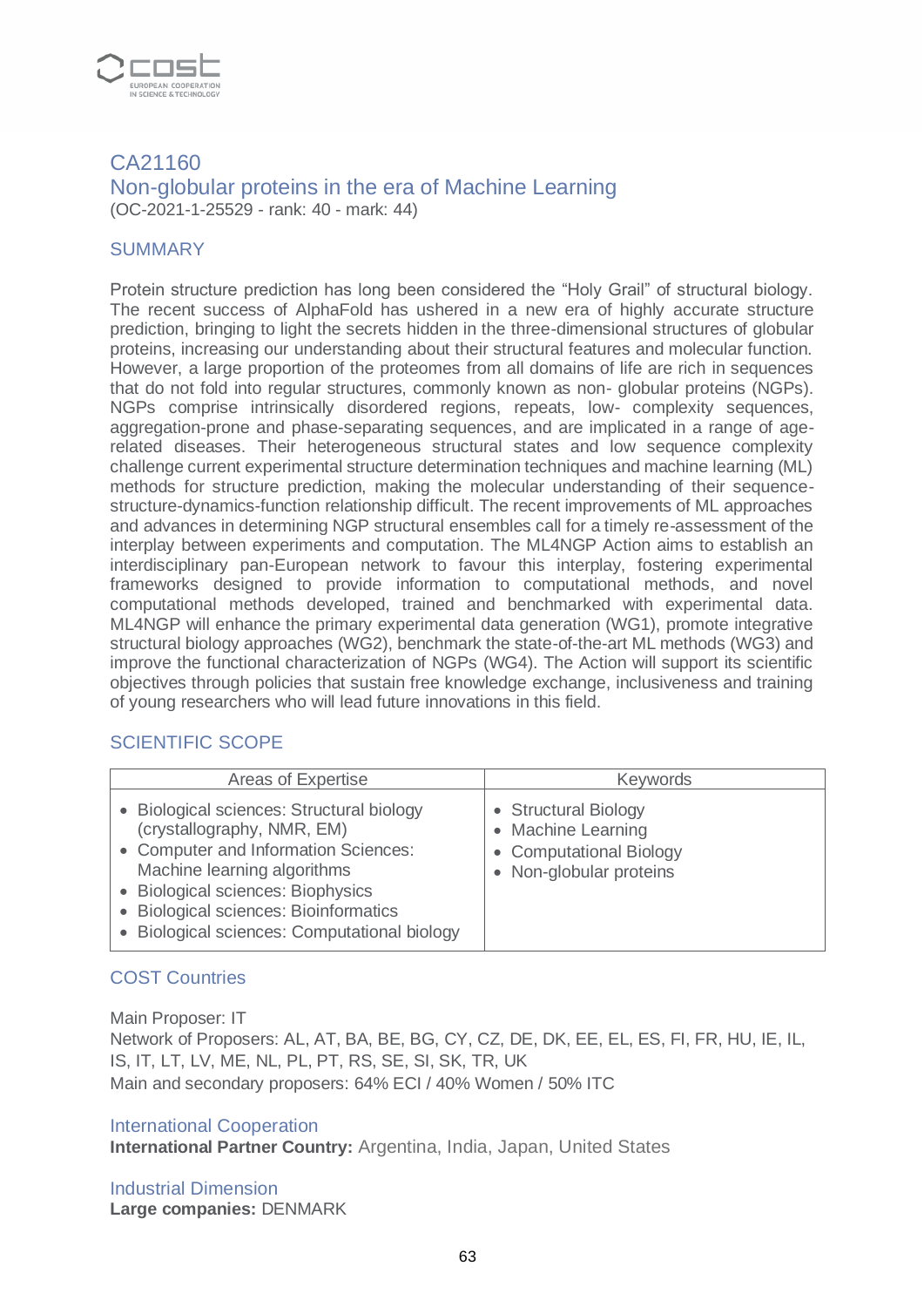## CA21160

## Non-globular proteins in the era of Machine Learning

(OC-2021-1-25529 - rank: 40 - mark: 44)

### SUMMARY

Protein structure prediction has long been considered the “Holy Grail” of structural biology. The recent success of AlphaFold has ushered in a new era of highly accurate structure prediction, bringing to light the secrets hidden in the three-dimensional structures of globular proteins, increasing our understanding about their structural features and molecular function. However, a large proportion of the proteomes from all domains of life are rich in sequences that do not fold into regular structures, commonly known as non- globular proteins (NGPs). NGPs comprise intrinsically disordered regions, repeats, low- complexity sequences, aggregation-prone and phase-separating sequences, and are implicated in a range of age-related diseases. Their heterogeneous structural states and low sequence complexity challenge current experimental structure determination techniques and machine learning (ML) methods for structure prediction, making the molecular understanding of their sequence-structure-dynamics-function relationship difficult. The recent improvements of ML approaches and advances in determining NGP structural ensembles call for a timely re-assessment of the interplay between experiments and computation. The ML4NGP Action aims to establish an interdisciplinary pan-European network to favour this interplay, fostering experimental frameworks designed to provide information to computational methods, and novel computational methods developed, trained and benchmarked with experimental data. ML4NGP will enhance the primary experimental data generation (WG1), promote integrative structural biology approaches (WG2), benchmark the state-of-the-art ML methods (WG3) and improve the functional characterization of NGPs (WG4). The Action will support its scientific objectives through policies that sustain free knowledge exchange, inclusiveness and training of young researchers who will lead future innovations in this field.

### SCIENTIFIC SCOPE

| Areas of Expertise | Keywords |
|---|---|
| • Biological sciences: Structural biology (crystallography, NMR, EM)<br>• Computer and Information Sciences: Machine learning algorithms<br>• Biological sciences: Biophysics<br>• Biological sciences: Bioinformatics<br>• Biological sciences: Computational biology | • Structural Biology<br>• Machine Learning<br>• Computational Biology<br>• Non-globular proteins |

### COST Countries

Main Proposer: IT
Network of Proposers: AL, AT, BA, BE, BG, CY, CZ, DE, DK, EE, EL, ES, FI, FR, HU, IE, IL, IS, IT, LT, LV, ME, NL, PL, PT, RS, SE, SI, SK, TR, UK
Main and secondary proposers: 64% ECI / 40% Women / 50% ITC

### International Cooperation

**International Partner Country:** Argentina, India, Japan, United States

### Industrial Dimension

**Large companies:** DENMARK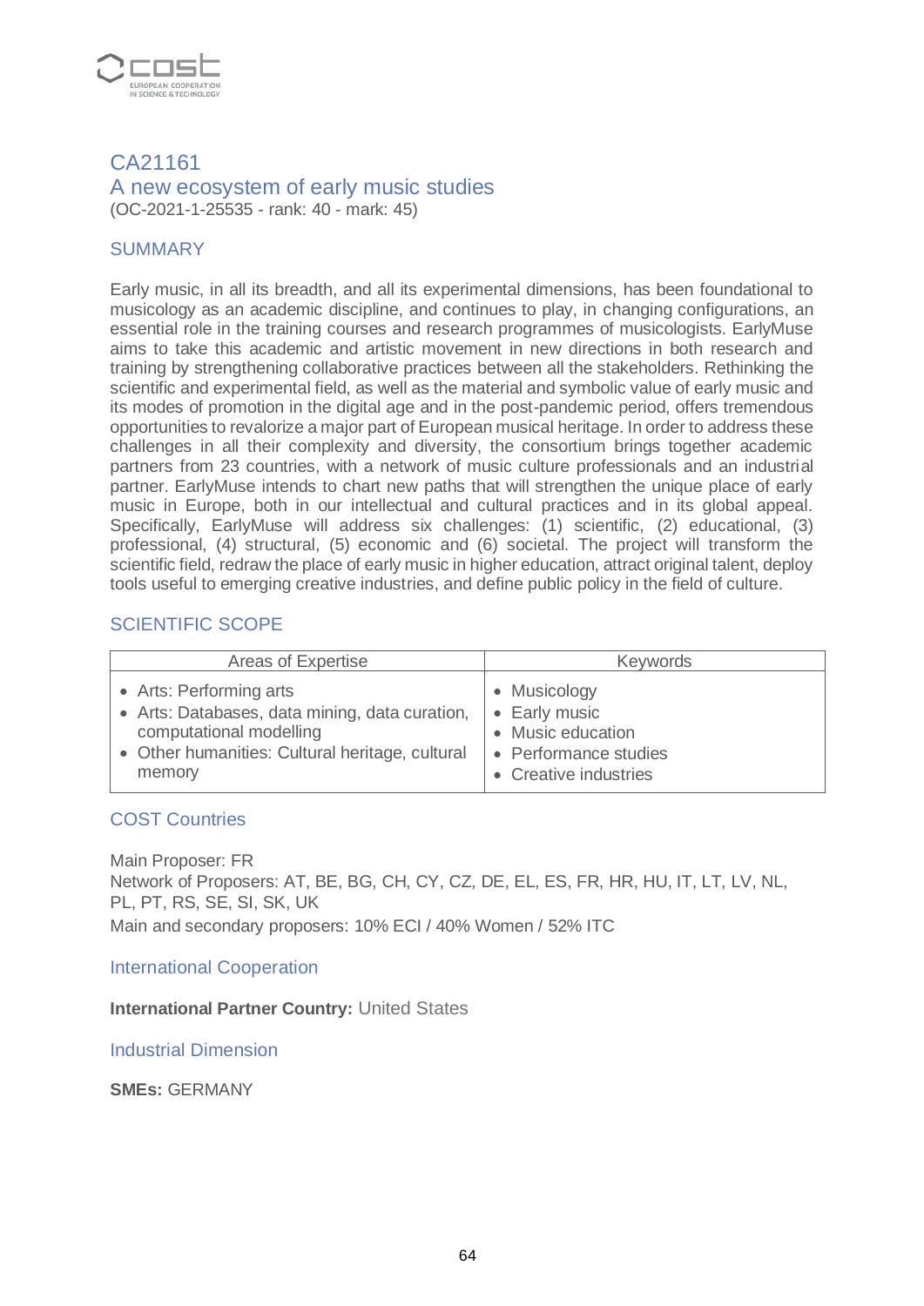## CA21161

## A new ecosystem of early music studies

(OC-2021-1-25535 - rank: 40 - mark: 45)

### SUMMARY

Early music, in all its breadth, and all its experimental dimensions, has been foundational to musicology as an academic discipline, and continues to play, in changing configurations, an essential role in the training courses and research programmes of musicologists. EarlyMuse aims to take this academic and artistic movement in new directions in both research and training by strengthening collaborative practices between all the stakeholders. Rethinking the scientific and experimental field, as well as the material and symbolic value of early music and its modes of promotion in the digital age and in the post-pandemic period, offers tremendous opportunities to revalorize a major part of European musical heritage. In order to address these challenges in all their complexity and diversity, the consortium brings together academic partners from 23 countries, with a network of music culture professionals and an industrial partner. EarlyMuse intends to chart new paths that will strengthen the unique place of early music in Europe, both in our intellectual and cultural practices and in its global appeal. Specifically, EarlyMuse will address six challenges: (1) scientific, (2) educational, (3) professional, (4) structural, (5) economic and (6) societal. The project will transform the scientific field, redraw the place of early music in higher education, attract original talent, deploy tools useful to emerging creative industries, and define public policy in the field of culture.

### SCIENTIFIC SCOPE

| Areas of Expertise | Keywords |
|---|---|
| • Arts: Performing arts<br>• Arts: Databases, data mining, data curation, computational modelling<br>• Other humanities: Cultural heritage, cultural memory | • Musicology<br>• Early music<br>• Music education<br>• Performance studies<br>• Creative industries |

### COST Countries

Main Proposer: FR
Network of Proposers: AT, BE, BG, CH, CY, CZ, DE, EL, ES, FR, HR, HU, IT, LT, LV, NL, PL, PT, RS, SE, SI, SK, UK
Main and secondary proposers: 10% ECI / 40% Women / 52% ITC

### International Cooperation

**International Partner Country:** United States

### Industrial Dimension

**SMEs:** GERMANY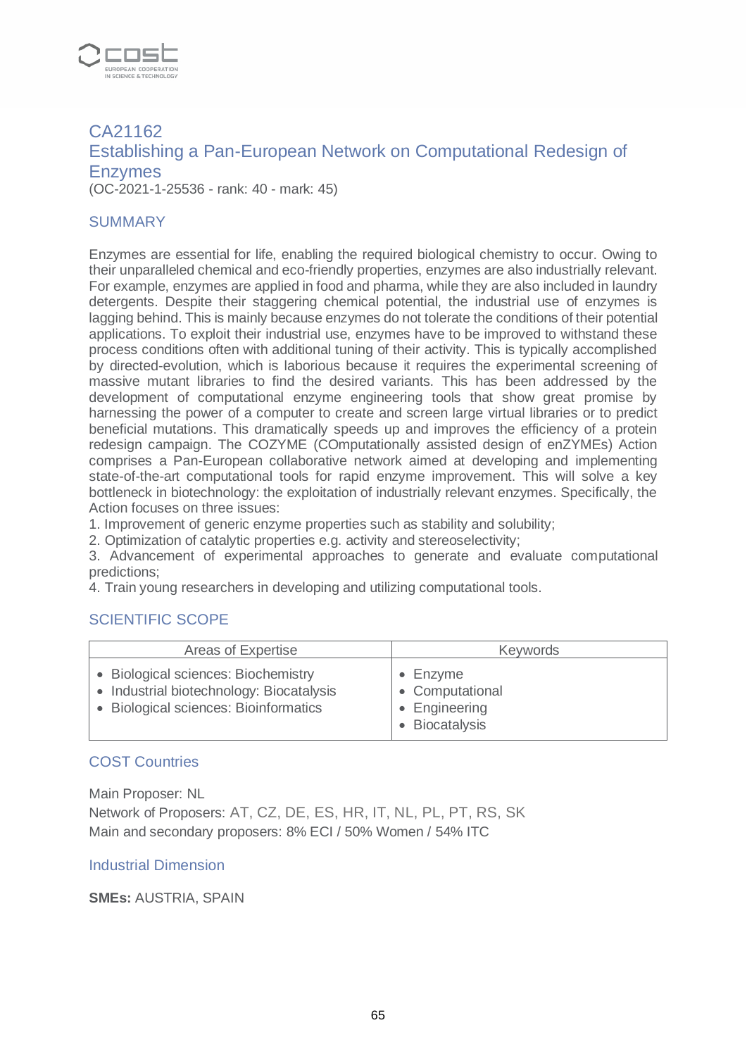## CA21162
## Establishing a Pan-European Network on Computational Redesign of Enzymes

(OC-2021-1-25536 - rank: 40 - mark: 45)

### SUMMARY

Enzymes are essential for life, enabling the required biological chemistry to occur. Owing to their unparalleled chemical and eco-friendly properties, enzymes are also industrially relevant. For example, enzymes are applied in food and pharma, while they are also included in laundry detergents. Despite their staggering chemical potential, the industrial use of enzymes is lagging behind. This is mainly because enzymes do not tolerate the conditions of their potential applications. To exploit their industrial use, enzymes have to be improved to withstand these process conditions often with additional tuning of their activity. This is typically accomplished by directed-evolution, which is laborious because it requires the experimental screening of massive mutant libraries to find the desired variants. This has been addressed by the development of computational enzyme engineering tools that show great promise by harnessing the power of a computer to create and screen large virtual libraries or to predict beneficial mutations. This dramatically speeds up and improves the efficiency of a protein redesign campaign. The COZYME (COmputationally assisted design of enZYMEs) Action comprises a Pan-European collaborative network aimed at developing and implementing state-of-the-art computational tools for rapid enzyme improvement. This will solve a key bottleneck in biotechnology: the exploitation of industrially relevant enzymes. Specifically, the Action focuses on three issues:

1. Improvement of generic enzyme properties such as stability and solubility;
2. Optimization of catalytic properties e.g. activity and stereoselectivity;
3. Advancement of experimental approaches to generate and evaluate computational predictions;
4. Train young researchers in developing and utilizing computational tools.

### SCIENTIFIC SCOPE

| Areas of Expertise | Keywords |
|---|---|
| • Biological sciences: Biochemistry<br>• Industrial biotechnology: Biocatalysis<br>• Biological sciences: Bioinformatics | • Enzyme<br>• Computational<br>• Engineering<br>• Biocatalysis |

### COST Countries

Main Proposer: NL

Network of Proposers: AT, CZ, DE, ES, HR, IT, NL, PL, PT, RS, SK

Main and secondary proposers: 8% ECI / 50% Women / 54% ITC

### Industrial Dimension

**SMEs:** AUSTRIA, SPAIN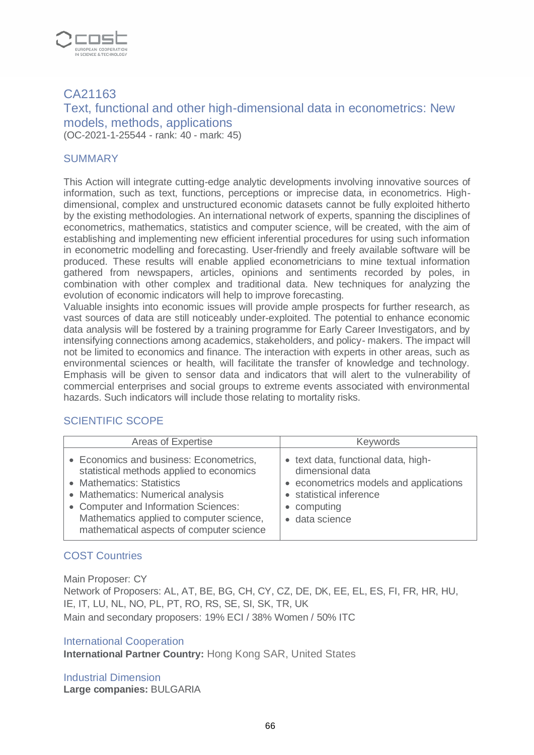## CA21163

## Text, functional and other high-dimensional data in econometrics: New models, methods, applications

(OC-2021-1-25544 - rank: 40 - mark: 45)

### SUMMARY

This Action will integrate cutting-edge analytic developments involving innovative sources of information, such as text, functions, perceptions or imprecise data, in econometrics. High-dimensional, complex and unstructured economic datasets cannot be fully exploited hitherto by the existing methodologies. An international network of experts, spanning the disciplines of econometrics, mathematics, statistics and computer science, will be created, with the aim of establishing and implementing new efficient inferential procedures for using such information in econometric modelling and forecasting. User-friendly and freely available software will be produced. These results will enable applied econometricians to mine textual information gathered from newspapers, articles, opinions and sentiments recorded by poles, in combination with other complex and traditional data. New techniques for analyzing the evolution of economic indicators will help to improve forecasting.
Valuable insights into economic issues will provide ample prospects for further research, as vast sources of data are still noticeably under-exploited. The potential to enhance economic data analysis will be fostered by a training programme for Early Career Investigators, and by intensifying connections among academics, stakeholders, and policy- makers. The impact will not be limited to economics and finance. The interaction with experts in other areas, such as environmental sciences or health, will facilitate the transfer of knowledge and technology. Emphasis will be given to sensor data and indicators that will alert to the vulnerability of commercial enterprises and social groups to extreme events associated with environmental hazards. Such indicators will include those relating to mortality risks.

### SCIENTIFIC SCOPE

| Areas of Expertise | Keywords |
|---|---|
| • Economics and business: Econometrics, statistical methods applied to economics<br>• Mathematics: Statistics<br>• Mathematics: Numerical analysis<br>• Computer and Information Sciences: Mathematics applied to computer science, mathematical aspects of computer science | • text data, functional data, high-dimensional data<br>• econometrics models and applications<br>• statistical inference<br>• computing<br>• data science |

### COST Countries

Main Proposer: CY
Network of Proposers: AL, AT, BE, BG, CH, CY, CZ, DE, DK, EE, EL, ES, FI, FR, HR, HU, IE, IT, LU, NL, NO, PL, PT, RO, RS, SE, SI, SK, TR, UK
Main and secondary proposers: 19% ECI / 38% Women / 50% ITC

### International Cooperation

**International Partner Country:** Hong Kong SAR, United States

### Industrial Dimension

**Large companies:** BULGARIA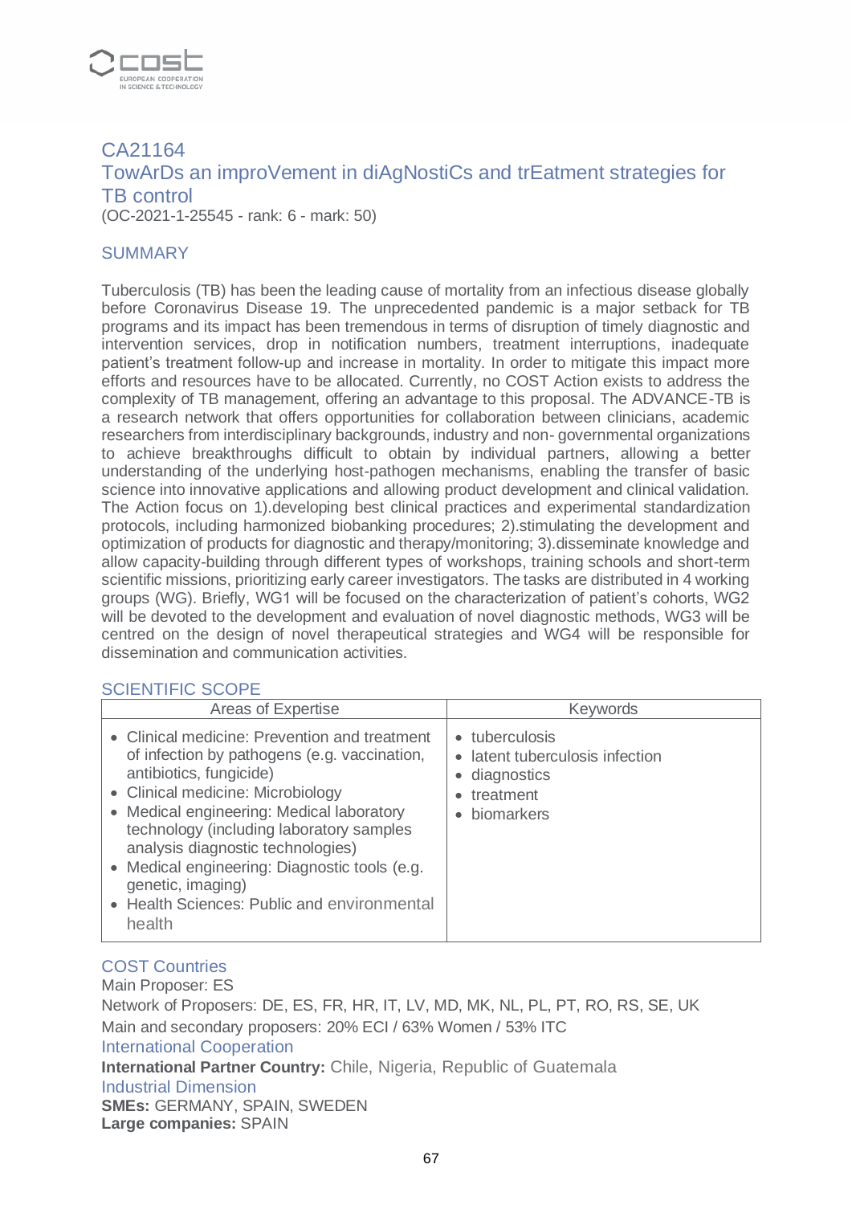## CA21164

## TowArDs an improVement in diAgNostiCs and trEatment strategies for TB control

(OC-2021-1-25545 - rank: 6 - mark: 50)

### SUMMARY

Tuberculosis (TB) has been the leading cause of mortality from an infectious disease globally before Coronavirus Disease 19. The unprecedented pandemic is a major setback for TB programs and its impact has been tremendous in terms of disruption of timely diagnostic and intervention services, drop in notification numbers, treatment interruptions, inadequate patient's treatment follow-up and increase in mortality. In order to mitigate this impact more efforts and resources have to be allocated. Currently, no COST Action exists to address the complexity of TB management, offering an advantage to this proposal. The ADVANCE-TB is a research network that offers opportunities for collaboration between clinicians, academic researchers from interdisciplinary backgrounds, industry and non- governmental organizations to achieve breakthroughs difficult to obtain by individual partners, allowing a better understanding of the underlying host-pathogen mechanisms, enabling the transfer of basic science into innovative applications and allowing product development and clinical validation. The Action focus on 1).developing best clinical practices and experimental standardization protocols, including harmonized biobanking procedures; 2).stimulating the development and optimization of products for diagnostic and therapy/monitoring; 3).disseminate knowledge and allow capacity-building through different types of workshops, training schools and short-term scientific missions, prioritizing early career investigators. The tasks are distributed in 4 working groups (WG). Briefly, WG1 will be focused on the characterization of patient's cohorts, WG2 will be devoted to the development and evaluation of novel diagnostic methods, WG3 will be centred on the design of novel therapeutical strategies and WG4 will be responsible for dissemination and communication activities.

### SCIENTIFIC SCOPE

| Areas of Expertise | Keywords |
|---|---|
| • Clinical medicine: Prevention and treatment of infection by pathogens (e.g. vaccination, antibiotics, fungicide)<br>• Clinical medicine: Microbiology<br>• Medical engineering: Medical laboratory technology (including laboratory samples analysis diagnostic technologies)<br>• Medical engineering: Diagnostic tools (e.g. genetic, imaging)<br>• Health Sciences: Public and environmental health | • tuberculosis<br>• latent tuberculosis infection<br>• diagnostics<br>• treatment<br>• biomarkers |

### COST Countries

Main Proposer: ES

Network of Proposers: DE, ES, FR, HR, IT, LV, MD, MK, NL, PL, PT, RO, RS, SE, UK

Main and secondary proposers: 20% ECI / 63% Women / 53% ITC

### International Cooperation

**International Partner Country:** Chile, Nigeria, Republic of Guatemala

### Industrial Dimension

**SMEs:** GERMANY, SPAIN, SWEDEN

**Large companies:** SPAIN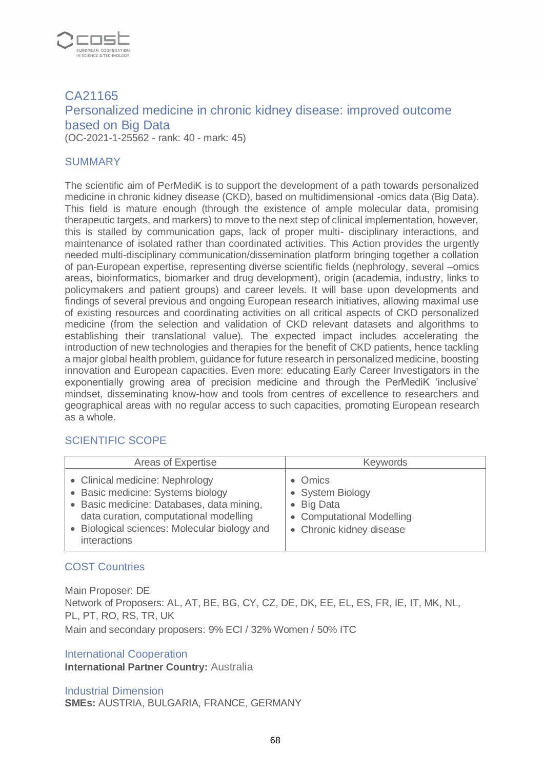## CA21165
## Personalized medicine in chronic kidney disease: improved outcome based on Big Data

(OC-2021-1-25562 - rank: 40 - mark: 45)

### SUMMARY

The scientific aim of PerMediK is to support the development of a path towards personalized medicine in chronic kidney disease (CKD), based on multidimensional -omics data (Big Data). This field is mature enough (through the existence of ample molecular data, promising therapeutic targets, and markers) to move to the next step of clinical implementation, however, this is stalled by communication gaps, lack of proper multi- disciplinary interactions, and maintenance of isolated rather than coordinated activities. This Action provides the urgently needed multi-disciplinary communication/dissemination platform bringing together a collation of pan-European expertise, representing diverse scientific fields (nephrology, several –omics areas, bioinformatics, biomarker and drug development), origin (academia, industry, links to policymakers and patient groups) and career levels. It will base upon developments and findings of several previous and ongoing European research initiatives, allowing maximal use of existing resources and coordinating activities on all critical aspects of CKD personalized medicine (from the selection and validation of CKD relevant datasets and algorithms to establishing their translational value). The expected impact includes accelerating the introduction of new technologies and therapies for the benefit of CKD patients, hence tackling a major global health problem, guidance for future research in personalized medicine, boosting innovation and European capacities. Even more: educating Early Career Investigators in the exponentially growing area of precision medicine and through the PerMediK 'inclusive' mindset, disseminating know-how and tools from centres of excellence to researchers and geographical areas with no regular access to such capacities, promoting European research as a whole.

### SCIENTIFIC SCOPE

| Areas of Expertise | Keywords |
|---|---|
| • Clinical medicine: Nephrology<br>• Basic medicine: Systems biology<br>• Basic medicine: Databases, data mining, data curation, computational modelling<br>• Biological sciences: Molecular biology and interactions | • Omics<br>• System Biology<br>• Big Data<br>• Computational Modelling<br>• Chronic kidney disease |

### COST Countries

Main Proposer: DE

Network of Proposers: AL, AT, BE, BG, CY, CZ, DE, DK, EE, EL, ES, FR, IE, IT, MK, NL, PL, PT, RO, RS, TR, UK

Main and secondary proposers: 9% ECI / 32% Women / 50% ITC

### International Cooperation

**International Partner Country:** Australia

### Industrial Dimension

**SMEs:** AUSTRIA, BULGARIA, FRANCE, GERMANY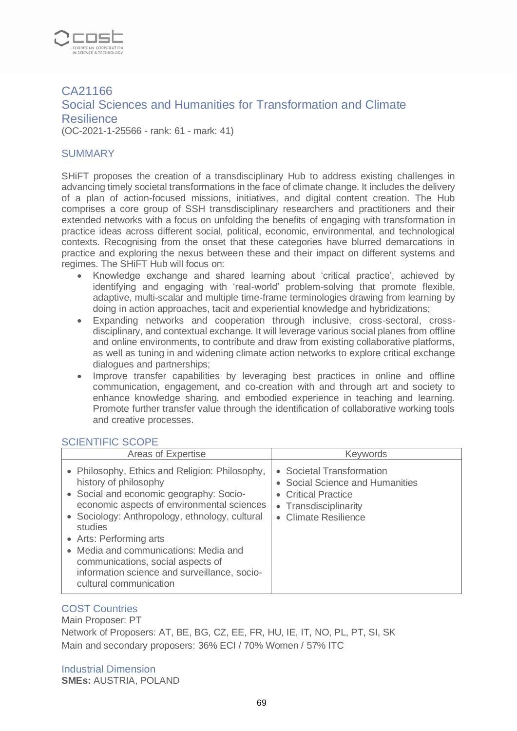## CA21166
## Social Sciences and Humanities for Transformation and Climate Resilience

(OC-2021-1-25566 - rank: 61 - mark: 41)

### SUMMARY

SHiFT proposes the creation of a transdisciplinary Hub to address existing challenges in advancing timely societal transformations in the face of climate change. It includes the delivery of a plan of action-focused missions, initiatives, and digital content creation. The Hub comprises a core group of SSH transdisciplinary researchers and practitioners and their extended networks with a focus on unfolding the benefits of engaging with transformation in practice ideas across different social, political, economic, environmental, and technological contexts. Recognising from the onset that these categories have blurred demarcations in practice and exploring the nexus between these and their impact on different systems and regimes. The SHiFT Hub will focus on:

- Knowledge exchange and shared learning about 'critical practice', achieved by identifying and engaging with 'real-world' problem-solving that promote flexible, adaptive, multi-scalar and multiple time-frame terminologies drawing from learning by doing in action approaches, tacit and experiential knowledge and hybridizations;
- Expanding networks and cooperation through inclusive, cross-sectoral, cross-disciplinary, and contextual exchange. It will leverage various social planes from offline and online environments, to contribute and draw from existing collaborative platforms, as well as tuning in and widening climate action networks to explore critical exchange dialogues and partnerships;
- Improve transfer capabilities by leveraging best practices in online and offline communication, engagement, and co-creation with and through art and society to enhance knowledge sharing, and embodied experience in teaching and learning. Promote further transfer value through the identification of collaborative working tools and creative processes.

### SCIENTIFIC SCOPE

| Areas of Expertise | Keywords |
|---|---|
| • Philosophy, Ethics and Religion: Philosophy, history of philosophy<br>• Social and economic geography: Socio-economic aspects of environmental sciences<br>• Sociology: Anthropology, ethnology, cultural studies<br>• Arts: Performing arts<br>• Media and communications: Media and communications, social aspects of information science and surveillance, socio-cultural communication | • Societal Transformation<br>• Social Science and Humanities<br>• Critical Practice<br>• Transdisciplinarity<br>• Climate Resilience |

### COST Countries

Main Proposer: PT

Network of Proposers: AT, BE, BG, CZ, EE, FR, HU, IE, IT, NO, PL, PT, SI, SK

Main and secondary proposers: 36% ECI / 70% Women / 57% ITC

### Industrial Dimension

**SMEs:** AUSTRIA, POLAND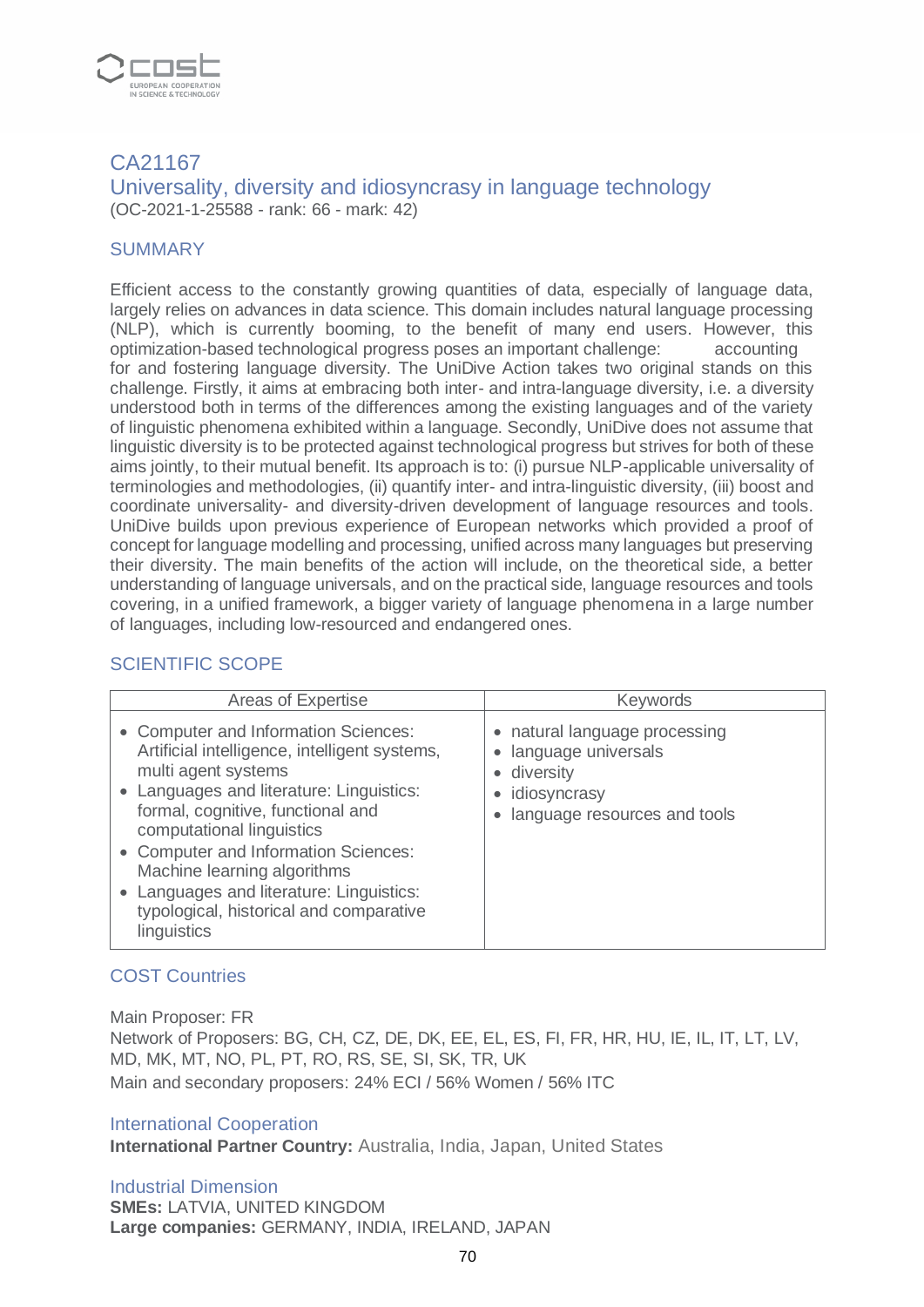## CA21167

## Universality, diversity and idiosyncrasy in language technology

(OC-2021-1-25588 - rank: 66 - mark: 42)

### SUMMARY

Efficient access to the constantly growing quantities of data, especially of language data, largely relies on advances in data science. This domain includes natural language processing (NLP), which is currently booming, to the benefit of many end users. However, this optimization-based technological progress poses an important challenge: accounting for and fostering language diversity. The UniDive Action takes two original stands on this challenge. Firstly, it aims at embracing both inter- and intra-language diversity, i.e. a diversity understood both in terms of the differences among the existing languages and of the variety of linguistic phenomena exhibited within a language. Secondly, UniDive does not assume that linguistic diversity is to be protected against technological progress but strives for both of these aims jointly, to their mutual benefit. Its approach is to: (i) pursue NLP-applicable universality of terminologies and methodologies, (ii) quantify inter- and intra-linguistic diversity, (iii) boost and coordinate universality- and diversity-driven development of language resources and tools. UniDive builds upon previous experience of European networks which provided a proof of concept for language modelling and processing, unified across many languages but preserving their diversity. The main benefits of the action will include, on the theoretical side, a better understanding of language universals, and on the practical side, language resources and tools covering, in a unified framework, a bigger variety of language phenomena in a large number of languages, including low-resourced and endangered ones.

### SCIENTIFIC SCOPE

| Areas of Expertise | Keywords |
|---|---|
| • Computer and Information Sciences: Artificial intelligence, intelligent systems, multi agent systems<br>• Languages and literature: Linguistics: formal, cognitive, functional and computational linguistics<br>• Computer and Information Sciences: Machine learning algorithms<br>• Languages and literature: Linguistics: typological, historical and comparative linguistics | • natural language processing<br>• language universals<br>• diversity<br>• idiosyncrasy<br>• language resources and tools |

### COST Countries

Main Proposer: FR
Network of Proposers: BG, CH, CZ, DE, DK, EE, EL, ES, FI, FR, HR, HU, IE, IL, IT, LT, LV, MD, MK, MT, NO, PL, PT, RO, RS, SE, SI, SK, TR, UK
Main and secondary proposers: 24% ECI / 56% Women / 56% ITC

### International Cooperation

**International Partner Country:** Australia, India, Japan, United States

### Industrial Dimension

**SMEs:** LATVIA, UNITED KINGDOM
**Large companies:** GERMANY, INDIA, IRELAND, JAPAN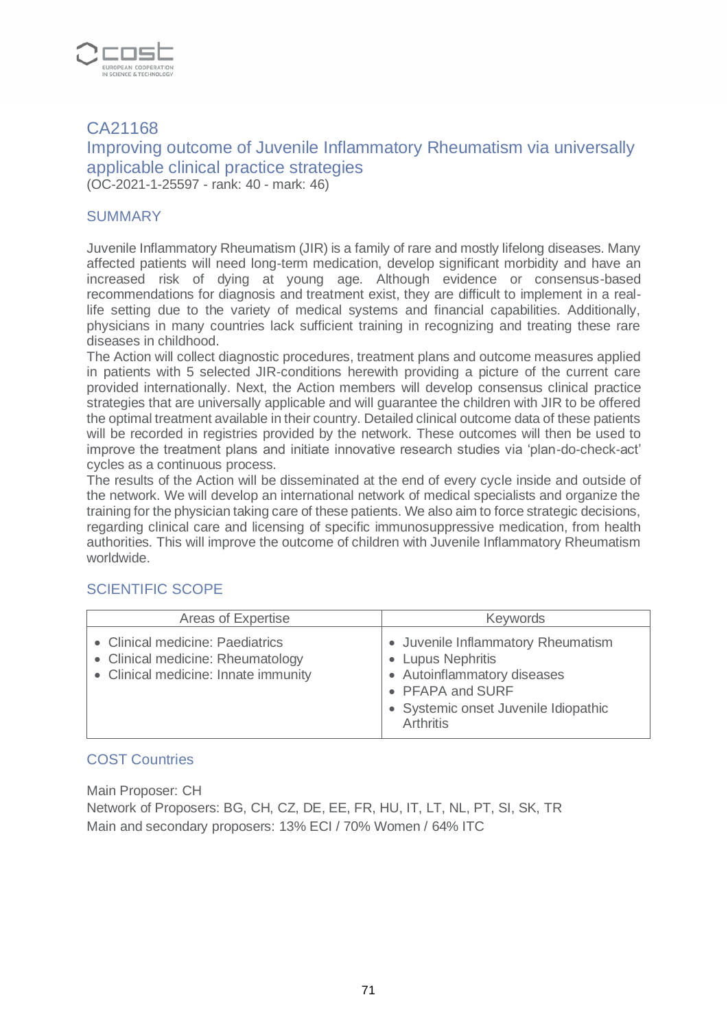# CA21168

## Improving outcome of Juvenile Inflammatory Rheumatism via universally applicable clinical practice strategies

(OC-2021-1-25597 - rank: 40 - mark: 46)

### SUMMARY

Juvenile Inflammatory Rheumatism (JIR) is a family of rare and mostly lifelong diseases. Many affected patients will need long-term medication, develop significant morbidity and have an increased risk of dying at young age. Although evidence or consensus-based recommendations for diagnosis and treatment exist, they are difficult to implement in a real-life setting due to the variety of medical systems and financial capabilities. Additionally, physicians in many countries lack sufficient training in recognizing and treating these rare diseases in childhood.
The Action will collect diagnostic procedures, treatment plans and outcome measures applied in patients with 5 selected JIR-conditions herewith providing a picture of the current care provided internationally. Next, the Action members will develop consensus clinical practice strategies that are universally applicable and will guarantee the children with JIR to be offered the optimal treatment available in their country. Detailed clinical outcome data of these patients will be recorded in registries provided by the network. These outcomes will then be used to improve the treatment plans and initiate innovative research studies via 'plan-do-check-act' cycles as a continuous process.
The results of the Action will be disseminated at the end of every cycle inside and outside of the network. We will develop an international network of medical specialists and organize the training for the physician taking care of these patients. We also aim to force strategic decisions, regarding clinical care and licensing of specific immunosuppressive medication, from health authorities. This will improve the outcome of children with Juvenile Inflammatory Rheumatism worldwide.

### SCIENTIFIC SCOPE

| Areas of Expertise | Keywords |
| --- | --- |
| • Clinical medicine: Paediatrics<br>• Clinical medicine: Rheumatology<br>• Clinical medicine: Innate immunity | • Juvenile Inflammatory Rheumatism<br>• Lupus Nephritis<br>• Autoinflammatory diseases<br>• PFAPA and SURF<br>• Systemic onset Juvenile Idiopathic Arthritis |

### COST Countries

Main Proposer: CH
Network of Proposers: BG, CH, CZ, DE, EE, FR, HU, IT, LT, NL, PT, SI, SK, TR
Main and secondary proposers: 13% ECI / 70% Women / 64% ITC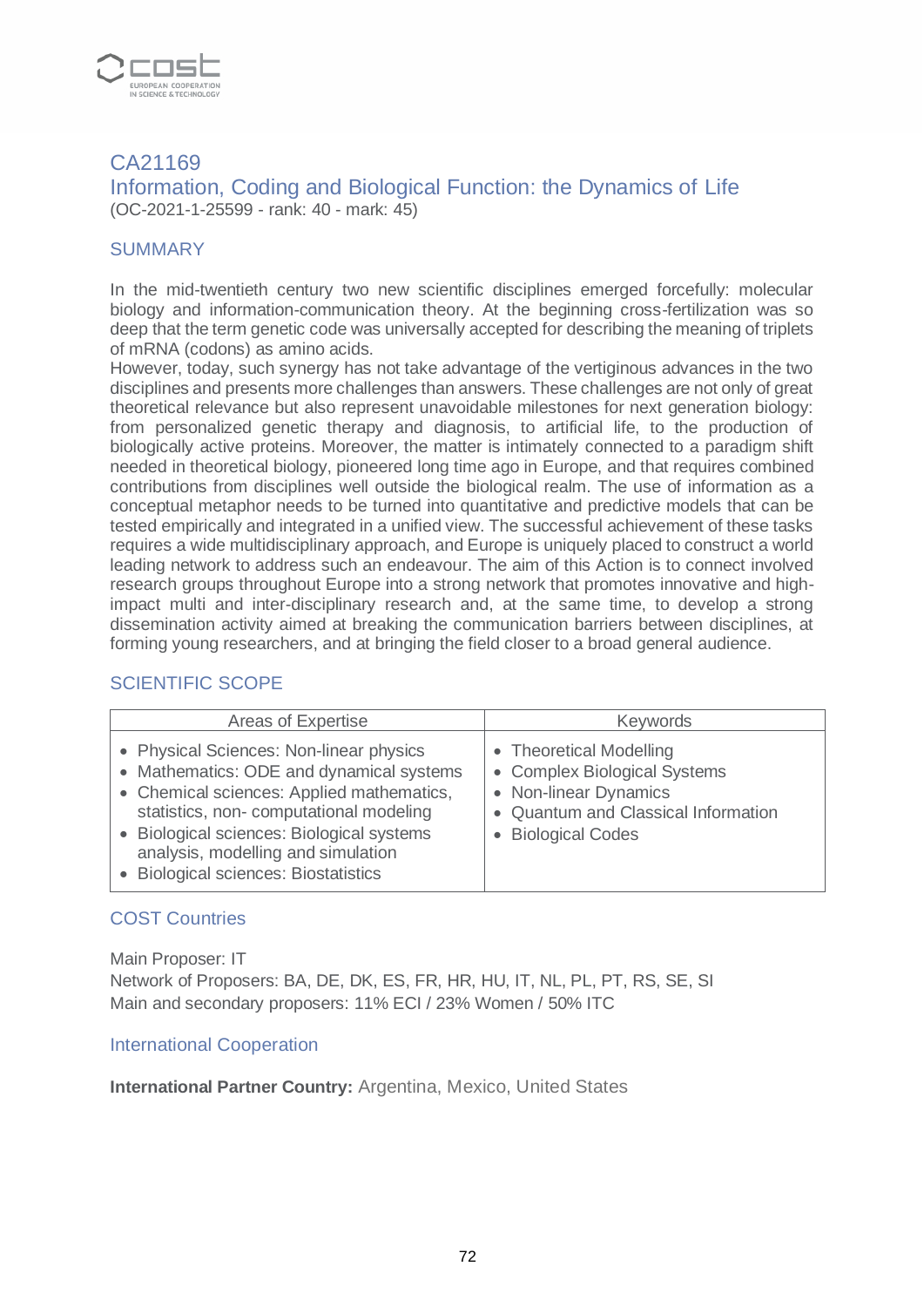## CA21169

## Information, Coding and Biological Function: the Dynamics of Life

(OC-2021-1-25599 - rank: 40 - mark: 45)

### SUMMARY

In the mid-twentieth century two new scientific disciplines emerged forcefully: molecular biology and information-communication theory. At the beginning cross-fertilization was so deep that the term genetic code was universally accepted for describing the meaning of triplets of mRNA (codons) as amino acids.
However, today, such synergy has not take advantage of the vertiginous advances in the two disciplines and presents more challenges than answers. These challenges are not only of great theoretical relevance but also represent unavoidable milestones for next generation biology: from personalized genetic therapy and diagnosis, to artificial life, to the production of biologically active proteins. Moreover, the matter is intimately connected to a paradigm shift needed in theoretical biology, pioneered long time ago in Europe, and that requires combined contributions from disciplines well outside the biological realm. The use of information as a conceptual metaphor needs to be turned into quantitative and predictive models that can be tested empirically and integrated in a unified view. The successful achievement of these tasks requires a wide multidisciplinary approach, and Europe is uniquely placed to construct a world leading network to address such an endeavour. The aim of this Action is to connect involved research groups throughout Europe into a strong network that promotes innovative and high-impact multi and inter-disciplinary research and, at the same time, to develop a strong dissemination activity aimed at breaking the communication barriers between disciplines, at forming young researchers, and at bringing the field closer to a broad general audience.

### SCIENTIFIC SCOPE

| Areas of Expertise | Keywords |
| --- | --- |
| • Physical Sciences: Non-linear physics<br>• Mathematics: ODE and dynamical systems<br>• Chemical sciences: Applied mathematics, statistics, non- computational modeling<br>• Biological sciences: Biological systems analysis, modelling and simulation<br>• Biological sciences: Biostatistics | • Theoretical Modelling<br>• Complex Biological Systems<br>• Non-linear Dynamics<br>• Quantum and Classical Information<br>• Biological Codes |

### COST Countries

Main Proposer: IT
Network of Proposers: BA, DE, DK, ES, FR, HR, HU, IT, NL, PL, PT, RS, SE, SI
Main and secondary proposers: 11% ECI / 23% Women / 50% ITC

### International Cooperation

**International Partner Country:** Argentina, Mexico, United States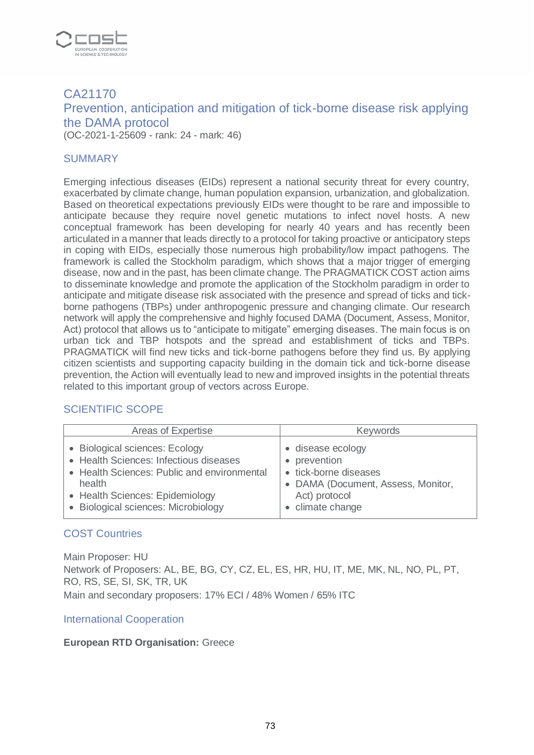## CA21170

## Prevention, anticipation and mitigation of tick-borne disease risk applying the DAMA protocol

(OC-2021-1-25609 - rank: 24 - mark: 46)

### SUMMARY

Emerging infectious diseases (EIDs) represent a national security threat for every country, exacerbated by climate change, human population expansion, urbanization, and globalization. Based on theoretical expectations previously EIDs were thought to be rare and impossible to anticipate because they require novel genetic mutations to infect novel hosts. A new conceptual framework has been developing for nearly 40 years and has recently been articulated in a manner that leads directly to a protocol for taking proactive or anticipatory steps in coping with EIDs, especially those numerous high probability/low impact pathogens. The framework is called the Stockholm paradigm, which shows that a major trigger of emerging disease, now and in the past, has been climate change. The PRAGMATICK COST action aims to disseminate knowledge and promote the application of the Stockholm paradigm in order to anticipate and mitigate disease risk associated with the presence and spread of ticks and tick-borne pathogens (TBPs) under anthropogenic pressure and changing climate. Our research network will apply the comprehensive and highly focused DAMA (Document, Assess, Monitor, Act) protocol that allows us to “anticipate to mitigate” emerging diseases. The main focus is on urban tick and TBP hotspots and the spread and establishment of ticks and TBPs. PRAGMATICK will find new ticks and tick-borne pathogens before they find us. By applying citizen scientists and supporting capacity building in the domain tick and tick-borne disease prevention, the Action will eventually lead to new and improved insights in the potential threats related to this important group of vectors across Europe.

### SCIENTIFIC SCOPE

| Areas of Expertise | Keywords |
|---|---|
| • Biological sciences: Ecology<br>• Health Sciences: Infectious diseases<br>• Health Sciences: Public and environmental health<br>• Health Sciences: Epidemiology<br>• Biological sciences: Microbiology | • disease ecology<br>• prevention<br>• tick-borne diseases<br>• DAMA (Document, Assess, Monitor, Act) protocol<br>• climate change |

### COST Countries

Main Proposer: HU

Network of Proposers: AL, BE, BG, CY, CZ, EL, ES, HR, HU, IT, ME, MK, NL, NO, PL, PT, RO, RS, SE, SI, SK, TR, UK

Main and secondary proposers: 17% ECI / 48% Women / 65% ITC

### International Cooperation

**European RTD Organisation:** Greece